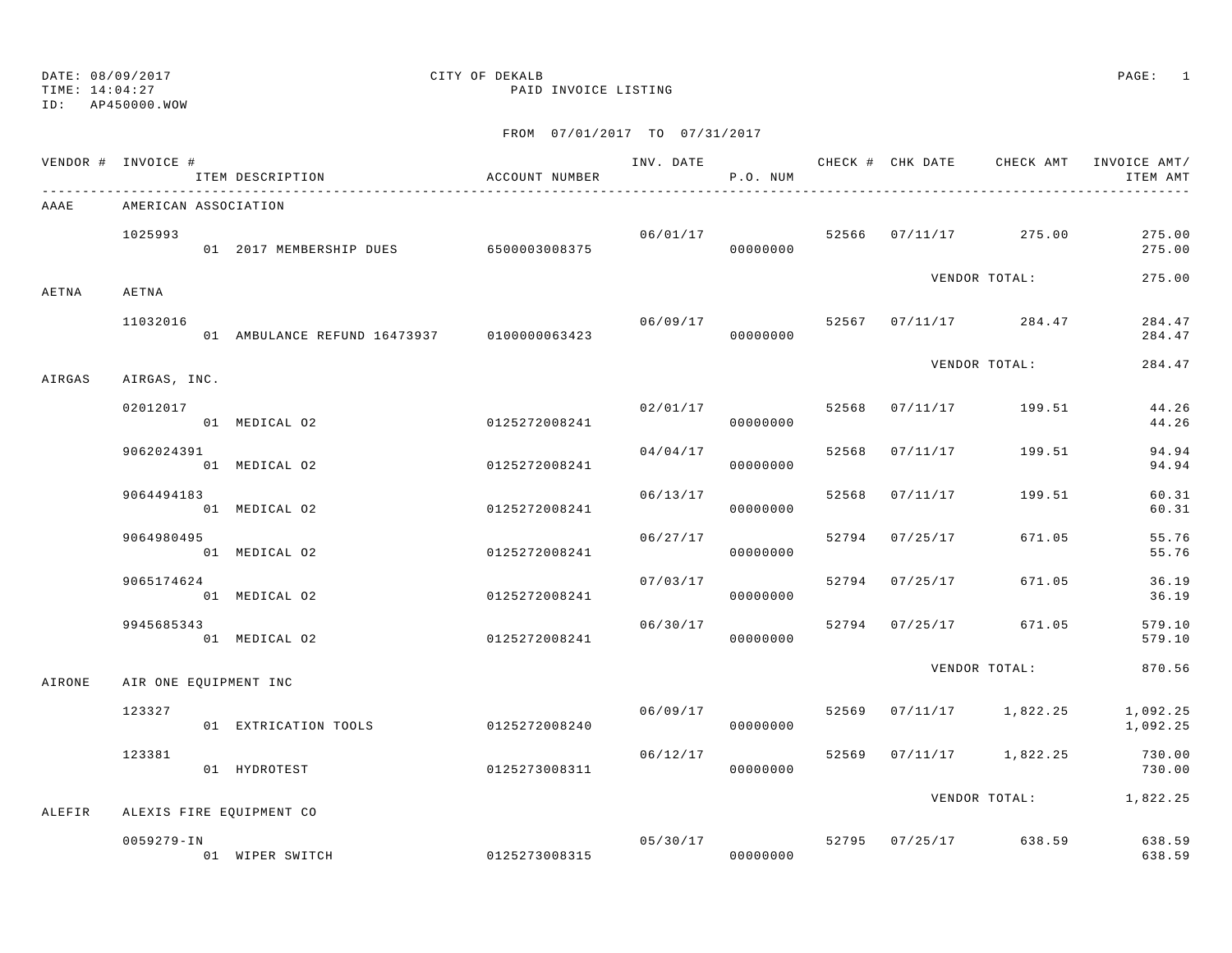DATE: 08/09/2017
TIME: 14:04:27
ID: AP450000.WOW

CITY OF DEKALB
PAID INVOICE LISTING

FROM 07/01/2017 TO 07/31/2017

| VENDOR # | INVOICE # / ITEM DESCRIPTION | ACCOUNT NUMBER | INV. DATE | P.O. NUM | CHECK # | CHK DATE | CHECK AMT | INVOICE AMT/ ITEM AMT |
|---|---|---|---|---|---|---|---|---|
| AAAE | AMERICAN ASSOCIATION | | | | | | | |
| | 1025993 | | 06/01/17 | | 52566 | 07/11/17 | 275.00 | 275.00 |
| | 01 2017 MEMBERSHIP DUES | 6500003008375 | | 00000000 | | | | 275.00 |
| | | | | | | | VENDOR TOTAL: | 275.00 |
| AETNA | AETNA | | | | | | | |
| | 11032016 | | 06/09/17 | | 52567 | 07/11/17 | 284.47 | 284.47 |
| | 01 AMBULANCE REFUND 16473937 | 0100000063423 | | 00000000 | | | | 284.47 |
| | | | | | | | VENDOR TOTAL: | 284.47 |
| AIRGAS | AIRGAS, INC. | | | | | | | |
| | 02012017 | | 02/01/17 | | 52568 | 07/11/17 | 199.51 | 44.26 |
| | 01 MEDICAL O2 | 0125272008241 | | 00000000 | | | | 44.26 |
| | 9062024391 | | 04/04/17 | | 52568 | 07/11/17 | 199.51 | 94.94 |
| | 01 MEDICAL O2 | 0125272008241 | | 00000000 | | | | 94.94 |
| | 9064494183 | | 06/13/17 | | 52568 | 07/11/17 | 199.51 | 60.31 |
| | 01 MEDICAL O2 | 0125272008241 | | 00000000 | | | | 60.31 |
| | 9064980495 | | 06/27/17 | | 52794 | 07/25/17 | 671.05 | 55.76 |
| | 01 MEDICAL O2 | 0125272008241 | | 00000000 | | | | 55.76 |
| | 9065174624 | | 07/03/17 | | 52794 | 07/25/17 | 671.05 | 36.19 |
| | 01 MEDICAL O2 | 0125272008241 | | 00000000 | | | | 36.19 |
| | 9945685343 | | 06/30/17 | | 52794 | 07/25/17 | 671.05 | 579.10 |
| | 01 MEDICAL O2 | 0125272008241 | | 00000000 | | | | 579.10 |
| | | | | | | | VENDOR TOTAL: | 870.56 |
| AIRONE | AIR ONE EQUIPMENT INC | | | | | | | |
| | 123327 | | 06/09/17 | | 52569 | 07/11/17 | 1,822.25 | 1,092.25 |
| | 01 EXTRICATION TOOLS | 0125272008240 | | 00000000 | | | | 1,092.25 |
| | 123381 | | 06/12/17 | | 52569 | 07/11/17 | 1,822.25 | 730.00 |
| | 01 HYDROTEST | 0125273008311 | | 00000000 | | | | 730.00 |
| | | | | | | | VENDOR TOTAL: | 1,822.25 |
| ALEFIR | ALEXIS FIRE EQUIPMENT CO | | | | | | | |
| | 0059279-IN | | 05/30/17 | | 52795 | 07/25/17 | 638.59 | 638.59 |
| | 01 WIPER SWITCH | 0125273008315 | | 00000000 | | | | 638.59 |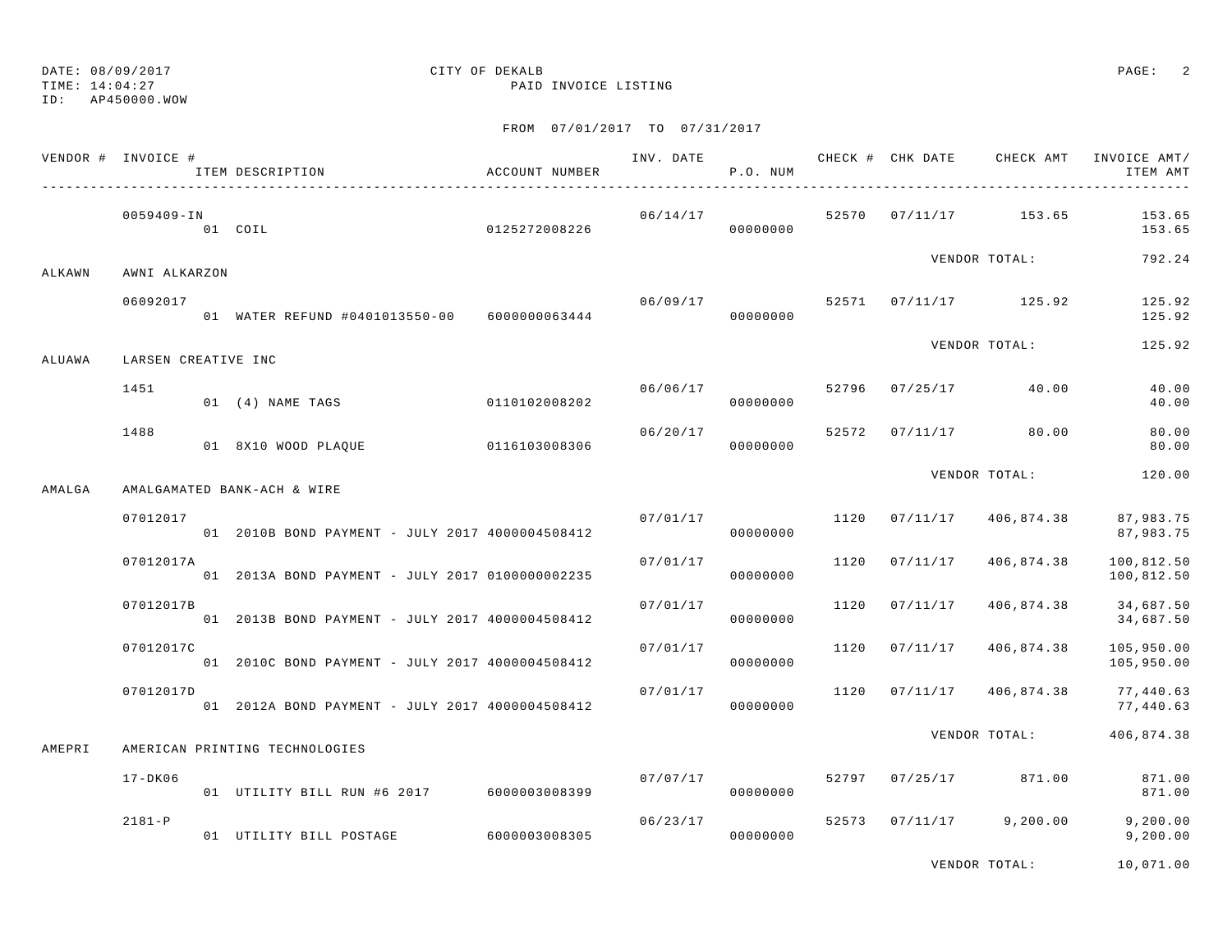DATE: 08/09/2017
TIME: 14:04:27
ID: AP450000.WOW

CITY OF DEKALB
PAID INVOICE LISTING

FROM 07/01/2017 TO 07/31/2017

| VENDOR # | INVOICE # / ITEM DESCRIPTION | ACCOUNT NUMBER | INV. DATE | P.O. NUM | CHECK # | CHK DATE | CHECK AMT | INVOICE AMT/ ITEM AMT |
|---|---|---|---|---|---|---|---|---|
| | 0059409-IN | | 06/14/17 | | 52570 | 07/11/17 | 153.65 | 153.65 |
| | 01 COIL | 0125272008226 | | 00000000 | | | | 153.65 |
| | | | | | | | VENDOR TOTAL: | 792.24 |
| ALKAWN | AWNI ALKARZON | | | | | | | |
| | 06092017 | | 06/09/17 | | 52571 | 07/11/17 | 125.92 | 125.92 |
| | 01 WATER REFUND #0401013550-00 | 6000000063444 | | 00000000 | | | | 125.92 |
| | | | | | | | VENDOR TOTAL: | 125.92 |
| ALUAWA | LARSEN CREATIVE INC | | | | | | | |
| | 1451 | | 06/06/17 | | 52796 | 07/25/17 | 40.00 | 40.00 |
| | 01 (4) NAME TAGS | 0110102008202 | | 00000000 | | | | 40.00 |
| | 1488 | | 06/20/17 | | 52572 | 07/11/17 | 80.00 | 80.00 |
| | 01 8X10 WOOD PLAQUE | 0116103008306 | | 00000000 | | | | 80.00 |
| | | | | | | | VENDOR TOTAL: | 120.00 |
| AMALGA | AMALGAMATED BANK-ACH & WIRE | | | | | | | |
| | 07012017 | | 07/01/17 | | 1120 | 07/11/17 | 406,874.38 | 87,983.75 |
| | 01 2010B BOND PAYMENT - JULY 2017 | 4000004508412 | | 00000000 | | | | 87,983.75 |
| | 07012017A | | 07/01/17 | | 1120 | 07/11/17 | 406,874.38 | 100,812.50 |
| | 01 2013A BOND PAYMENT - JULY 2017 | 0100000002235 | | 00000000 | | | | 100,812.50 |
| | 07012017B | | 07/01/17 | | 1120 | 07/11/17 | 406,874.38 | 34,687.50 |
| | 01 2013B BOND PAYMENT - JULY 2017 | 4000004508412 | | 00000000 | | | | 34,687.50 |
| | 07012017C | | 07/01/17 | | 1120 | 07/11/17 | 406,874.38 | 105,950.00 |
| | 01 2010C BOND PAYMENT - JULY 2017 | 4000004508412 | | 00000000 | | | | 105,950.00 |
| | 07012017D | | 07/01/17 | | 1120 | 07/11/17 | 406,874.38 | 77,440.63 |
| | 01 2012A BOND PAYMENT - JULY 2017 | 4000004508412 | | 00000000 | | | | 77,440.63 |
| | | | | | | | VENDOR TOTAL: | 406,874.38 |
| AMEPRI | AMERICAN PRINTING TECHNOLOGIES | | | | | | | |
| | 17-DK06 | | 07/07/17 | | 52797 | 07/25/17 | 871.00 | 871.00 |
| | 01 UTILITY BILL RUN #6 2017 | 6000003008399 | | 00000000 | | | | 871.00 |
| | 2181-P | | 06/23/17 | | 52573 | 07/11/17 | 9,200.00 | 9,200.00 |
| | 01 UTILITY BILL POSTAGE | 6000003008305 | | 00000000 | | | | 9,200.00 |
| | | | | | | | VENDOR TOTAL: | 10,071.00 |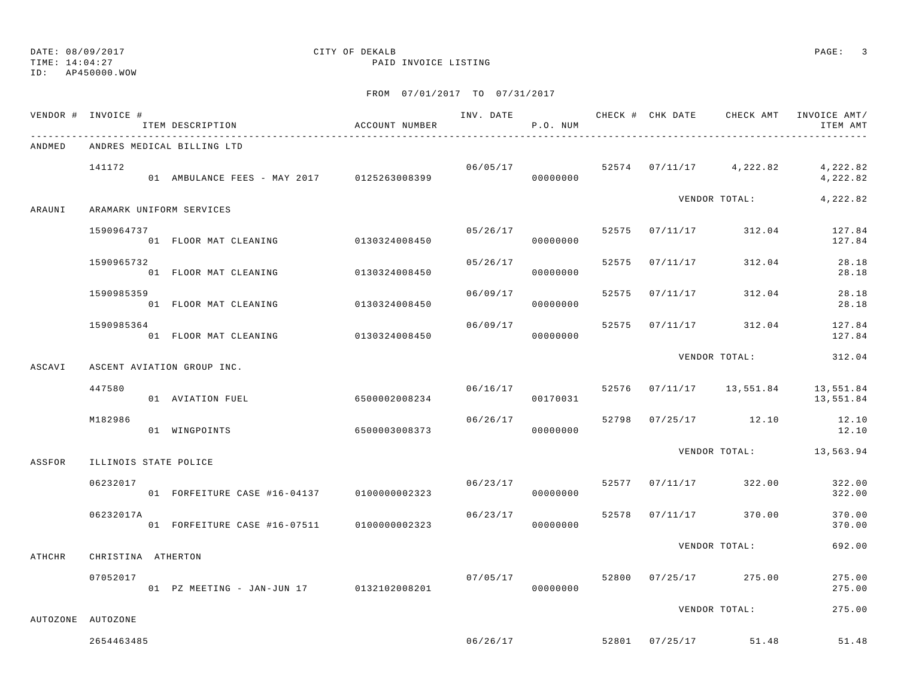DATE: 08/09/2017
TIME: 14:04:27
ID: AP450000.WOW

CITY OF DEKALB
PAID INVOICE LISTING

FROM 07/01/2017 TO 07/31/2017

| VENDOR # | INVOICE # / ITEM DESCRIPTION | ACCOUNT NUMBER | INV. DATE | P.O. NUM | CHECK # | CHK DATE | CHECK AMT | INVOICE AMT/ ITEM AMT |
|---|---|---|---|---|---|---|---|---|
| ANDMED | ANDRES MEDICAL BILLING LTD | | | | | | | |
| | 141172 | | 06/05/17 | | 52574 | 07/11/17 | 4,222.82 | 4,222.82 |
| | 01 AMBULANCE FEES - MAY 2017 | 0125263008399 | | 00000000 | | | | 4,222.82 |
| | | | | | | VENDOR TOTAL: | | 4,222.82 |
| ARAUNI | ARAMARK UNIFORM SERVICES | | | | | | | |
| | 1590964737 | | 05/26/17 | | 52575 | 07/11/17 | 312.04 | 127.84 |
| | 01 FLOOR MAT CLEANING | 0130324008450 | | 00000000 | | | | 127.84 |
| | 1590965732 | | 05/26/17 | | 52575 | 07/11/17 | 312.04 | 28.18 |
| | 01 FLOOR MAT CLEANING | 0130324008450 | | 00000000 | | | | 28.18 |
| | 1590985359 | | 06/09/17 | | 52575 | 07/11/17 | 312.04 | 28.18 |
| | 01 FLOOR MAT CLEANING | 0130324008450 | | 00000000 | | | | 28.18 |
| | 1590985364 | | 06/09/17 | | 52575 | 07/11/17 | 312.04 | 127.84 |
| | 01 FLOOR MAT CLEANING | 0130324008450 | | 00000000 | | | | 127.84 |
| | | | | | | VENDOR TOTAL: | | 312.04 |
| ASCAVI | ASCENT AVIATION GROUP INC. | | | | | | | |
| | 447580 | | 06/16/17 | | 52576 | 07/11/17 | 13,551.84 | 13,551.84 |
| | 01 AVIATION FUEL | 6500002008234 | | 00170031 | | | | 13,551.84 |
| | M182986 | | 06/26/17 | | 52798 | 07/25/17 | 12.10 | 12.10 |
| | 01 WINGPOINTS | 6500003008373 | | 00000000 | | | | 12.10 |
| | | | | | | VENDOR TOTAL: | | 13,563.94 |
| ASSFOR | ILLINOIS STATE POLICE | | | | | | | |
| | 06232017 | | 06/23/17 | | 52577 | 07/11/17 | 322.00 | 322.00 |
| | 01 FORFEITURE CASE #16-04137 | 0100000002323 | | 00000000 | | | | 322.00 |
| | 06232017A | | 06/23/17 | | 52578 | 07/11/17 | 370.00 | 370.00 |
| | 01 FORFEITURE CASE #16-07511 | 0100000002323 | | 00000000 | | | | 370.00 |
| | | | | | | VENDOR TOTAL: | | 692.00 |
| ATHCHR | CHRISTINA ATHERTON | | | | | | | |
| | 07052017 | | 07/05/17 | | 52800 | 07/25/17 | 275.00 | 275.00 |
| | 01 PZ MEETING - JAN-JUN 17 | 0132102008201 | | 00000000 | | | | 275.00 |
| | | | | | | VENDOR TOTAL: | | 275.00 |
| AUTOZONE | AUTOZONE | | | | | | | |
| | 2654463485 | | 06/26/17 | | 52801 | 07/25/17 | 51.48 | 51.48 |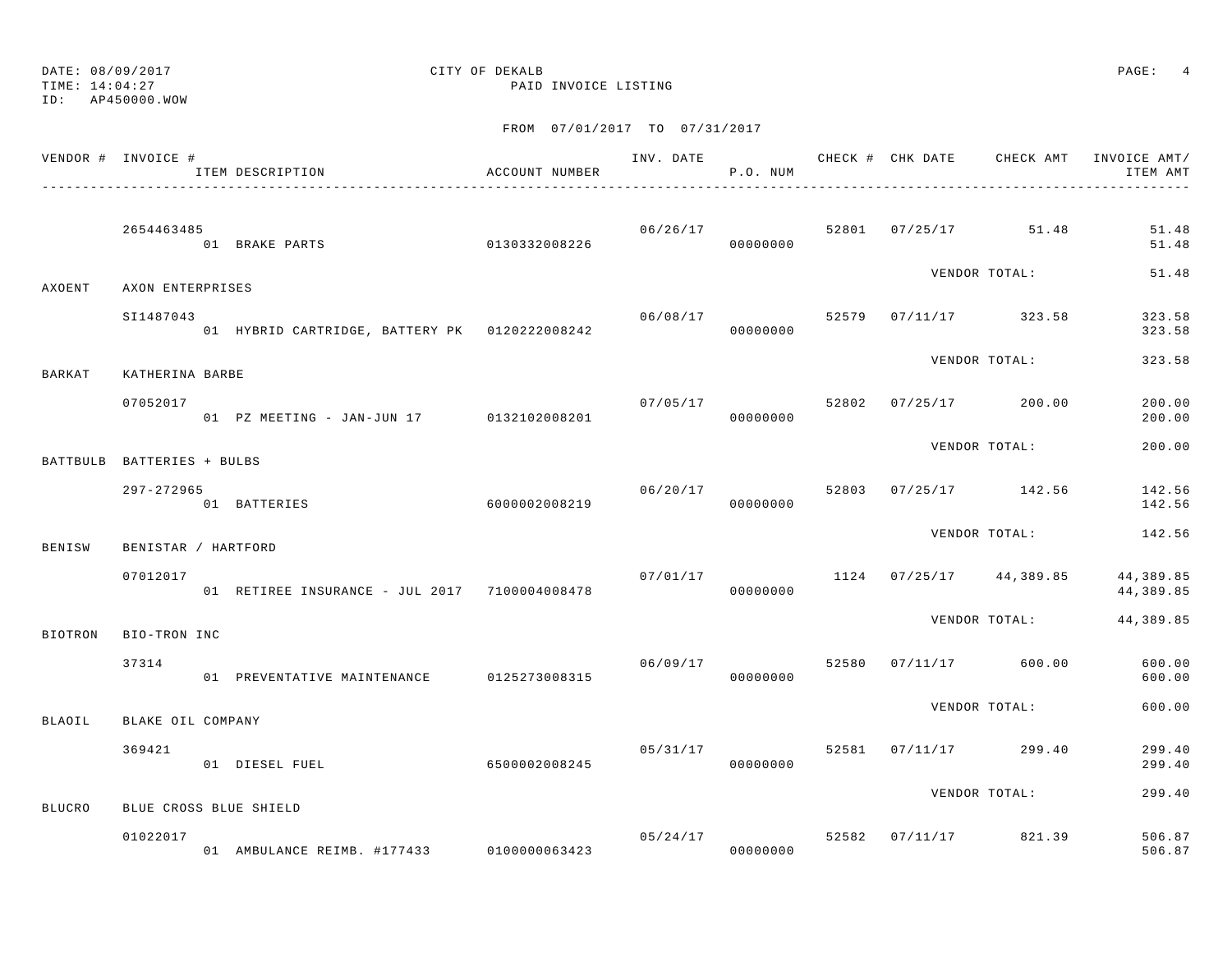DATE: 08/09/2017 CITY OF DEKALB
TIME: 14:04:27 PAID INVOICE LISTING
ID: AP450000.WOW

FROM 07/01/2017 TO 07/31/2017

| VENDOR # | INVOICE # / ITEM DESCRIPTION | ACCOUNT NUMBER | INV. DATE | P.O. NUM | CHECK # | CHK DATE | CHECK AMT | INVOICE AMT/ ITEM AMT |
|---|---|---|---|---|---|---|---|---|
| | 2654463485 | | 06/26/17 | | 52801 | 07/25/17 | 51.48 | 51.48 |
| | 01 BRAKE PARTS | 0130332008226 | | 00000000 | | | | 51.48 |
| | | | | | | VENDOR TOTAL: | | 51.48 |
| AXOENT | AXON ENTERPRISES | | | | | | | |
| | SI1487043 | | 06/08/17 | | 52579 | 07/11/17 | 323.58 | 323.58 |
| | 01 HYBRID CARTRIDGE, BATTERY PK | 0120222008242 | | 00000000 | | | | 323.58 |
| | | | | | | VENDOR TOTAL: | | 323.58 |
| BARKAT | KATHERINA BARBE | | | | | | | |
| | 07052017 | | 07/05/17 | | 52802 | 07/25/17 | 200.00 | 200.00 |
| | 01 PZ MEETING - JAN-JUN 17 | 0132102008201 | | 00000000 | | | | 200.00 |
| | | | | | | VENDOR TOTAL: | | 200.00 |
| BATTBULB | BATTERIES + BULBS | | | | | | | |
| | 297-272965 | | 06/20/17 | | 52803 | 07/25/17 | 142.56 | 142.56 |
| | 01 BATTERIES | 6000002008219 | | 00000000 | | | | 142.56 |
| | | | | | | VENDOR TOTAL: | | 142.56 |
| BENISW | BENISTAR / HARTFORD | | | | | | | |
| | 07012017 | | 07/01/17 | | 1124 | 07/25/17 | 44,389.85 | 44,389.85 |
| | 01 RETIREE INSURANCE - JUL 2017 | 7100004008478 | | 00000000 | | | | 44,389.85 |
| | | | | | | VENDOR TOTAL: | | 44,389.85 |
| BIOTRON | BIO-TRON INC | | | | | | | |
| | 37314 | | 06/09/17 | | 52580 | 07/11/17 | 600.00 | 600.00 |
| | 01 PREVENTATIVE MAINTENANCE | 0125273008315 | | 00000000 | | | | 600.00 |
| | | | | | | VENDOR TOTAL: | | 600.00 |
| BLAOIL | BLAKE OIL COMPANY | | | | | | | |
| | 369421 | | 05/31/17 | | 52581 | 07/11/17 | 299.40 | 299.40 |
| | 01 DIESEL FUEL | 6500002008245 | | 00000000 | | | | 299.40 |
| | | | | | | VENDOR TOTAL: | | 299.40 |
| BLUCRO | BLUE CROSS BLUE SHIELD | | | | | | | |
| | 01022017 | | 05/24/17 | | 52582 | 07/11/17 | 821.39 | 506.87 |
| | 01 AMBULANCE REIMB. #177433 | 0100000063423 | | 00000000 | | | | 506.87 |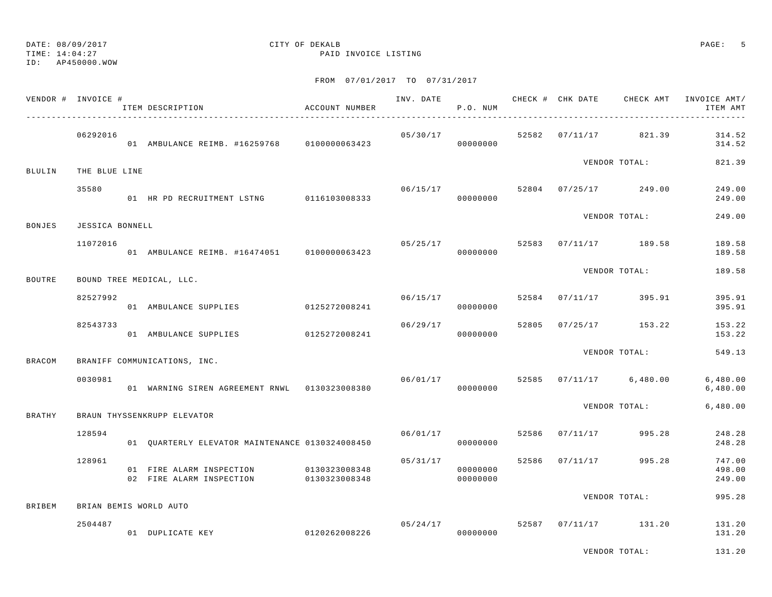DATE: 08/09/2017 CITY OF DEKALB
TIME: 14:04:27 PAID INVOICE LISTING
ID: AP450000.WOW

FROM 07/01/2017 TO 07/31/2017

| VENDOR # | INVOICE # / ITEM DESCRIPTION | ACCOUNT NUMBER | INV. DATE | P.O. NUM | CHECK # | CHK DATE | CHECK AMT | INVOICE AMT/ ITEM AMT |
|---|---|---|---|---|---|---|---|---|
| | 06292016 | | 05/30/17 | | 52582 | 07/11/17 | 821.39 | 314.52 |
| | 01 AMBULANCE REIMB. #16259768 | 0100000063423 | | 00000000 | | | | 314.52 |
| | | | | | | VENDOR TOTAL: | | 821.39 |
| BLULIN | THE BLUE LINE | | | | | | | |
| | 35580 | | 06/15/17 | | 52804 | 07/25/17 | 249.00 | 249.00 |
| | 01 HR PD RECRUITMENT LSTNG | 0116103008333 | | 00000000 | | | | 249.00 |
| | | | | | | VENDOR TOTAL: | | 249.00 |
| BONJES | JESSICA BONNELL | | | | | | | |
| | 11072016 | | 05/25/17 | | 52583 | 07/11/17 | 189.58 | 189.58 |
| | 01 AMBULANCE REIMB. #16474051 | 0100000063423 | | 00000000 | | | | 189.58 |
| | | | | | | VENDOR TOTAL: | | 189.58 |
| BOUTRE | BOUND TREE MEDICAL, LLC. | | | | | | | |
| | 82527992 | | 06/15/17 | | 52584 | 07/11/17 | 395.91 | 395.91 |
| | 01 AMBULANCE SUPPLIES | 0125272008241 | | 00000000 | | | | 395.91 |
| | 82543733 | | 06/29/17 | | 52805 | 07/25/17 | 153.22 | 153.22 |
| | 01 AMBULANCE SUPPLIES | 0125272008241 | | 00000000 | | | | 153.22 |
| | | | | | | VENDOR TOTAL: | | 549.13 |
| BRACOM | BRANIFF COMMUNICATIONS, INC. | | | | | | | |
| | 0030981 | | 06/01/17 | | 52585 | 07/11/17 | 6,480.00 | 6,480.00 |
| | 01 WARNING SIREN AGREEMENT RNWL | 0130323008380 | | 00000000 | | | | 6,480.00 |
| | | | | | | VENDOR TOTAL: | | 6,480.00 |
| BRATHY | BRAUN THYSSENKRUPP ELEVATOR | | | | | | | |
| | 128594 | | 06/01/17 | | 52586 | 07/11/17 | 995.28 | 248.28 |
| | 01 QUARTERLY ELEVATOR MAINTENANCE | 0130324008450 | | 00000000 | | | | 248.28 |
| | 128961 | | 05/31/17 | | 52586 | 07/11/17 | 995.28 | 747.00 |
| | 01 FIRE ALARM INSPECTION | 0130323008348 | | 00000000 | | | | 498.00 |
| | 02 FIRE ALARM INSPECTION | 0130323008348 | | 00000000 | | | | 249.00 |
| | | | | | | VENDOR TOTAL: | | 995.28 |
| BRIBEM | BRIAN BEMIS WORLD AUTO | | | | | | | |
| | 2504487 | | 05/24/17 | | 52587 | 07/11/17 | 131.20 | 131.20 |
| | 01 DUPLICATE KEY | 0120262008226 | | 00000000 | | | | 131.20 |
| | | | | | | VENDOR TOTAL: | | 131.20 |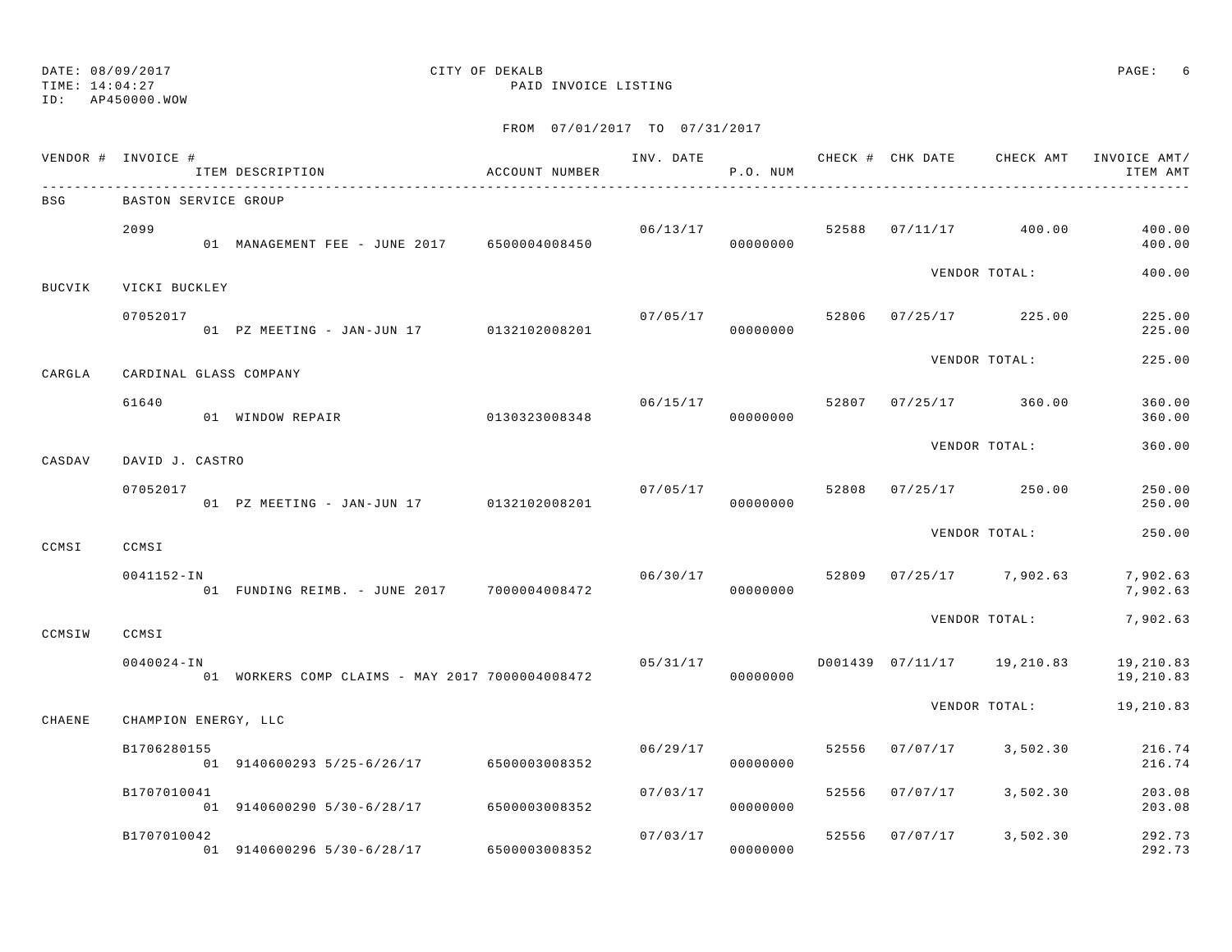DATE: 08/09/2017
TIME: 14:04:27
ID: AP450000.WOW

CITY OF DEKALB
PAID INVOICE LISTING

FROM 07/01/2017 TO 07/31/2017

| VENDOR # | INVOICE # / ITEM DESCRIPTION | ACCOUNT NUMBER | INV. DATE | P.O. NUM | CHECK # | CHK DATE | CHECK AMT | INVOICE AMT/ ITEM AMT |
|---|---|---|---|---|---|---|---|---|
| BSG | BASTON SERVICE GROUP | | | | | | | |
| | 2099 | | 06/13/17 | | 52588 | 07/11/17 | 400.00 | 400.00 |
| | 01 MANAGEMENT FEE - JUNE 2017 | 6500004008450 | | 00000000 | | | | 400.00 |
| | | | | | | VENDOR TOTAL: | | 400.00 |
| BUCVIK | VICKI BUCKLEY | | | | | | | |
| | 07052017 | | 07/05/17 | | 52806 | 07/25/17 | 225.00 | 225.00 |
| | 01 PZ MEETING - JAN-JUN 17 | 0132102008201 | | 00000000 | | | | 225.00 |
| | | | | | | VENDOR TOTAL: | | 225.00 |
| CARGLA | CARDINAL GLASS COMPANY | | | | | | | |
| | 61640 | | 06/15/17 | | 52807 | 07/25/17 | 360.00 | 360.00 |
| | 01 WINDOW REPAIR | 0130323008348 | | 00000000 | | | | 360.00 |
| | | | | | | VENDOR TOTAL: | | 360.00 |
| CASDAV | DAVID J. CASTRO | | | | | | | |
| | 07052017 | | 07/05/17 | | 52808 | 07/25/17 | 250.00 | 250.00 |
| | 01 PZ MEETING - JAN-JUN 17 | 0132102008201 | | 00000000 | | | | 250.00 |
| | | | | | | VENDOR TOTAL: | | 250.00 |
| CCMSI | CCMSI | | | | | | | |
| | 0041152-IN | | 06/30/17 | | 52809 | 07/25/17 | 7,902.63 | 7,902.63 |
| | 01 FUNDING REIMB. - JUNE 2017 | 7000004008472 | | 00000000 | | | | 7,902.63 |
| | | | | | | VENDOR TOTAL: | | 7,902.63 |
| CCMSIW | CCMSI | | | | | | | |
| | 0040024-IN | | 05/31/17 | | D001439 | 07/11/17 | 19,210.83 | 19,210.83 |
| | 01 WORKERS COMP CLAIMS - MAY 2017 | 7000004008472 | | 00000000 | | | | 19,210.83 |
| | | | | | | VENDOR TOTAL: | | 19,210.83 |
| CHAENE | CHAMPION ENERGY, LLC | | | | | | | |
| | B1706280155 | | 06/29/17 | | 52556 | 07/07/17 | 3,502.30 | 216.74 |
| | 01 9140600293 5/25-6/26/17 | 6500003008352 | | 00000000 | | | | 216.74 |
| | B1707010041 | | 07/03/17 | | 52556 | 07/07/17 | 3,502.30 | 203.08 |
| | 01 9140600290 5/30-6/28/17 | 6500003008352 | | 00000000 | | | | 203.08 |
| | B1707010042 | | 07/03/17 | | 52556 | 07/07/17 | 3,502.30 | 292.73 |
| | 01 9140600296 5/30-6/28/17 | 6500003008352 | | 00000000 | | | | 292.73 |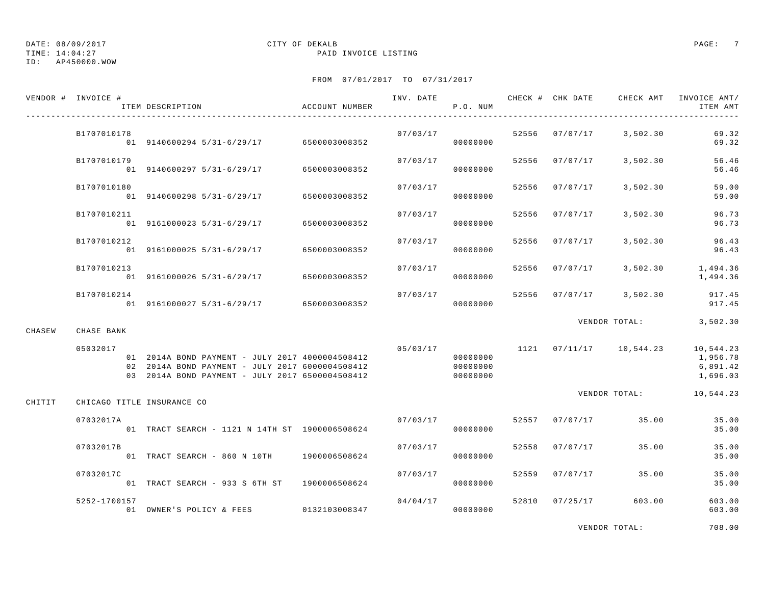DATE: 08/09/2017 CITY OF DEKALB
TIME: 14:04:27 PAID INVOICE LISTING
ID: AP450000.WOW

FROM 07/01/2017 TO 07/31/2017

| VENDOR # | INVOICE # / ITEM DESCRIPTION | ACCOUNT NUMBER | INV. DATE | P.O. NUM | CHECK # | CHK DATE | CHECK AMT | INVOICE AMT/ ITEM AMT |
|---|---|---|---|---|---|---|---|---|
| | B1707010178 | | 07/03/17 | | 52556 | 07/07/17 | 3,502.30 | 69.32 |
| | 01 9140600294 5/31-6/29/17 | 6500003008352 | | 00000000 | | | | 69.32 |
| | B1707010179 | | 07/03/17 | | 52556 | 07/07/17 | 3,502.30 | 56.46 |
| | 01 9140600297 5/31-6/29/17 | 6500003008352 | | 00000000 | | | | 56.46 |
| | B1707010180 | | 07/03/17 | | 52556 | 07/07/17 | 3,502.30 | 59.00 |
| | 01 9140600298 5/31-6/29/17 | 6500003008352 | | 00000000 | | | | 59.00 |
| | B1707010211 | | 07/03/17 | | 52556 | 07/07/17 | 3,502.30 | 96.73 |
| | 01 9161000023 5/31-6/29/17 | 6500003008352 | | 00000000 | | | | 96.73 |
| | B1707010212 | | 07/03/17 | | 52556 | 07/07/17 | 3,502.30 | 96.43 |
| | 01 9161000025 5/31-6/29/17 | 6500003008352 | | 00000000 | | | | 96.43 |
| | B1707010213 | | 07/03/17 | | 52556 | 07/07/17 | 3,502.30 | 1,494.36 |
| | 01 9161000026 5/31-6/29/17 | 6500003008352 | | 00000000 | | | | 1,494.36 |
| | B1707010214 | | 07/03/17 | | 52556 | 07/07/17 | 3,502.30 | 917.45 |
| | 01 9161000027 5/31-6/29/17 | 6500003008352 | | 00000000 | | | | 917.45 |
| | | | | | | | VENDOR TOTAL: | 3,502.30 |
| CHASEW | CHASE BANK | | | | | | | |
| | 05032017 | | 05/03/17 | | 1121 | 07/11/17 | 10,544.23 | 10,544.23 |
| | 01 2014A BOND PAYMENT - JULY 2017 | 4000004508412 | | 00000000 | | | | 1,956.78 |
| | 02 2014A BOND PAYMENT - JULY 2017 | 6000004508412 | | 00000000 | | | | 6,891.42 |
| | 03 2014A BOND PAYMENT - JULY 2017 | 6500004508412 | | 00000000 | | | | 1,696.03 |
| | | | | | | | VENDOR TOTAL: | 10,544.23 |
| CHITIT | CHICAGO TITLE INSURANCE CO | | | | | | | |
| | 07032017A | | 07/03/17 | | 52557 | 07/07/17 | 35.00 | 35.00 |
| | 01 TRACT SEARCH - 1121 N 14TH ST | 1900006508624 | | 00000000 | | | | 35.00 |
| | 07032017B | | 07/03/17 | | 52558 | 07/07/17 | 35.00 | 35.00 |
| | 01 TRACT SEARCH - 860 N 10TH | 1900006508624 | | 00000000 | | | | 35.00 |
| | 07032017C | | 07/03/17 | | 52559 | 07/07/17 | 35.00 | 35.00 |
| | 01 TRACT SEARCH - 933 S 6TH ST | 1900006508624 | | 00000000 | | | | 35.00 |
| | 5252-1700157 | | 04/04/17 | | 52810 | 07/25/17 | 603.00 | 603.00 |
| | 01 OWNER'S POLICY & FEES | 0132103008347 | | 00000000 | | | | 603.00 |
| | | | | | | | VENDOR TOTAL: | 708.00 |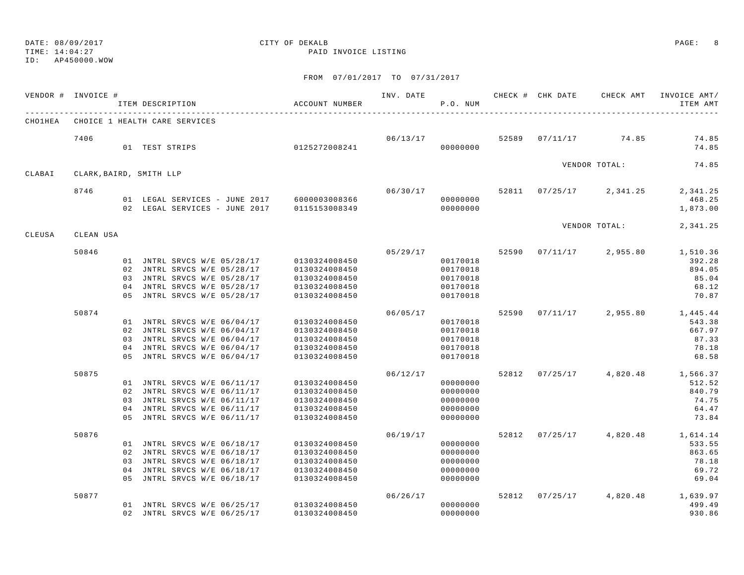DATE: 08/09/2017 CITY OF DEKALB
TIME: 14:04:27 PAID INVOICE LISTING
ID: AP450000.WOW

FROM 07/01/2017 TO 07/31/2017

| VENDOR # | INVOICE # | ITEM DESCRIPTION | ACCOUNT NUMBER | INV. DATE | P.O. NUM | CHECK # | CHK DATE | CHECK AMT | INVOICE AMT/ ITEM AMT |
|---|---|---|---|---|---|---|---|---|---|
| CHO1HEA | CHOICE 1 HEALTH CARE SERVICES | | | | | | | | |
| | 7406 | | | 06/13/17 | | 52589 | 07/11/17 | 74.85 | 74.85 |
| | | 01 TEST STRIPS | 0125272008241 | | 00000000 | | | | 74.85 |
| | | | | | | | | VENDOR TOTAL: | 74.85 |
| CLABAI | CLARK,BAIRD, SMITH LLP | | | | | | | | |
| | 8746 | | | 06/30/17 | | 52811 | 07/25/17 | 2,341.25 | 2,341.25 |
| | | 01 LEGAL SERVICES - JUNE 2017 | 6000003008366 | | 00000000 | | | | 468.25 |
| | | 02 LEGAL SERVICES - JUNE 2017 | 0115153008349 | | 00000000 | | | | 1,873.00 |
| | | | | | | | | VENDOR TOTAL: | 2,341.25 |
| CLEUSA | CLEAN USA | | | | | | | | |
| | 50846 | | | 05/29/17 | | 52590 | 07/11/17 | 2,955.80 | 1,510.36 |
| | | 01 JNTRL SRVCS W/E 05/28/17 | 0130324008450 | | 00170018 | | | | 392.28 |
| | | 02 JNTRL SRVCS W/E 05/28/17 | 0130324008450 | | 00170018 | | | | 894.05 |
| | | 03 JNTRL SRVCS W/E 05/28/17 | 0130324008450 | | 00170018 | | | | 85.04 |
| | | 04 JNTRL SRVCS W/E 05/28/17 | 0130324008450 | | 00170018 | | | | 68.12 |
| | | 05 JNTRL SRVCS W/E 05/28/17 | 0130324008450 | | 00170018 | | | | 70.87 |
| | 50874 | | | 06/05/17 | | 52590 | 07/11/17 | 2,955.80 | 1,445.44 |
| | | 01 JNTRL SRVCS W/E 06/04/17 | 0130324008450 | | 00170018 | | | | 543.38 |
| | | 02 JNTRL SRVCS W/E 06/04/17 | 0130324008450 | | 00170018 | | | | 667.97 |
| | | 03 JNTRL SRVCS W/E 06/04/17 | 0130324008450 | | 00170018 | | | | 87.33 |
| | | 04 JNTRL SRVCS W/E 06/04/17 | 0130324008450 | | 00170018 | | | | 78.18 |
| | | 05 JNTRL SRVCS W/E 06/04/17 | 0130324008450 | | 00170018 | | | | 68.58 |
| | 50875 | | | 06/12/17 | | 52812 | 07/25/17 | 4,820.48 | 1,566.37 |
| | | 01 JNTRL SRVCS W/E 06/11/17 | 0130324008450 | | 00000000 | | | | 512.52 |
| | | 02 JNTRL SRVCS W/E 06/11/17 | 0130324008450 | | 00000000 | | | | 840.79 |
| | | 03 JNTRL SRVCS W/E 06/11/17 | 0130324008450 | | 00000000 | | | | 74.75 |
| | | 04 JNTRL SRVCS W/E 06/11/17 | 0130324008450 | | 00000000 | | | | 64.47 |
| | | 05 JNTRL SRVCS W/E 06/11/17 | 0130324008450 | | 00000000 | | | | 73.84 |
| | 50876 | | | 06/19/17 | | 52812 | 07/25/17 | 4,820.48 | 1,614.14 |
| | | 01 JNTRL SRVCS W/E 06/18/17 | 0130324008450 | | 00000000 | | | | 533.55 |
| | | 02 JNTRL SRVCS W/E 06/18/17 | 0130324008450 | | 00000000 | | | | 863.65 |
| | | 03 JNTRL SRVCS W/E 06/18/17 | 0130324008450 | | 00000000 | | | | 78.18 |
| | | 04 JNTRL SRVCS W/E 06/18/17 | 0130324008450 | | 00000000 | | | | 69.72 |
| | | 05 JNTRL SRVCS W/E 06/18/17 | 0130324008450 | | 00000000 | | | | 69.04 |
| | 50877 | | | 06/26/17 | | 52812 | 07/25/17 | 4,820.48 | 1,639.97 |
| | | 01 JNTRL SRVCS W/E 06/25/17 | 0130324008450 | | 00000000 | | | | 499.49 |
| | | 02 JNTRL SRVCS W/E 06/25/17 | 0130324008450 | | 00000000 | | | | 930.86 |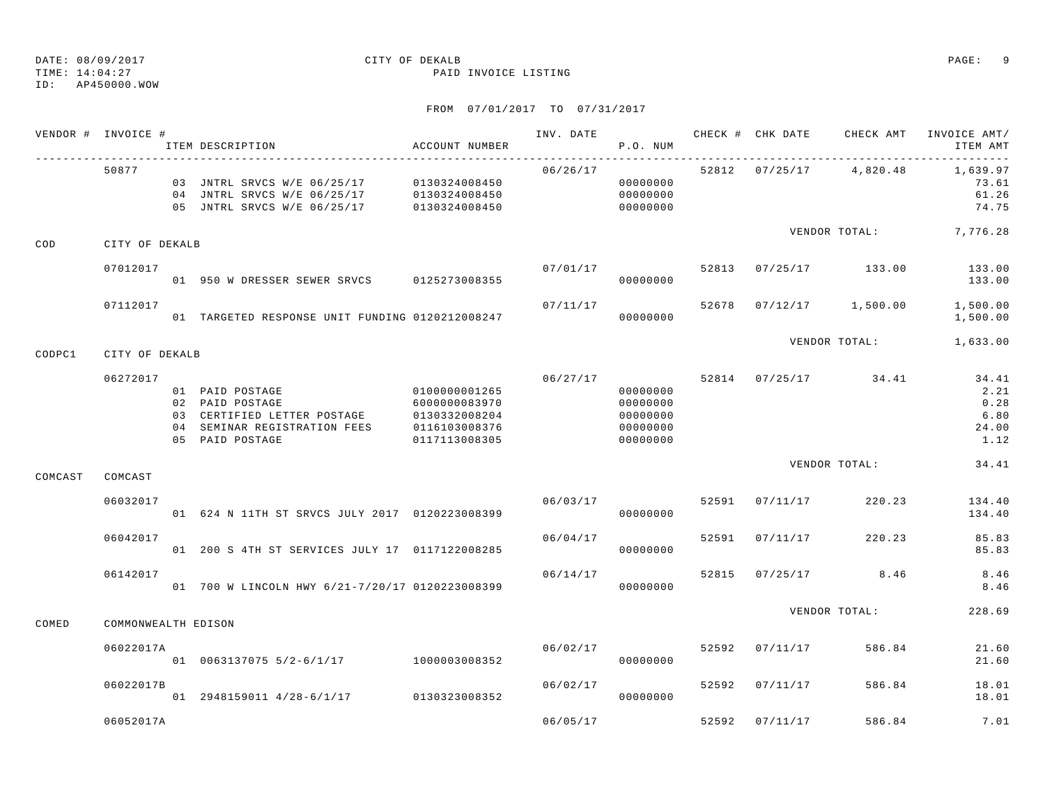DATE: 08/09/2017 CITY OF DEKALB
TIME: 14:04:27 PAID INVOICE LISTING
ID: AP450000.WOW

FROM 07/01/2017 TO 07/31/2017

| VENDOR # | INVOICE # | ITEM DESCRIPTION | ACCOUNT NUMBER | INV. DATE | P.O. NUM | CHECK # | CHK DATE | CHECK AMT | INVOICE AMT/ ITEM AMT |
|---|---|---|---|---|---|---|---|---|---|
| | 50877 | | | 06/26/17 | | 52812 | 07/25/17 | 4,820.48 | 1,639.97 |
| | | 03 JNTRL SRVCS W/E 06/25/17 | 0130324008450 | | 00000000 | | | | 73.61 |
| | | 04 JNTRL SRVCS W/E 06/25/17 | 0130324008450 | | 00000000 | | | | 61.26 |
| | | 05 JNTRL SRVCS W/E 06/25/17 | 0130324008450 | | 00000000 | | | | 74.75 |
| | | | | | | | | VENDOR TOTAL: | 7,776.28 |
| COD | CITY OF DEKALB | | | | | | | | |
| | 07012017 | | | 07/01/17 | | 52813 | 07/25/17 | 133.00 | 133.00 |
| | | 01 950 W DRESSER SEWER SRVCS | 0125273008355 | | 00000000 | | | | 133.00 |
| | 07112017 | | | 07/11/17 | | 52678 | 07/12/17 | 1,500.00 | 1,500.00 |
| | | 01 TARGETED RESPONSE UNIT FUNDING | 0120212008247 | | 00000000 | | | | 1,500.00 |
| | | | | | | | | VENDOR TOTAL: | 1,633.00 |
| CODPC1 | CITY OF DEKALB | | | | | | | | |
| | 06272017 | | | 06/27/17 | | 52814 | 07/25/17 | 34.41 | 34.41 |
| | | 01 PAID POSTAGE | 0100000001265 | | 00000000 | | | | 2.21 |
| | | 02 PAID POSTAGE | 6000000083970 | | 00000000 | | | | 0.28 |
| | | 03 CERTIFIED LETTER POSTAGE | 0130332008204 | | 00000000 | | | | 6.80 |
| | | 04 SEMINAR REGISTRATION FEES | 0116103008376 | | 00000000 | | | | 24.00 |
| | | 05 PAID POSTAGE | 0117113008305 | | 00000000 | | | | 1.12 |
| | | | | | | | | VENDOR TOTAL: | 34.41 |
| COMCAST | COMCAST | | | | | | | | |
| | 06032017 | | | 06/03/17 | | 52591 | 07/11/17 | 220.23 | 134.40 |
| | | 01 624 N 11TH ST SRVCS JULY 2017 | 0120223008399 | | 00000000 | | | | 134.40 |
| | 06042017 | | | 06/04/17 | | 52591 | 07/11/17 | 220.23 | 85.83 |
| | | 01 200 S 4TH ST SERVICES JULY 17 | 0117122008285 | | 00000000 | | | | 85.83 |
| | 06142017 | | | 06/14/17 | | 52815 | 07/25/17 | 8.46 | 8.46 |
| | | 01 700 W LINCOLN HWY 6/21-7/20/17 | 0120223008399 | | 00000000 | | | | 8.46 |
| | | | | | | | | VENDOR TOTAL: | 228.69 |
| COMED | COMMONWEALTH EDISON | | | | | | | | |
| | 06022017A | | | 06/02/17 | | 52592 | 07/11/17 | 586.84 | 21.60 |
| | | 01 0063137075 5/2-6/1/17 | 1000003008352 | | 00000000 | | | | 21.60 |
| | 06022017B | | | 06/02/17 | | 52592 | 07/11/17 | 586.84 | 18.01 |
| | | 01 2948159011 4/28-6/1/17 | 0130323008352 | | 00000000 | | | | 18.01 |
| | 06052017A | | | 06/05/17 | | 52592 | 07/11/17 | 586.84 | 7.01 |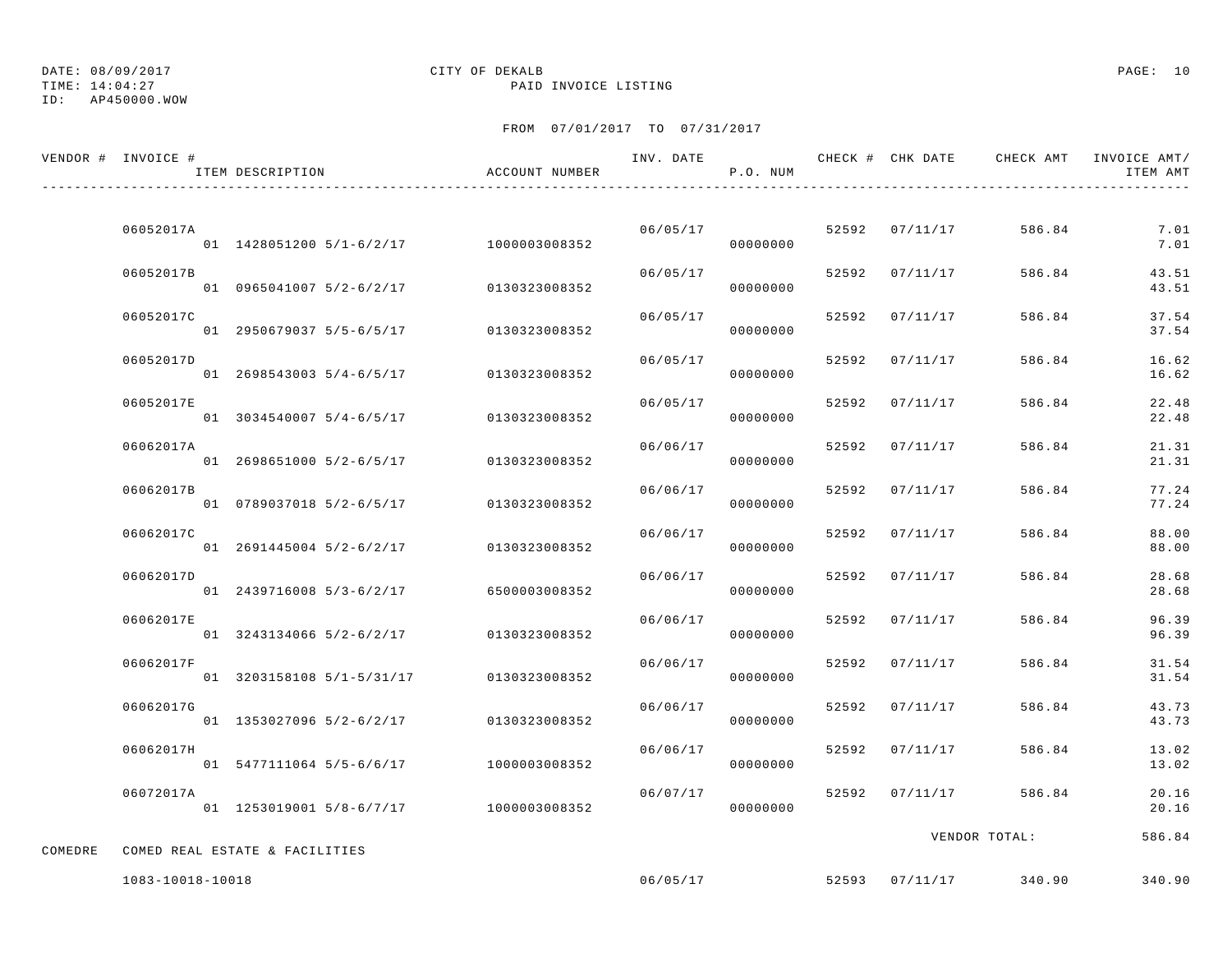DATE: 08/09/2017 CITY OF DEKALB PAGE: 10
TIME: 14:04:27 PAID INVOICE LISTING
ID: AP450000.WOW

FROM 07/01/2017 TO 07/31/2017

| VENDOR # | INVOICE # / ITEM DESCRIPTION | ACCOUNT NUMBER | INV. DATE | P.O. NUM | CHECK # | CHK DATE | CHECK AMT | INVOICE AMT/ ITEM AMT |
|---|---|---|---|---|---|---|---|---|
| | 06052017A | | 06/05/17 | | 52592 | 07/11/17 | 586.84 | 7.01 |
| | 01 1428051200 5/1-6/2/17 | 1000003008352 | | 00000000 | | | | 7.01 |
| | 06052017B | | 06/05/17 | | 52592 | 07/11/17 | 586.84 | 43.51 |
| | 01 0965041007 5/2-6/2/17 | 0130323008352 | | 00000000 | | | | 43.51 |
| | 06052017C | | 06/05/17 | | 52592 | 07/11/17 | 586.84 | 37.54 |
| | 01 2950679037 5/5-6/5/17 | 0130323008352 | | 00000000 | | | | 37.54 |
| | 06052017D | | 06/05/17 | | 52592 | 07/11/17 | 586.84 | 16.62 |
| | 01 2698543003 5/4-6/5/17 | 0130323008352 | | 00000000 | | | | 16.62 |
| | 06052017E | | 06/05/17 | | 52592 | 07/11/17 | 586.84 | 22.48 |
| | 01 3034540007 5/4-6/5/17 | 0130323008352 | | 00000000 | | | | 22.48 |
| | 06062017A | | 06/06/17 | | 52592 | 07/11/17 | 586.84 | 21.31 |
| | 01 2698651000 5/2-6/5/17 | 0130323008352 | | 00000000 | | | | 21.31 |
| | 06062017B | | 06/06/17 | | 52592 | 07/11/17 | 586.84 | 77.24 |
| | 01 0789037018 5/2-6/5/17 | 0130323008352 | | 00000000 | | | | 77.24 |
| | 06062017C | | 06/06/17 | | 52592 | 07/11/17 | 586.84 | 88.00 |
| | 01 2691445004 5/2-6/2/17 | 0130323008352 | | 00000000 | | | | 88.00 |
| | 06062017D | | 06/06/17 | | 52592 | 07/11/17 | 586.84 | 28.68 |
| | 01 2439716008 5/3-6/2/17 | 6500003008352 | | 00000000 | | | | 28.68 |
| | 06062017E | | 06/06/17 | | 52592 | 07/11/17 | 586.84 | 96.39 |
| | 01 3243134066 5/2-6/2/17 | 0130323008352 | | 00000000 | | | | 96.39 |
| | 06062017F | | 06/06/17 | | 52592 | 07/11/17 | 586.84 | 31.54 |
| | 01 3203158108 5/1-5/31/17 | 0130323008352 | | 00000000 | | | | 31.54 |
| | 06062017G | | 06/06/17 | | 52592 | 07/11/17 | 586.84 | 43.73 |
| | 01 1353027096 5/2-6/2/17 | 0130323008352 | | 00000000 | | | | 43.73 |
| | 06062017H | | 06/06/17 | | 52592 | 07/11/17 | 586.84 | 13.02 |
| | 01 5477111064 5/5-6/6/17 | 1000003008352 | | 00000000 | | | | 13.02 |
| | 06072017A | | 06/07/17 | | 52592 | 07/11/17 | 586.84 | 20.16 |
| | 01 1253019001 5/8-6/7/17 | 1000003008352 | | 00000000 | | | | 20.16 |
| | | | | | | VENDOR TOTAL: | | 586.84 |
| COMEDRE | COMED REAL ESTATE & FACILITIES | | | | | | | |
| | 1083-10018-10018 | | 06/05/17 | | 52593 | 07/11/17 | 340.90 | 340.90 |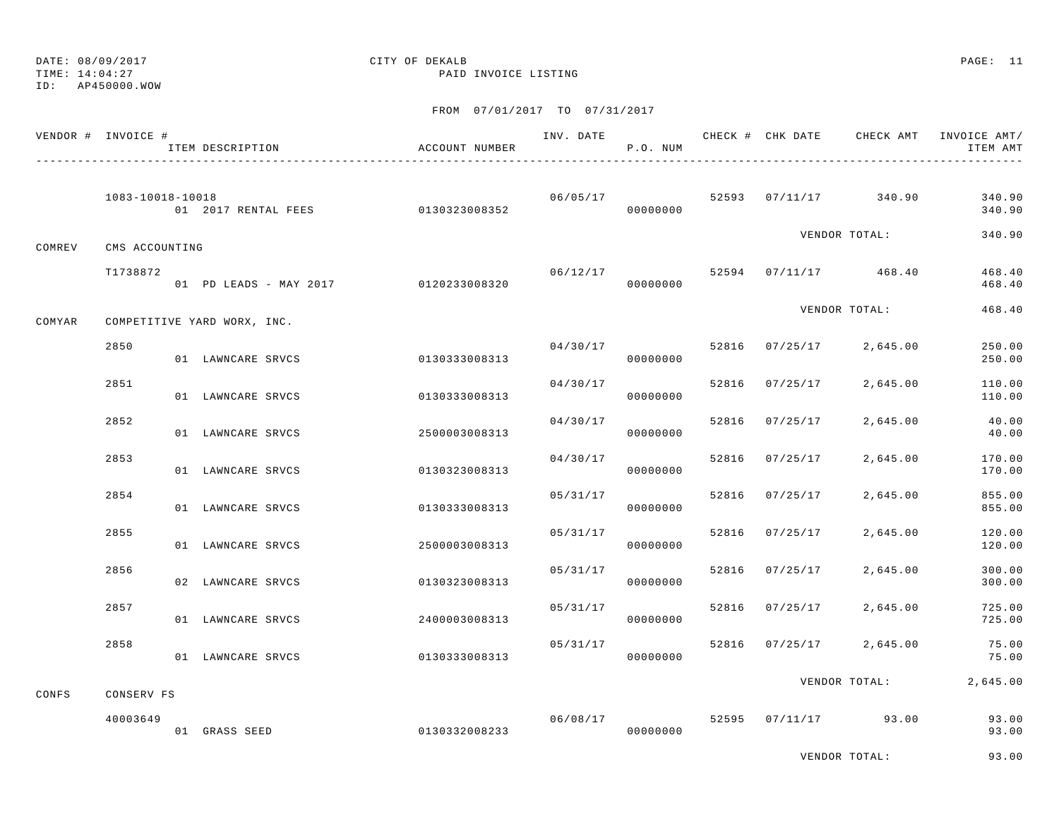DATE: 08/09/2017
TIME: 14:04:27
ID: AP450000.WOW

CITY OF DEKALB
PAID INVOICE LISTING

FROM 07/01/2017 TO 07/31/2017

| VENDOR # | INVOICE # / ITEM DESCRIPTION | ACCOUNT NUMBER | INV. DATE | P.O. NUM | CHECK # | CHK DATE | CHECK AMT | INVOICE AMT/ ITEM AMT |
|---|---|---|---|---|---|---|---|---|
| | 1083-10018-10018 | | 06/05/17 | | 52593 | 07/11/17 | 340.90 | 340.90 |
| | 01 2017 RENTAL FEES | 0130323008352 | | 00000000 | | | | 340.90 |
| | | | | | | VENDOR TOTAL: | | 340.90 |
| COMREV | CMS ACCOUNTING | | | | | | | |
| | T1738872 | | 06/12/17 | | 52594 | 07/11/17 | 468.40 | 468.40 |
| | 01 PD LEADS - MAY 2017 | 0120233008320 | | 00000000 | | | | 468.40 |
| | | | | | | VENDOR TOTAL: | | 468.40 |
| COMYAR | COMPETITIVE YARD WORX, INC. | | | | | | | |
| | 2850 | | 04/30/17 | | 52816 | 07/25/17 | 2,645.00 | 250.00 |
| | 01 LAWNCARE SRVCS | 0130333008313 | | 00000000 | | | | 250.00 |
| | 2851 | | 04/30/17 | | 52816 | 07/25/17 | 2,645.00 | 110.00 |
| | 01 LAWNCARE SRVCS | 0130333008313 | | 00000000 | | | | 110.00 |
| | 2852 | | 04/30/17 | | 52816 | 07/25/17 | 2,645.00 | 40.00 |
| | 01 LAWNCARE SRVCS | 2500003008313 | | 00000000 | | | | 40.00 |
| | 2853 | | 04/30/17 | | 52816 | 07/25/17 | 2,645.00 | 170.00 |
| | 01 LAWNCARE SRVCS | 0130323008313 | | 00000000 | | | | 170.00 |
| | 2854 | | 05/31/17 | | 52816 | 07/25/17 | 2,645.00 | 855.00 |
| | 01 LAWNCARE SRVCS | 0130333008313 | | 00000000 | | | | 855.00 |
| | 2855 | | 05/31/17 | | 52816 | 07/25/17 | 2,645.00 | 120.00 |
| | 01 LAWNCARE SRVCS | 2500003008313 | | 00000000 | | | | 120.00 |
| | 2856 | | 05/31/17 | | 52816 | 07/25/17 | 2,645.00 | 300.00 |
| | 02 LAWNCARE SRVCS | 0130323008313 | | 00000000 | | | | 300.00 |
| | 2857 | | 05/31/17 | | 52816 | 07/25/17 | 2,645.00 | 725.00 |
| | 01 LAWNCARE SRVCS | 2400003008313 | | 00000000 | | | | 725.00 |
| | 2858 | | 05/31/17 | | 52816 | 07/25/17 | 2,645.00 | 75.00 |
| | 01 LAWNCARE SRVCS | 0130333008313 | | 00000000 | | | | 75.00 |
| | | | | | | VENDOR TOTAL: | | 2,645.00 |
| CONFS | CONSERV FS | | | | | | | |
| | 40003649 | | 06/08/17 | | 52595 | 07/11/17 | 93.00 | 93.00 |
| | 01 GRASS SEED | 0130332008233 | | 00000000 | | | | 93.00 |
| | | | | | | VENDOR TOTAL: | | 93.00 |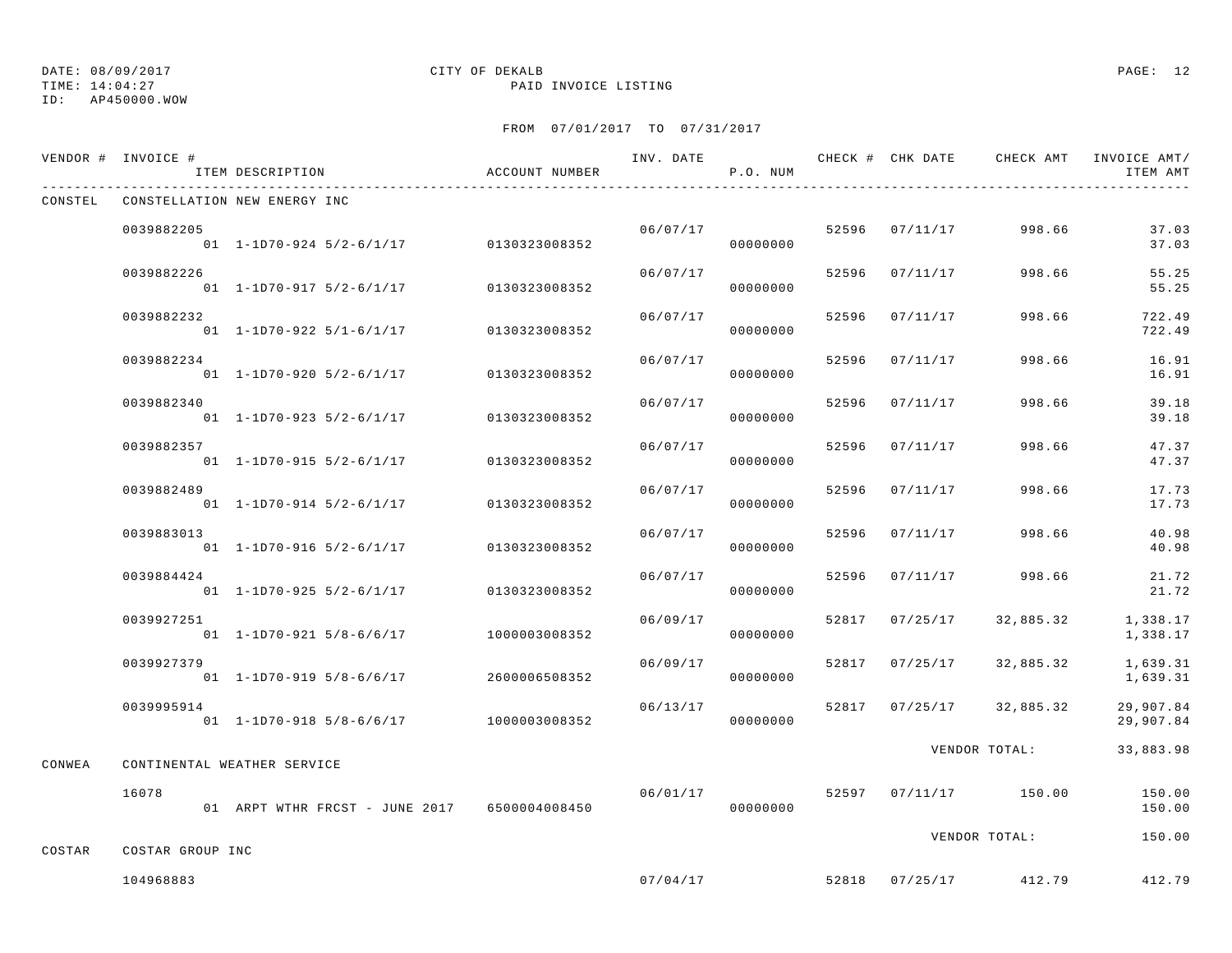DATE: 08/09/2017
TIME: 14:04:27
ID: AP450000.WOW

CITY OF DEKALB
PAID INVOICE LISTING

FROM 07/01/2017 TO 07/31/2017

| VENDOR # | INVOICE # / ITEM DESCRIPTION | ACCOUNT NUMBER | INV. DATE | P.O. NUM | CHECK # | CHK DATE | CHECK AMT | INVOICE AMT/ ITEM AMT |
|---|---|---|---|---|---|---|---|---|
| CONSTEL | CONSTELLATION NEW ENERGY INC | | | | | | | |
| | 0039882205 | | 06/07/17 | | 52596 | 07/11/17 | 998.66 | 37.03 |
| | 01 1-1D70-924 5/2-6/1/17 | 0130323008352 | | 00000000 | | | | 37.03 |
| | 0039882226 | | 06/07/17 | | 52596 | 07/11/17 | 998.66 | 55.25 |
| | 01 1-1D70-917 5/2-6/1/17 | 0130323008352 | | 00000000 | | | | 55.25 |
| | 0039882232 | | 06/07/17 | | 52596 | 07/11/17 | 998.66 | 722.49 |
| | 01 1-1D70-922 5/1-6/1/17 | 0130323008352 | | 00000000 | | | | 722.49 |
| | 0039882234 | | 06/07/17 | | 52596 | 07/11/17 | 998.66 | 16.91 |
| | 01 1-1D70-920 5/2-6/1/17 | 0130323008352 | | 00000000 | | | | 16.91 |
| | 0039882340 | | 06/07/17 | | 52596 | 07/11/17 | 998.66 | 39.18 |
| | 01 1-1D70-923 5/2-6/1/17 | 0130323008352 | | 00000000 | | | | 39.18 |
| | 0039882357 | | 06/07/17 | | 52596 | 07/11/17 | 998.66 | 47.37 |
| | 01 1-1D70-915 5/2-6/1/17 | 0130323008352 | | 00000000 | | | | 47.37 |
| | 0039882489 | | 06/07/17 | | 52596 | 07/11/17 | 998.66 | 17.73 |
| | 01 1-1D70-914 5/2-6/1/17 | 0130323008352 | | 00000000 | | | | 17.73 |
| | 0039883013 | | 06/07/17 | | 52596 | 07/11/17 | 998.66 | 40.98 |
| | 01 1-1D70-916 5/2-6/1/17 | 0130323008352 | | 00000000 | | | | 40.98 |
| | 0039884424 | | 06/07/17 | | 52596 | 07/11/17 | 998.66 | 21.72 |
| | 01 1-1D70-925 5/2-6/1/17 | 0130323008352 | | 00000000 | | | | 21.72 |
| | 0039927251 | | 06/09/17 | | 52817 | 07/25/17 | 32,885.32 | 1,338.17 |
| | 01 1-1D70-921 5/8-6/6/17 | 1000003008352 | | 00000000 | | | | 1,338.17 |
| | 0039927379 | | 06/09/17 | | 52817 | 07/25/17 | 32,885.32 | 1,639.31 |
| | 01 1-1D70-919 5/8-6/6/17 | 2600006508352 | | 00000000 | | | | 1,639.31 |
| | 0039995914 | | 06/13/17 | | 52817 | 07/25/17 | 32,885.32 | 29,907.84 |
| | 01 1-1D70-918 5/8-6/6/17 | 1000003008352 | | 00000000 | | | | 29,907.84 |
| | | | | | | | VENDOR TOTAL: | 33,883.98 |
| CONWEA | CONTINENTAL WEATHER SERVICE | | | | | | | |
| | 16078 | | 06/01/17 | | 52597 | 07/11/17 | 150.00 | 150.00 |
| | 01 ARPT WTHR FRCST - JUNE 2017 | 6500004008450 | | 00000000 | | | | 150.00 |
| | | | | | | | VENDOR TOTAL: | 150.00 |
| COSTAR | COSTAR GROUP INC | | | | | | | |
| | 104968883 | | 07/04/17 | | 52818 | 07/25/17 | 412.79 | 412.79 |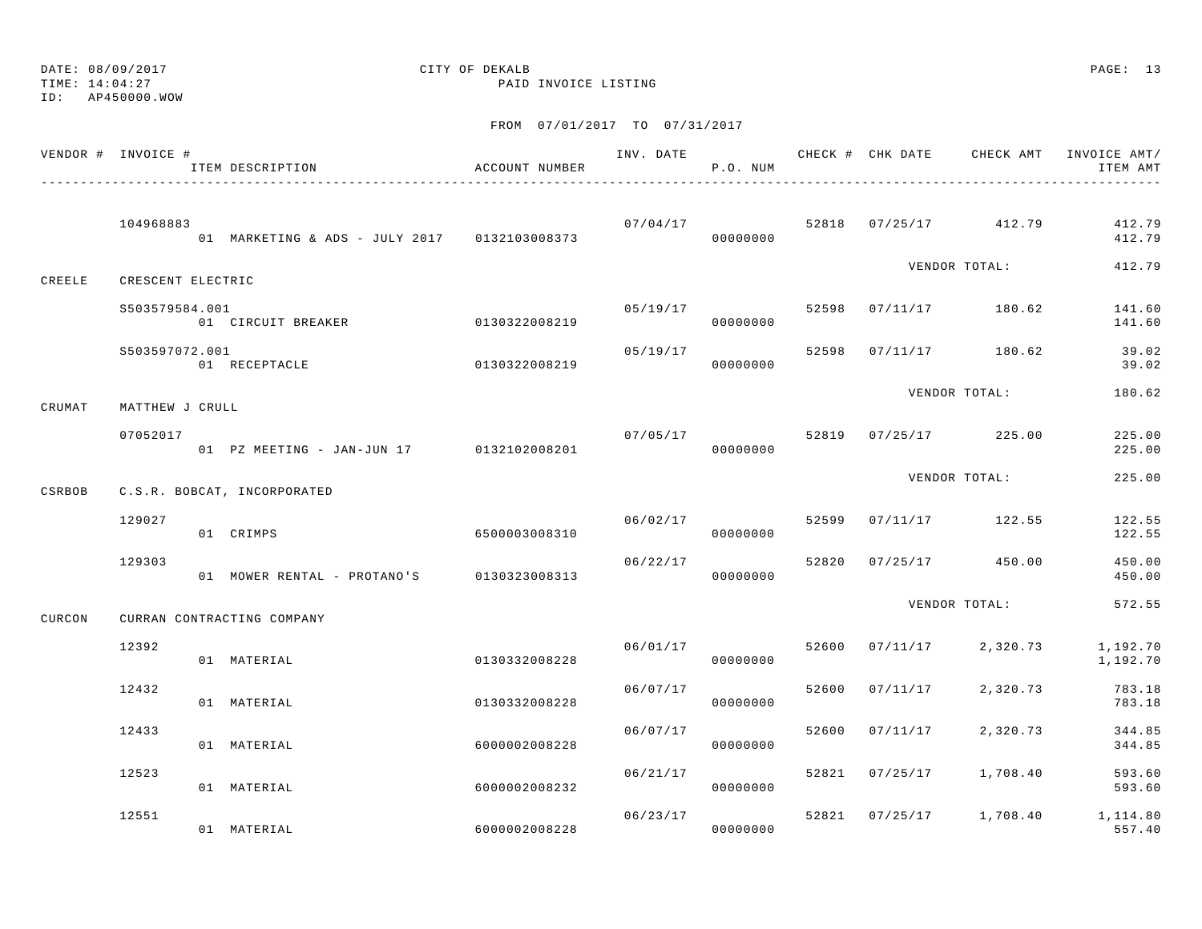DATE: 08/09/2017
TIME: 14:04:27
ID: AP450000.WOW

CITY OF DEKALB
PAID INVOICE LISTING

FROM 07/01/2017 TO 07/31/2017

| VENDOR # | INVOICE # / ITEM DESCRIPTION | ACCOUNT NUMBER | INV. DATE | P.O. NUM | CHECK # | CHK DATE | CHECK AMT | INVOICE AMT/ ITEM AMT |
|---|---|---|---|---|---|---|---|---|
| | 104968883 | | 07/04/17 | | 52818 | 07/25/17 | 412.79 | 412.79 |
| | 01 MARKETING & ADS - JULY 2017 | 0132103008373 | | 00000000 | | | | 412.79 |
| | | | | | | VENDOR TOTAL: | | 412.79 |
| CREELE | CRESCENT ELECTRIC | | | | | | | |
| | S503579584.001 | | 05/19/17 | | 52598 | 07/11/17 | 180.62 | 141.60 |
| | 01 CIRCUIT BREAKER | 0130322008219 | | 00000000 | | | | 141.60 |
| | S503597072.001 | | 05/19/17 | | 52598 | 07/11/17 | 180.62 | 39.02 |
| | 01 RECEPTACLE | 0130322008219 | | 00000000 | | | | 39.02 |
| | | | | | | VENDOR TOTAL: | | 180.62 |
| CRUMAT | MATTHEW J CRULL | | | | | | | |
| | 07052017 | | 07/05/17 | | 52819 | 07/25/17 | 225.00 | 225.00 |
| | 01 PZ MEETING - JAN-JUN 17 | 0132102008201 | | 00000000 | | | | 225.00 |
| | | | | | | VENDOR TOTAL: | | 225.00 |
| CSRBOB | C.S.R. BOBCAT, INCORPORATED | | | | | | | |
| | 129027 | | 06/02/17 | | 52599 | 07/11/17 | 122.55 | 122.55 |
| | 01 CRIMPS | 6500003008310 | | 00000000 | | | | 122.55 |
| | 129303 | | 06/22/17 | | 52820 | 07/25/17 | 450.00 | 450.00 |
| | 01 MOWER RENTAL - PROTANO'S | 0130323008313 | | 00000000 | | | | 450.00 |
| | | | | | | VENDOR TOTAL: | | 572.55 |
| CURCON | CURRAN CONTRACTING COMPANY | | | | | | | |
| | 12392 | | 06/01/17 | | 52600 | 07/11/17 | 2,320.73 | 1,192.70 |
| | 01 MATERIAL | 0130332008228 | | 00000000 | | | | 1,192.70 |
| | 12432 | | 06/07/17 | | 52600 | 07/11/17 | 2,320.73 | 783.18 |
| | 01 MATERIAL | 0130332008228 | | 00000000 | | | | 783.18 |
| | 12433 | | 06/07/17 | | 52600 | 07/11/17 | 2,320.73 | 344.85 |
| | 01 MATERIAL | 6000002008228 | | 00000000 | | | | 344.85 |
| | 12523 | | 06/21/17 | | 52821 | 07/25/17 | 1,708.40 | 593.60 |
| | 01 MATERIAL | 6000002008232 | | 00000000 | | | | 593.60 |
| | 12551 | | 06/23/17 | | 52821 | 07/25/17 | 1,708.40 | 1,114.80 |
| | 01 MATERIAL | 6000002008228 | | 00000000 | | | | 557.40 |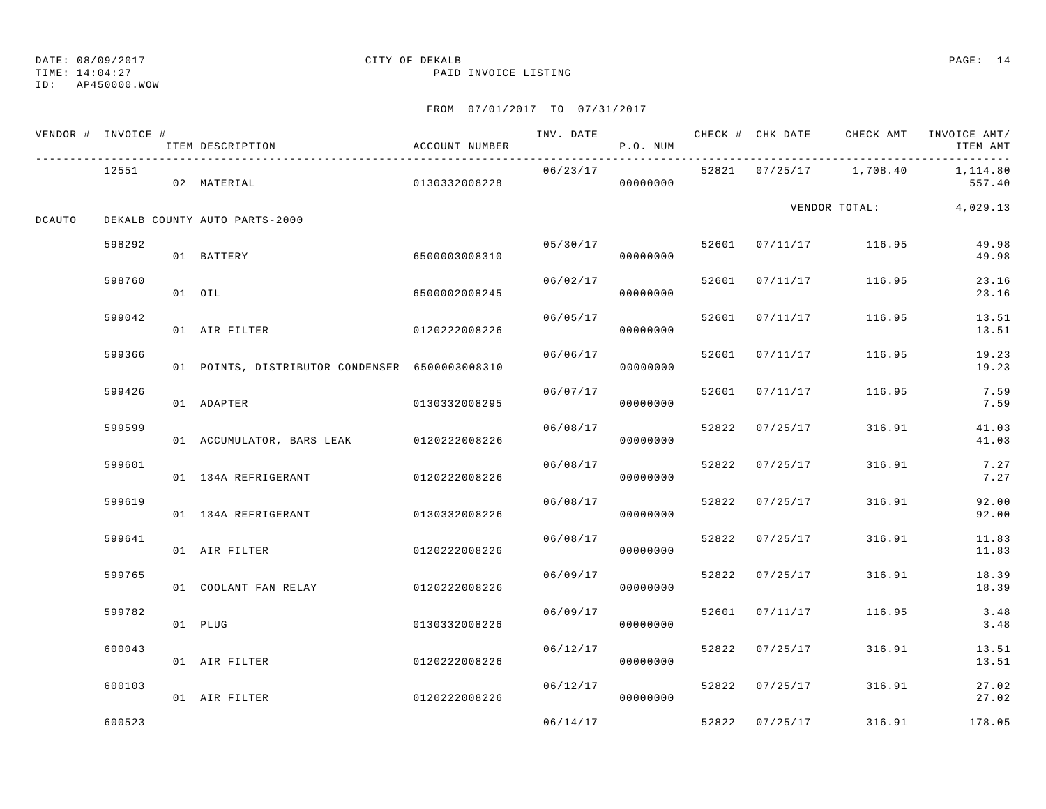DATE: 08/09/2017 CITY OF DEKALB
TIME: 14:04:27 PAID INVOICE LISTING
ID: AP450000.WOW

FROM 07/01/2017 TO 07/31/2017

| VENDOR # | INVOICE # | ITEM DESCRIPTION | ACCOUNT NUMBER | INV. DATE | P.O. NUM | CHECK # | CHK DATE | CHECK AMT | INVOICE AMT/ ITEM AMT |
|---|---|---|---|---|---|---|---|---|---|
| | 12551 | | | 06/23/17 | | 52821 | 07/25/17 | 1,708.40 | 1,114.80 |
| | | 02 MATERIAL | 0130332008228 | | 00000000 | | | | 557.40 |
| | | | | | | | | VENDOR TOTAL: | 4,029.13 |
| DCAUTO | DEKALB COUNTY AUTO PARTS-2000 | | | | | | | | |
| | 598292 | | | 05/30/17 | | 52601 | 07/11/17 | 116.95 | 49.98 |
| | | 01 BATTERY | 6500003008310 | | 00000000 | | | | 49.98 |
| | 598760 | | | 06/02/17 | | 52601 | 07/11/17 | 116.95 | 23.16 |
| | | 01 OIL | 6500002008245 | | 00000000 | | | | 23.16 |
| | 599042 | | | 06/05/17 | | 52601 | 07/11/17 | 116.95 | 13.51 |
| | | 01 AIR FILTER | 0120222008226 | | 00000000 | | | | 13.51 |
| | 599366 | | | 06/06/17 | | 52601 | 07/11/17 | 116.95 | 19.23 |
| | | 01 POINTS, DISTRIBUTOR CONDENSER | 6500003008310 | | 00000000 | | | | 19.23 |
| | 599426 | | | 06/07/17 | | 52601 | 07/11/17 | 116.95 | 7.59 |
| | | 01 ADAPTER | 0130332008295 | | 00000000 | | | | 7.59 |
| | 599599 | | | 06/08/17 | | 52822 | 07/25/17 | 316.91 | 41.03 |
| | | 01 ACCUMULATOR, BARS LEAK | 0120222008226 | | 00000000 | | | | 41.03 |
| | 599601 | | | 06/08/17 | | 52822 | 07/25/17 | 316.91 | 7.27 |
| | | 01 134A REFRIGERANT | 0120222008226 | | 00000000 | | | | 7.27 |
| | 599619 | | | 06/08/17 | | 52822 | 07/25/17 | 316.91 | 92.00 |
| | | 01 134A REFRIGERANT | 0130332008226 | | 00000000 | | | | 92.00 |
| | 599641 | | | 06/08/17 | | 52822 | 07/25/17 | 316.91 | 11.83 |
| | | 01 AIR FILTER | 0120222008226 | | 00000000 | | | | 11.83 |
| | 599765 | | | 06/09/17 | | 52822 | 07/25/17 | 316.91 | 18.39 |
| | | 01 COOLANT FAN RELAY | 0120222008226 | | 00000000 | | | | 18.39 |
| | 599782 | | | 06/09/17 | | 52601 | 07/11/17 | 116.95 | 3.48 |
| | | 01 PLUG | 0130332008226 | | 00000000 | | | | 3.48 |
| | 600043 | | | 06/12/17 | | 52822 | 07/25/17 | 316.91 | 13.51 |
| | | 01 AIR FILTER | 0120222008226 | | 00000000 | | | | 13.51 |
| | 600103 | | | 06/12/17 | | 52822 | 07/25/17 | 316.91 | 27.02 |
| | | 01 AIR FILTER | 0120222008226 | | 00000000 | | | | 27.02 |
| | 600523 | | | 06/14/17 | | 52822 | 07/25/17 | 316.91 | 178.05 |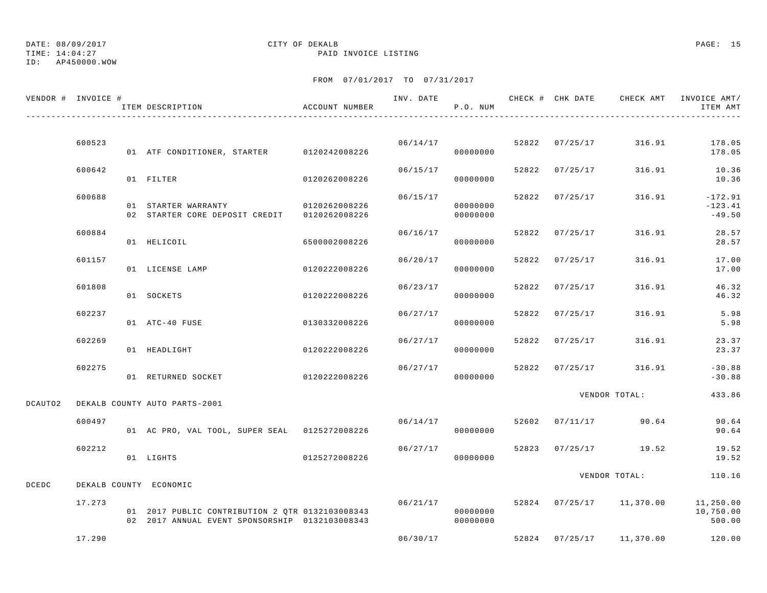DATE: 08/09/2017
TIME: 14:04:27
ID: AP450000.WOW

CITY OF DEKALB
PAID INVOICE LISTING

FROM 07/01/2017 TO 07/31/2017

| VENDOR # | INVOICE # | ITEM DESCRIPTION | ACCOUNT NUMBER | INV. DATE | P.O. NUM | CHECK # | CHK DATE | CHECK AMT | INVOICE AMT/ ITEM AMT |
|---|---|---|---|---|---|---|---|---|---|
| | 600523 | | | 06/14/17 | | 52822 | 07/25/17 | 316.91 | 178.05 |
| | | 01 ATF CONDITIONER, STARTER | 0120242008226 | | 00000000 | | | | 178.05 |
| | 600642 | | | 06/15/17 | | 52822 | 07/25/17 | 316.91 | 10.36 |
| | | 01 FILTER | 0120262008226 | | 00000000 | | | | 10.36 |
| | 600688 | | | 06/15/17 | | 52822 | 07/25/17 | 316.91 | -172.91 |
| | | 01 STARTER WARRANTY | 0120262008226 | | 00000000 | | | | -123.41 |
| | | 02 STARTER CORE DEPOSIT CREDIT | 0120262008226 | | 00000000 | | | | -49.50 |
| | 600884 | | | 06/16/17 | | 52822 | 07/25/17 | 316.91 | 28.57 |
| | | 01 HELICOIL | 6500002008226 | | 00000000 | | | | 28.57 |
| | 601157 | | | 06/20/17 | | 52822 | 07/25/17 | 316.91 | 17.00 |
| | | 01 LICENSE LAMP | 0120222008226 | | 00000000 | | | | 17.00 |
| | 601808 | | | 06/23/17 | | 52822 | 07/25/17 | 316.91 | 46.32 |
| | | 01 SOCKETS | 0120222008226 | | 00000000 | | | | 46.32 |
| | 602237 | | | 06/27/17 | | 52822 | 07/25/17 | 316.91 | 5.98 |
| | | 01 ATC-40 FUSE | 0130332008226 | | 00000000 | | | | 5.98 |
| | 602269 | | | 06/27/17 | | 52822 | 07/25/17 | 316.91 | 23.37 |
| | | 01 HEADLIGHT | 0120222008226 | | 00000000 | | | | 23.37 |
| | 602275 | | | 06/27/17 | | 52822 | 07/25/17 | 316.91 | -30.88 |
| | | 01 RETURNED SOCKET | 0120222008226 | | 00000000 | | | | -30.88 |
| | | | | | | | | VENDOR TOTAL: | 433.86 |
| DCAUTO2 | DEKALB COUNTY AUTO PARTS-2001 | | | | | | | | |
| | 600497 | | | 06/14/17 | | 52602 | 07/11/17 | 90.64 | 90.64 |
| | | 01 AC PRO, VAL TOOL, SUPER SEAL | 0125272008226 | | 00000000 | | | | 90.64 |
| | 602212 | | | 06/27/17 | | 52823 | 07/25/17 | 19.52 | 19.52 |
| | | 01 LIGHTS | 0125272008226 | | 00000000 | | | | 19.52 |
| | | | | | | | | VENDOR TOTAL: | 110.16 |
| DCEDC | DEKALB COUNTY ECONOMIC | | | | | | | | |
| | 17.273 | | | 06/21/17 | | 52824 | 07/25/17 | 11,370.00 | 11,250.00 |
| | | 01 2017 PUBLIC CONTRIBUTION 2 QTR | 0132103008343 | | 00000000 | | | | 10,750.00 |
| | | 02 2017 ANNUAL EVENT SPONSORSHIP | 0132103008343 | | 00000000 | | | | 500.00 |
| | 17.290 | | | 06/30/17 | | 52824 | 07/25/17 | 11,370.00 | 120.00 |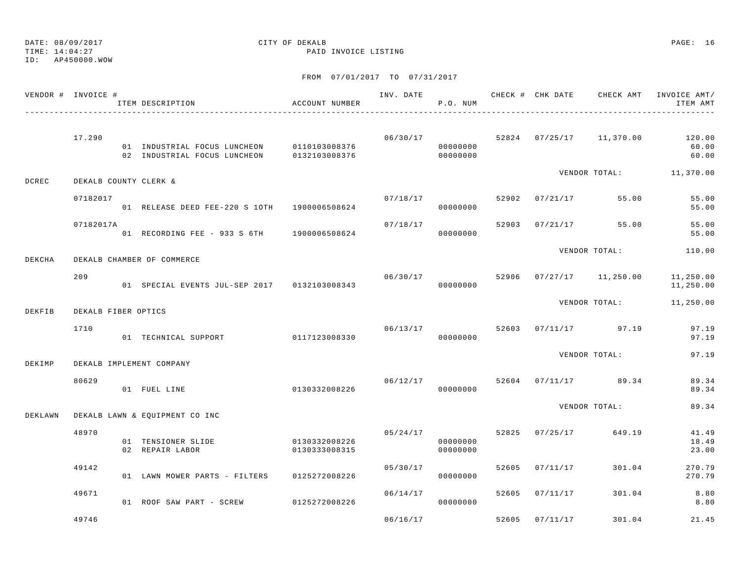DATE: 08/09/2017
TIME: 14:04:27
ID: AP450000.WOW

CITY OF DEKALB
PAID INVOICE LISTING

FROM 07/01/2017 TO 07/31/2017

| VENDOR # | INVOICE # | ITEM DESCRIPTION | ACCOUNT NUMBER | INV. DATE | P.O. NUM | CHECK # | CHK DATE | CHECK AMT | INVOICE AMT/ ITEM AMT |
|---|---|---|---|---|---|---|---|---|---|
| | 17.290 | | | 06/30/17 | | 52824 | 07/25/17 | 11,370.00 | 120.00 |
| | | 01 INDUSTRIAL FOCUS LUNCHEON | 0110103008376 | | 00000000 | | | | 60.00 |
| | | 02 INDUSTRIAL FOCUS LUNCHEON | 0132103008376 | | 00000000 | | | | 60.00 |
| | | | | | | | | VENDOR TOTAL: | 11,370.00 |
| DCREC | DEKALB COUNTY CLERK & | | | | | | | | |
| | 07182017 | | | 07/18/17 | | 52902 | 07/21/17 | 55.00 | 55.00 |
| | | 01 RELEASE DEED FEE-220 S 10TH | 1900006508624 | | 00000000 | | | | 55.00 |
| | 07182017A | | | 07/18/17 | | 52903 | 07/21/17 | 55.00 | 55.00 |
| | | 01 RECORDING FEE - 933 S 6TH | 1900006508624 | | 00000000 | | | | 55.00 |
| | | | | | | | | VENDOR TOTAL: | 110.00 |
| DEKCHA | DEKALB CHAMBER OF COMMERCE | | | | | | | | |
| | 209 | | | 06/30/17 | | 52906 | 07/27/17 | 11,250.00 | 11,250.00 |
| | | 01 SPECIAL EVENTS JUL-SEP 2017 | 0132103008343 | | 00000000 | | | | 11,250.00 |
| | | | | | | | | VENDOR TOTAL: | 11,250.00 |
| DEKFIB | DEKALB FIBER OPTICS | | | | | | | | |
| | 1710 | | | 06/13/17 | | 52603 | 07/11/17 | 97.19 | 97.19 |
| | | 01 TECHNICAL SUPPORT | 0117123008330 | | 00000000 | | | | 97.19 |
| | | | | | | | | VENDOR TOTAL: | 97.19 |
| DEKIMP | DEKALB IMPLEMENT COMPANY | | | | | | | | |
| | 80629 | | | 06/12/17 | | 52604 | 07/11/17 | 89.34 | 89.34 |
| | | 01 FUEL LINE | 0130332008226 | | 00000000 | | | | 89.34 |
| | | | | | | | | VENDOR TOTAL: | 89.34 |
| DEKLAWN | DEKALB LAWN & EQUIPMENT CO INC | | | | | | | | |
| | 48970 | | | 05/24/17 | | 52825 | 07/25/17 | 649.19 | 41.49 |
| | | 01 TENSIONER SLIDE | 0130332008226 | | 00000000 | | | | 18.49 |
| | | 02 REPAIR LABOR | 0130333008315 | | 00000000 | | | | 23.00 |
| | 49142 | | | 05/30/17 | | 52605 | 07/11/17 | 301.04 | 270.79 |
| | | 01 LAWN MOWER PARTS - FILTERS | 0125272008226 | | 00000000 | | | | 270.79 |
| | 49671 | | | 06/14/17 | | 52605 | 07/11/17 | 301.04 | 8.80 |
| | | 01 ROOF SAW PART - SCREW | 0125272008226 | | 00000000 | | | | 8.80 |
| | 49746 | | | 06/16/17 | | 52605 | 07/11/17 | 301.04 | 21.45 |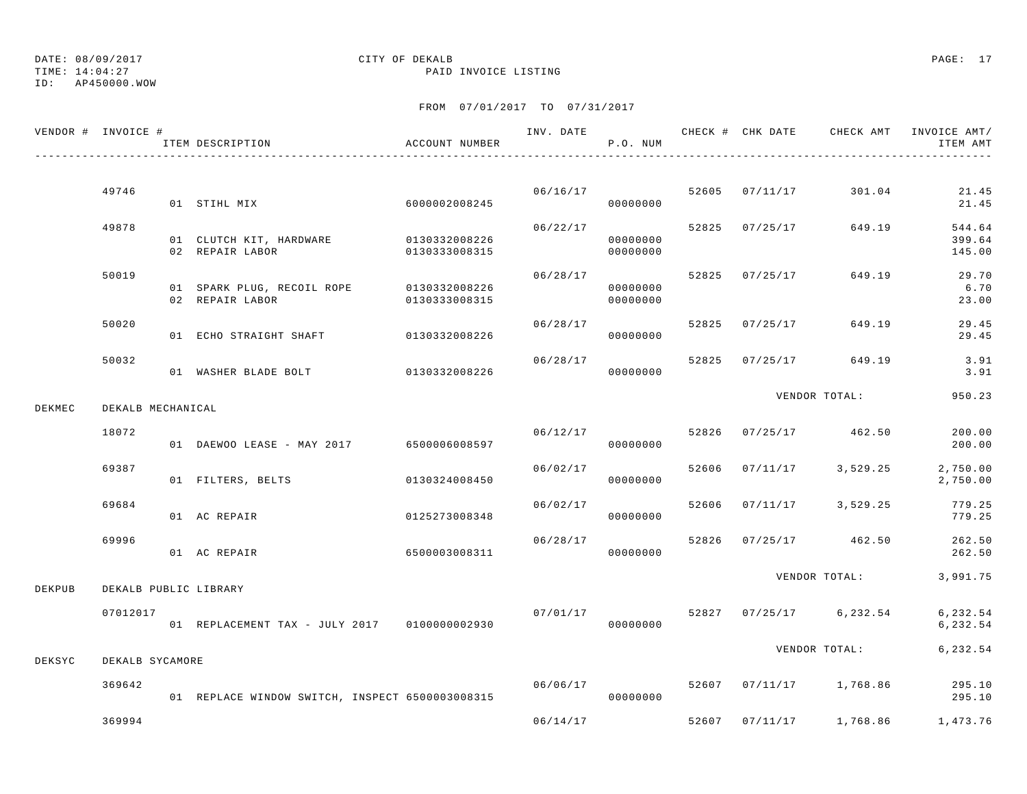DATE: 08/09/2017 CITY OF DEKALB
TIME: 14:04:27 PAID INVOICE LISTING
ID: AP450000.WOW

FROM 07/01/2017 TO 07/31/2017

| VENDOR # | INVOICE # | ITEM DESCRIPTION | ACCOUNT NUMBER | INV. DATE | P.O. NUM | CHECK # | CHK DATE | CHECK AMT | INVOICE AMT/ ITEM AMT |
|---|---|---|---|---|---|---|---|---|---|
| | 49746 | | | 06/16/17 | | 52605 | 07/11/17 | 301.04 | 21.45 |
| | | 01 STIHL MIX | 6000002008245 | | 00000000 | | | | 21.45 |
| | 49878 | | | 06/22/17 | | 52825 | 07/25/17 | 649.19 | 544.64 |
| | | 01 CLUTCH KIT, HARDWARE | 0130332008226 | | 00000000 | | | | 399.64 |
| | | 02 REPAIR LABOR | 0130333008315 | | 00000000 | | | | 145.00 |
| | 50019 | | | 06/28/17 | | 52825 | 07/25/17 | 649.19 | 29.70 |
| | | 01 SPARK PLUG, RECOIL ROPE | 0130332008226 | | 00000000 | | | | 6.70 |
| | | 02 REPAIR LABOR | 0130333008315 | | 00000000 | | | | 23.00 |
| | 50020 | | | 06/28/17 | | 52825 | 07/25/17 | 649.19 | 29.45 |
| | | 01 ECHO STRAIGHT SHAFT | 0130332008226 | | 00000000 | | | | 29.45 |
| | 50032 | | | 06/28/17 | | 52825 | 07/25/17 | 649.19 | 3.91 |
| | | 01 WASHER BLADE BOLT | 0130332008226 | | 00000000 | | | | 3.91 |
| | | | | | | | VENDOR TOTAL: | | 950.23 |
| DEKMEC | DEKALB MECHANICAL | | | | | | | | |
| | 18072 | | | 06/12/17 | | 52826 | 07/25/17 | 462.50 | 200.00 |
| | | 01 DAEWOO LEASE - MAY 2017 | 6500006008597 | | 00000000 | | | | 200.00 |
| | 69387 | | | 06/02/17 | | 52606 | 07/11/17 | 3,529.25 | 2,750.00 |
| | | 01 FILTERS, BELTS | 0130324008450 | | 00000000 | | | | 2,750.00 |
| | 69684 | | | 06/02/17 | | 52606 | 07/11/17 | 3,529.25 | 779.25 |
| | | 01 AC REPAIR | 0125273008348 | | 00000000 | | | | 779.25 |
| | 69996 | | | 06/28/17 | | 52826 | 07/25/17 | 462.50 | 262.50 |
| | | 01 AC REPAIR | 6500003008311 | | 00000000 | | | | 262.50 |
| | | | | | | | VENDOR TOTAL: | | 3,991.75 |
| DEKPUB | DEKALB PUBLIC LIBRARY | | | | | | | | |
| | 07012017 | | | 07/01/17 | | 52827 | 07/25/17 | 6,232.54 | 6,232.54 |
| | | 01 REPLACEMENT TAX - JULY 2017 | 0100000002930 | | 00000000 | | | | 6,232.54 |
| | | | | | | | VENDOR TOTAL: | | 6,232.54 |
| DEKSYC | DEKALB SYCAMORE | | | | | | | | |
| | 369642 | | | 06/06/17 | | 52607 | 07/11/17 | 1,768.86 | 295.10 |
| | | 01 REPLACE WINDOW SWITCH, INSPECT | 6500003008315 | | 00000000 | | | | 295.10 |
| | 369994 | | | 06/14/17 | | 52607 | 07/11/17 | 1,768.86 | 1,473.76 |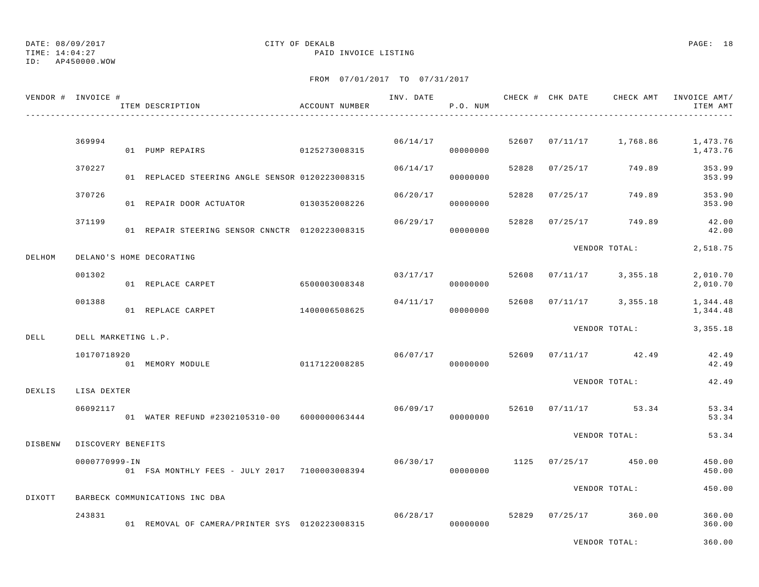DATE: 08/09/2017 CITY OF DEKALB
TIME: 14:04:27 PAID INVOICE LISTING
ID: AP450000.WOW

FROM 07/01/2017 TO 07/31/2017

| VENDOR # | INVOICE # / ITEM DESCRIPTION | ACCOUNT NUMBER | INV. DATE | P.O. NUM | CHECK # | CHK DATE | CHECK AMT | INVOICE AMT/ ITEM AMT |
|---|---|---|---|---|---|---|---|---|
| | 369994 | | 06/14/17 | | 52607 | 07/11/17 | 1,768.86 | 1,473.76 |
| | 01 PUMP REPAIRS | 0125273008315 | | 00000000 | | | | 1,473.76 |
| | 370227 | | 06/14/17 | | 52828 | 07/25/17 | 749.89 | 353.99 |
| | 01 REPLACED STEERING ANGLE SENSOR | 0120223008315 | | 00000000 | | | | 353.99 |
| | 370726 | | 06/20/17 | | 52828 | 07/25/17 | 749.89 | 353.90 |
| | 01 REPAIR DOOR ACTUATOR | 0130352008226 | | 00000000 | | | | 353.90 |
| | 371199 | | 06/29/17 | | 52828 | 07/25/17 | 749.89 | 42.00 |
| | 01 REPAIR STEERING SENSOR CNNCTR | 0120223008315 | | 00000000 | | | | 42.00 |
| | | | | | | | VENDOR TOTAL: | 2,518.75 |
| DELHOM | DELANO'S HOME DECORATING | | | | | | | |
| | 001302 | | 03/17/17 | | 52608 | 07/11/17 | 3,355.18 | 2,010.70 |
| | 01 REPLACE CARPET | 6500003008348 | | 00000000 | | | | 2,010.70 |
| | 001388 | | 04/11/17 | | 52608 | 07/11/17 | 3,355.18 | 1,344.48 |
| | 01 REPLACE CARPET | 1400006508625 | | 00000000 | | | | 1,344.48 |
| | | | | | | | VENDOR TOTAL: | 3,355.18 |
| DELL | DELL MARKETING L.P. | | | | | | | |
| | 10170718920 | | 06/07/17 | | 52609 | 07/11/17 | 42.49 | 42.49 |
| | 01 MEMORY MODULE | 0117122008285 | | 00000000 | | | | 42.49 |
| | | | | | | | VENDOR TOTAL: | 42.49 |
| DEXLIS | LISA DEXTER | | | | | | | |
| | 06092117 | | 06/09/17 | | 52610 | 07/11/17 | 53.34 | 53.34 |
| | 01 WATER REFUND #2302105310-00 | 6000000063444 | | 00000000 | | | | 53.34 |
| | | | | | | | VENDOR TOTAL: | 53.34 |
| DISBENW | DISCOVERY BENEFITS | | | | | | | |
| | 0000770999-IN | | 06/30/17 | | 1125 | 07/25/17 | 450.00 | 450.00 |
| | 01 FSA MONTHLY FEES - JULY 2017 | 7100003008394 | | 00000000 | | | | 450.00 |
| | | | | | | | VENDOR TOTAL: | 450.00 |
| DIXOTT | BARBECK COMMUNICATIONS INC DBA | | | | | | | |
| | 243831 | | 06/28/17 | | 52829 | 07/25/17 | 360.00 | 360.00 |
| | 01 REMOVAL OF CAMERA/PRINTER SYS | 0120223008315 | | 00000000 | | | | 360.00 |
| | | | | | | | VENDOR TOTAL: | 360.00 |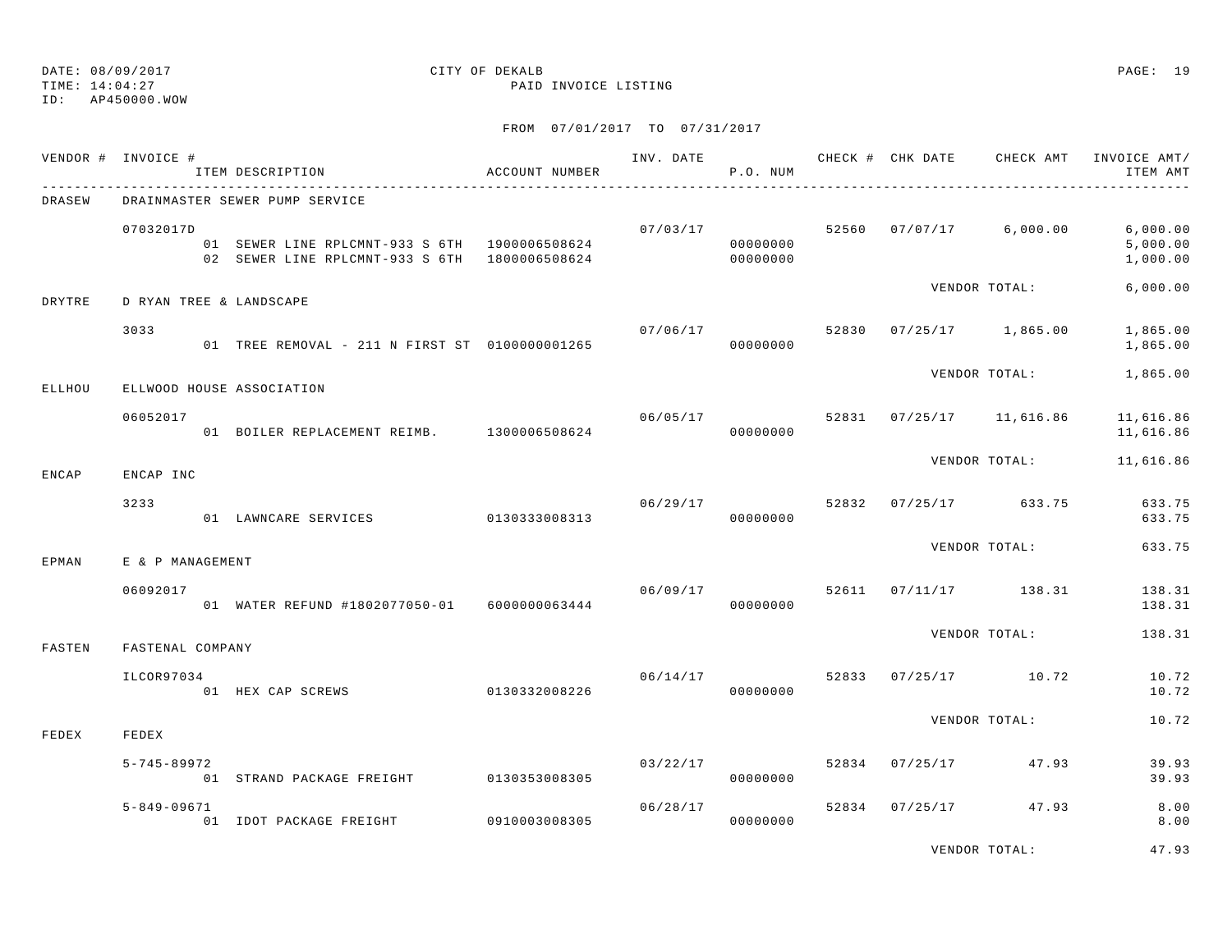DATE: 08/09/2017 CITY OF DEKALB
TIME: 14:04:27 PAID INVOICE LISTING
ID: AP450000.WOW

FROM 07/01/2017 TO 07/31/2017

| VENDOR # | INVOICE # / ITEM DESCRIPTION | ACCOUNT NUMBER | INV. DATE | P.O. NUM | CHECK # | CHK DATE | CHECK AMT | INVOICE AMT/ ITEM AMT |
|---|---|---|---|---|---|---|---|---|
| DRASEW | DRAINMASTER SEWER PUMP SERVICE | | | | | | | |
| | 07032017D | | 07/03/17 | | 52560 | 07/07/17 | 6,000.00 | 6,000.00 |
| | 01 SEWER LINE RPLCMNT-933 S 6TH | 1900006508624 | | 00000000 | | | | 5,000.00 |
| | 02 SEWER LINE RPLCMNT-933 S 6TH | 1800006508624 | | 00000000 | | | | 1,000.00 |
| | | | | | | VENDOR TOTAL: | | 6,000.00 |
| DRYTRE | D RYAN TREE & LANDSCAPE | | | | | | | |
| | 3033 | | 07/06/17 | | 52830 | 07/25/17 | 1,865.00 | 1,865.00 |
| | 01 TREE REMOVAL - 211 N FIRST ST | 0100000001265 | | 00000000 | | | | 1,865.00 |
| | | | | | | VENDOR TOTAL: | | 1,865.00 |
| ELLHOU | ELLWOOD HOUSE ASSOCIATION | | | | | | | |
| | 06052017 | | 06/05/17 | | 52831 | 07/25/17 | 11,616.86 | 11,616.86 |
| | 01 BOILER REPLACEMENT REIMB. | 1300006508624 | | 00000000 | | | | 11,616.86 |
| | | | | | | VENDOR TOTAL: | | 11,616.86 |
| ENCAP | ENCAP INC | | | | | | | |
| | 3233 | | 06/29/17 | | 52832 | 07/25/17 | 633.75 | 633.75 |
| | 01 LAWNCARE SERVICES | 0130333008313 | | 00000000 | | | | 633.75 |
| | | | | | | VENDOR TOTAL: | | 633.75 |
| EPMAN | E & P MANAGEMENT | | | | | | | |
| | 06092017 | | 06/09/17 | | 52611 | 07/11/17 | 138.31 | 138.31 |
| | 01 WATER REFUND #1802077050-01 | 6000000063444 | | 00000000 | | | | 138.31 |
| | | | | | | VENDOR TOTAL: | | 138.31 |
| FASTEN | FASTENAL COMPANY | | | | | | | |
| | ILCOR97034 | | 06/14/17 | | 52833 | 07/25/17 | 10.72 | 10.72 |
| | 01 HEX CAP SCREWS | 0130332008226 | | 00000000 | | | | 10.72 |
| | | | | | | VENDOR TOTAL: | | 10.72 |
| FEDEX | FEDEX | | | | | | | |
| | 5-745-89972 | | 03/22/17 | | 52834 | 07/25/17 | 47.93 | 39.93 |
| | 01 STRAND PACKAGE FREIGHT | 0130353008305 | | 00000000 | | | | 39.93 |
| | 5-849-09671 | | 06/28/17 | | 52834 | 07/25/17 | 47.93 | 8.00 |
| | 01 IDOT PACKAGE FREIGHT | 0910003008305 | | 00000000 | | | | 8.00 |
| | | | | | | VENDOR TOTAL: | | 47.93 |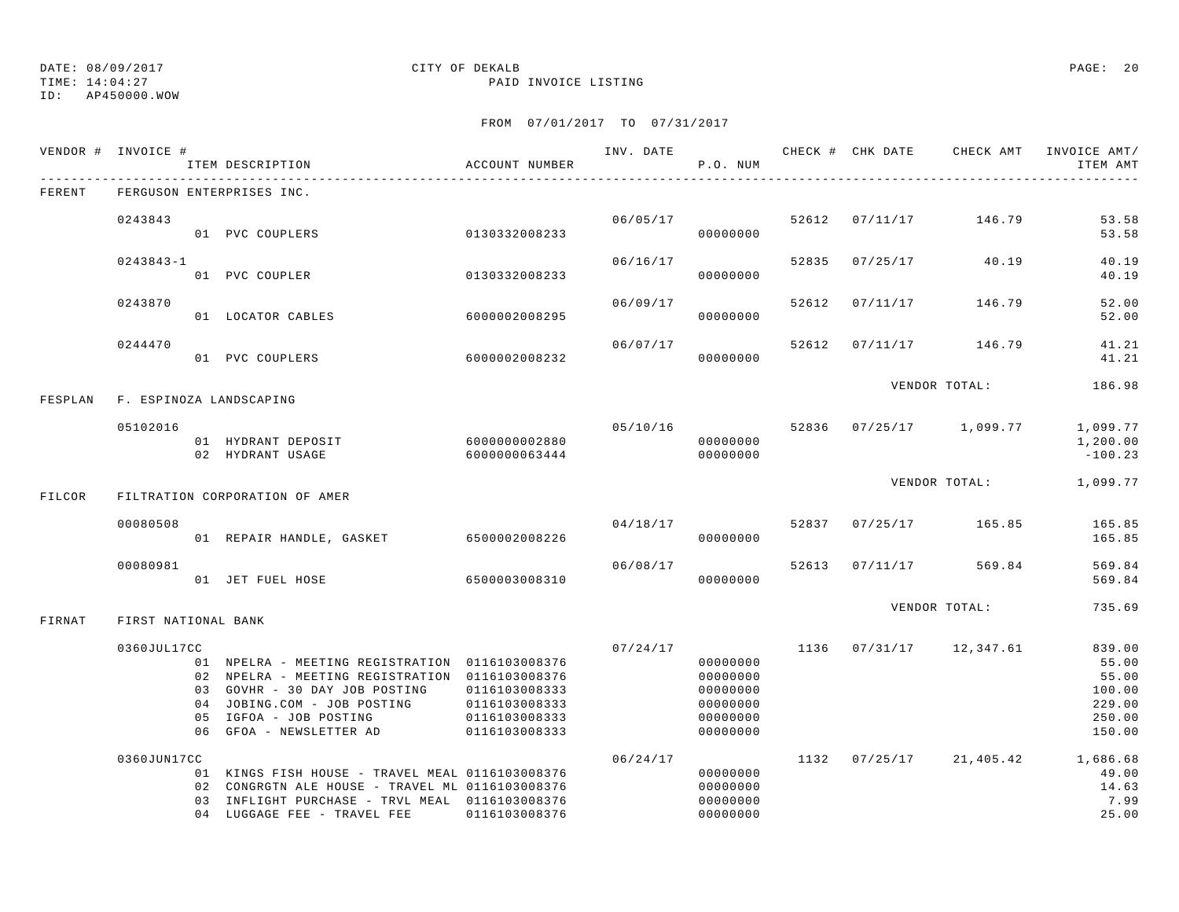DATE: 08/09/2017 CITY OF DEKALB
TIME: 14:04:27 PAID INVOICE LISTING
ID: AP450000.WOW

FROM 07/01/2017 TO 07/31/2017

| VENDOR # | INVOICE # / ITEM DESCRIPTION | ACCOUNT NUMBER | INV. DATE | P.O. NUM | CHECK # | CHK DATE | CHECK AMT | INVOICE AMT/ ITEM AMT |
|---|---|---|---|---|---|---|---|---|
| FERENT | FERGUSON ENTERPRISES INC. | | | | | | | |
| | 0243843 | | 06/05/17 | | 52612 | 07/11/17 | 146.79 | 53.58 |
| | 01 PVC COUPLERS | 0130332008233 | | 00000000 | | | | 53.58 |
| | 0243843-1 | | 06/16/17 | | 52835 | 07/25/17 | 40.19 | 40.19 |
| | 01 PVC COUPLER | 0130332008233 | | 00000000 | | | | 40.19 |
| | 0243870 | | 06/09/17 | | 52612 | 07/11/17 | 146.79 | 52.00 |
| | 01 LOCATOR CABLES | 6000002008295 | | 00000000 | | | | 52.00 |
| | 0244470 | | 06/07/17 | | 52612 | 07/11/17 | 146.79 | 41.21 |
| | 01 PVC COUPLERS | 6000002008232 | | 00000000 | | | | 41.21 |
| | | | | | | VENDOR TOTAL: | | 186.98 |
| FESPLAN | F. ESPINOZA LANDSCAPING | | | | | | | |
| | 05102016 | | 05/10/16 | | 52836 | 07/25/17 | 1,099.77 | 1,099.77 |
| | 01 HYDRANT DEPOSIT | 6000000002880 | | 00000000 | | | | 1,200.00 |
| | 02 HYDRANT USAGE | 6000000063444 | | 00000000 | | | | -100.23 |
| | | | | | | VENDOR TOTAL: | | 1,099.77 |
| FILCOR | FILTRATION CORPORATION OF AMER | | | | | | | |
| | 00080508 | | 04/18/17 | | 52837 | 07/25/17 | 165.85 | 165.85 |
| | 01 REPAIR HANDLE, GASKET | 6500002008226 | | 00000000 | | | | 165.85 |
| | 00080981 | | 06/08/17 | | 52613 | 07/11/17 | 569.84 | 569.84 |
| | 01 JET FUEL HOSE | 6500003008310 | | 00000000 | | | | 569.84 |
| | | | | | | VENDOR TOTAL: | | 735.69 |
| FIRNAT | FIRST NATIONAL BANK | | | | | | | |
| | 0360JUL17CC | | 07/24/17 | | 1136 | 07/31/17 | 12,347.61 | 839.00 |
| | 01 NPELRA - MEETING REGISTRATION | 0116103008376 | | 00000000 | | | | 55.00 |
| | 02 NPELRA - MEETING REGISTRATION | 0116103008376 | | 00000000 | | | | 55.00 |
| | 03 GOVHR - 30 DAY JOB POSTING | 0116103008333 | | 00000000 | | | | 100.00 |
| | 04 JOBING.COM - JOB POSTING | 0116103008333 | | 00000000 | | | | 229.00 |
| | 05 IGFOA - JOB POSTING | 0116103008333 | | 00000000 | | | | 250.00 |
| | 06 GFOA - NEWSLETTER AD | 0116103008333 | | 00000000 | | | | 150.00 |
| | 0360JUN17CC | | 06/24/17 | | 1132 | 07/25/17 | 21,405.42 | 1,686.68 |
| | 01 KINGS FISH HOUSE - TRAVEL MEAL | 0116103008376 | | 00000000 | | | | 49.00 |
| | 02 CONGRGTN ALE HOUSE - TRAVEL ML | 0116103008376 | | 00000000 | | | | 14.63 |
| | 03 INFLIGHT PURCHASE - TRVL MEAL | 0116103008376 | | 00000000 | | | | 7.99 |
| | 04 LUGGAGE FEE - TRAVEL FEE | 0116103008376 | | 00000000 | | | | 25.00 |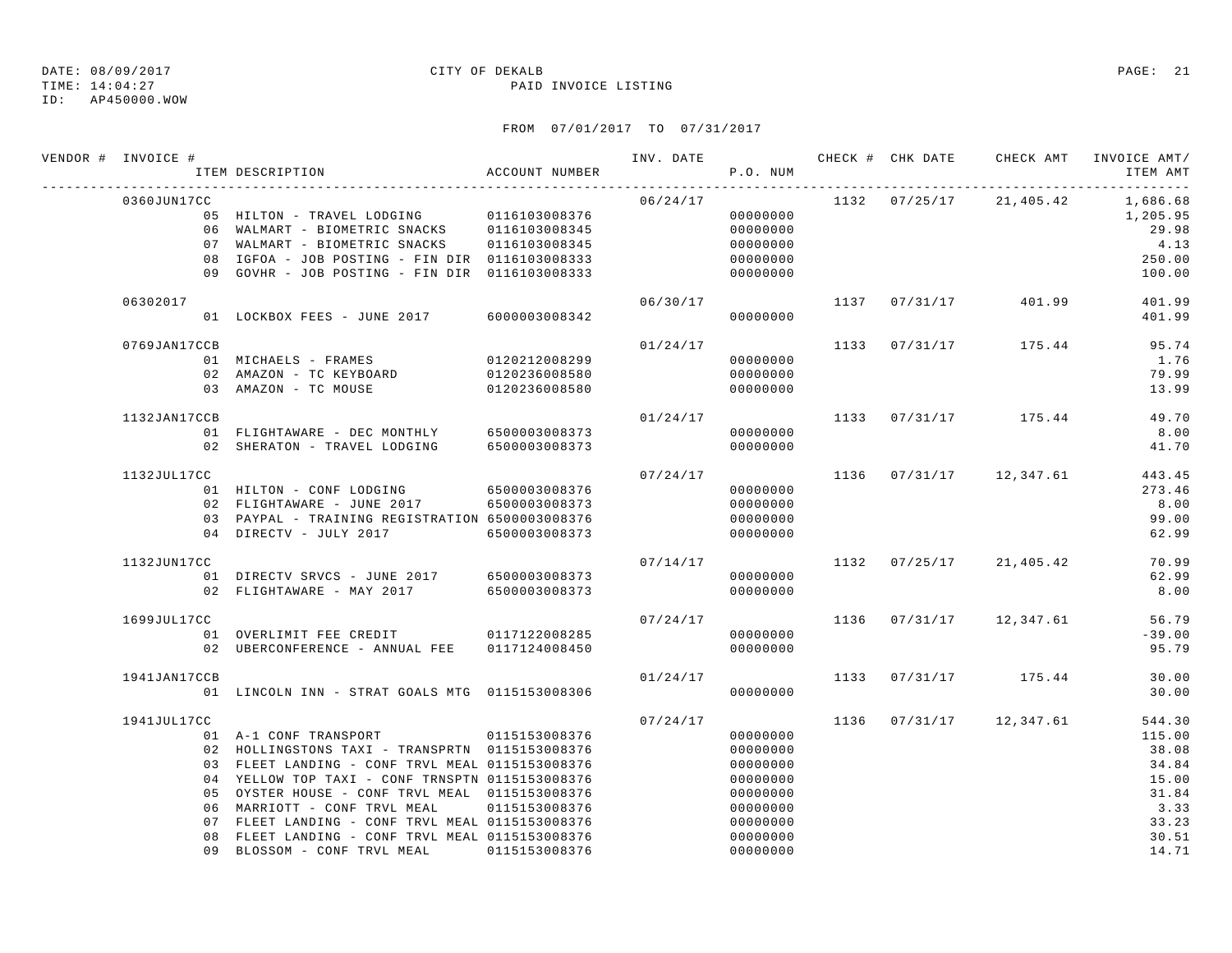DATE: 08/09/2017 CITY OF DEKALB
TIME: 14:04:27 PAID INVOICE LISTING
ID: AP450000.WOW

FROM 07/01/2017 TO 07/31/2017

| VENDOR # | INVOICE # / ITEM DESCRIPTION | ACCOUNT NUMBER | INV. DATE | P.O. NUM | CHECK # | CHK DATE | CHECK AMT | INVOICE AMT/ ITEM AMT |
|---|---|---|---|---|---|---|---|---|
| | 0360JUN17CC | | 06/24/17 | | 1132 | 07/25/17 | 21,405.42 | 1,686.68 |
| | 05 HILTON - TRAVEL LODGING | 0116103008376 | | 00000000 | | | | 1,205.95 |
| | 06 WALMART - BIOMETRIC SNACKS | 0116103008345 | | 00000000 | | | | 29.98 |
| | 07 WALMART - BIOMETRIC SNACKS | 0116103008345 | | 00000000 | | | | 4.13 |
| | 08 IGFOA - JOB POSTING - FIN DIR | 0116103008333 | | 00000000 | | | | 250.00 |
| | 09 GOVHR - JOB POSTING - FIN DIR | 0116103008333 | | 00000000 | | | | 100.00 |
| | 06302017 | | 06/30/17 | | 1137 | 07/31/17 | 401.99 | 401.99 |
| | 01 LOCKBOX FEES - JUNE 2017 | 6000003008342 | | 00000000 | | | | 401.99 |
| | 0769JAN17CCB | | 01/24/17 | | 1133 | 07/31/17 | 175.44 | 95.74 |
| | 01 MICHAELS - FRAMES | 0120212008299 | | 00000000 | | | | 1.76 |
| | 02 AMAZON - TC KEYBOARD | 0120236008580 | | 00000000 | | | | 79.99 |
| | 03 AMAZON - TC MOUSE | 0120236008580 | | 00000000 | | | | 13.99 |
| | 1132JAN17CCB | | 01/24/17 | | 1133 | 07/31/17 | 175.44 | 49.70 |
| | 01 FLIGHTAWARE - DEC MONTHLY | 6500003008373 | | 00000000 | | | | 8.00 |
| | 02 SHERATON - TRAVEL LODGING | 6500003008373 | | 00000000 | | | | 41.70 |
| | 1132JUL17CC | | 07/24/17 | | 1136 | 07/31/17 | 12,347.61 | 443.45 |
| | 01 HILTON - CONF LODGING | 6500003008376 | | 00000000 | | | | 273.46 |
| | 02 FLIGHTAWARE - JUNE 2017 | 6500003008373 | | 00000000 | | | | 8.00 |
| | 03 PAYPAL - TRAINING REGISTRATION | 6500003008376 | | 00000000 | | | | 99.00 |
| | 04 DIRECTV - JULY 2017 | 6500003008373 | | 00000000 | | | | 62.99 |
| | 1132JUN17CC | | 07/14/17 | | 1132 | 07/25/17 | 21,405.42 | 70.99 |
| | 01 DIRECTV SRVCS - JUNE 2017 | 6500003008373 | | 00000000 | | | | 62.99 |
| | 02 FLIGHTAWARE - MAY 2017 | 6500003008373 | | 00000000 | | | | 8.00 |
| | 1699JUL17CC | | 07/24/17 | | 1136 | 07/31/17 | 12,347.61 | 56.79 |
| | 01 OVERLIMIT FEE CREDIT | 0117122008285 | | 00000000 | | | | -39.00 |
| | 02 UBERCONFERENCE - ANNUAL FEE | 0117124008450 | | 00000000 | | | | 95.79 |
| | 1941JAN17CCB | | 01/24/17 | | 1133 | 07/31/17 | 175.44 | 30.00 |
| | 01 LINCOLN INN - STRAT GOALS MTG | 0115153008306 | | 00000000 | | | | 30.00 |
| | 1941JUL17CC | | 07/24/17 | | 1136 | 07/31/17 | 12,347.61 | 544.30 |
| | 01 A-1 CONF TRANSPORT | 0115153008376 | | 00000000 | | | | 115.00 |
| | 02 HOLLINGSTONS TAXI - TRANSPRTN | 0115153008376 | | 00000000 | | | | 38.08 |
| | 03 FLEET LANDING - CONF TRVL MEAL | 0115153008376 | | 00000000 | | | | 34.84 |
| | 04 YELLOW TOP TAXI - CONF TRNSPTN | 0115153008376 | | 00000000 | | | | 15.00 |
| | 05 OYSTER HOUSE - CONF TRVL MEAL | 0115153008376 | | 00000000 | | | | 31.84 |
| | 06 MARRIOTT - CONF TRVL MEAL | 0115153008376 | | 00000000 | | | | 3.33 |
| | 07 FLEET LANDING - CONF TRVL MEAL | 0115153008376 | | 00000000 | | | | 33.23 |
| | 08 FLEET LANDING - CONF TRVL MEAL | 0115153008376 | | 00000000 | | | | 30.51 |
| | 09 BLOSSOM - CONF TRVL MEAL | 0115153008376 | | 00000000 | | | | 14.71 |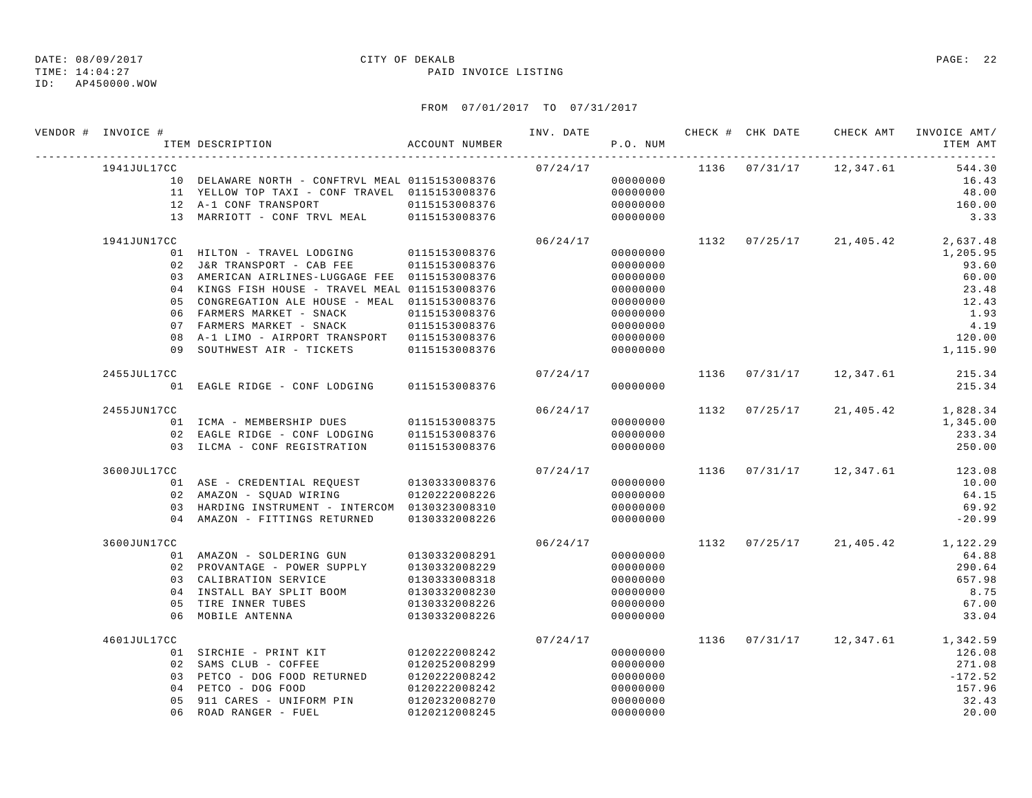DATE: 08/09/2017 CITY OF DEKALB
TIME: 14:04:27 PAID INVOICE LISTING
ID: AP450000.WOW

FROM 07/01/2017 TO 07/31/2017

| VENDOR # | INVOICE # | ITEM DESCRIPTION | ACCOUNT NUMBER | INV. DATE | P.O. NUM | CHECK # | CHK DATE | CHECK AMT | INVOICE AMT/ ITEM AMT |
|---|---|---|---|---|---|---|---|---|---|
| | 1941JUL17CC | | | 07/24/17 | | 1136 | 07/31/17 | 12,347.61 | 544.30 |
| | | 10 DELAWARE NORTH - CONFTRVL MEAL | 0115153008376 | | 00000000 | | | | 16.43 |
| | | 11 YELLOW TOP TAXI - CONF TRAVEL | 0115153008376 | | 00000000 | | | | 48.00 |
| | | 12 A-1 CONF TRANSPORT | 0115153008376 | | 00000000 | | | | 160.00 |
| | | 13 MARRIOTT - CONF TRVL MEAL | 0115153008376 | | 00000000 | | | | 3.33 |
| | 1941JUN17CC | | | 06/24/17 | | 1132 | 07/25/17 | 21,405.42 | 2,637.48 |
| | | 01 HILTON - TRAVEL LODGING | 0115153008376 | | 00000000 | | | | 1,205.95 |
| | | 02 J&R TRANSPORT - CAB FEE | 0115153008376 | | 00000000 | | | | 93.60 |
| | | 03 AMERICAN AIRLINES-LUGGAGE FEE | 0115153008376 | | 00000000 | | | | 60.00 |
| | | 04 KINGS FISH HOUSE - TRAVEL MEAL | 0115153008376 | | 00000000 | | | | 23.48 |
| | | 05 CONGREGATION ALE HOUSE - MEAL | 0115153008376 | | 00000000 | | | | 12.43 |
| | | 06 FARMERS MARKET - SNACK | 0115153008376 | | 00000000 | | | | 1.93 |
| | | 07 FARMERS MARKET - SNACK | 0115153008376 | | 00000000 | | | | 4.19 |
| | | 08 A-1 LIMO - AIRPORT TRANSPORT | 0115153008376 | | 00000000 | | | | 120.00 |
| | | 09 SOUTHWEST AIR - TICKETS | 0115153008376 | | 00000000 | | | | 1,115.90 |
| | 2455JUL17CC | | | 07/24/17 | | 1136 | 07/31/17 | 12,347.61 | 215.34 |
| | | 01 EAGLE RIDGE - CONF LODGING | 0115153008376 | | 00000000 | | | | 215.34 |
| | 2455JUN17CC | | | 06/24/17 | | 1132 | 07/25/17 | 21,405.42 | 1,828.34 |
| | | 01 ICMA - MEMBERSHIP DUES | 0115153008375 | | 00000000 | | | | 1,345.00 |
| | | 02 EAGLE RIDGE - CONF LODGING | 0115153008376 | | 00000000 | | | | 233.34 |
| | | 03 ILCMA - CONF REGISTRATION | 0115153008376 | | 00000000 | | | | 250.00 |
| | 3600JUL17CC | | | 07/24/17 | | 1136 | 07/31/17 | 12,347.61 | 123.08 |
| | | 01 ASE - CREDENTIAL REQUEST | 0130333008376 | | 00000000 | | | | 10.00 |
| | | 02 AMAZON - SQUAD WIRING | 0120222008226 | | 00000000 | | | | 64.15 |
| | | 03 HARDING INSTRUMENT - INTERCOM | 0130323008310 | | 00000000 | | | | 69.92 |
| | | 04 AMAZON - FITTINGS RETURNED | 0130332008226 | | 00000000 | | | | -20.99 |
| | 3600JUN17CC | | | 06/24/17 | | 1132 | 07/25/17 | 21,405.42 | 1,122.29 |
| | | 01 AMAZON - SOLDERING GUN | 0130332008291 | | 00000000 | | | | 64.88 |
| | | 02 PROVANTAGE - POWER SUPPLY | 0130332008229 | | 00000000 | | | | 290.64 |
| | | 03 CALIBRATION SERVICE | 0130333008318 | | 00000000 | | | | 657.98 |
| | | 04 INSTALL BAY SPLIT BOOM | 0130332008230 | | 00000000 | | | | 8.75 |
| | | 05 TIRE INNER TUBES | 0130332008226 | | 00000000 | | | | 67.00 |
| | | 06 MOBILE ANTENNA | 0130332008226 | | 00000000 | | | | 33.04 |
| | 4601JUL17CC | | | 07/24/17 | | 1136 | 07/31/17 | 12,347.61 | 1,342.59 |
| | | 01 SIRCHIE - PRINT KIT | 0120222008242 | | 00000000 | | | | 126.08 |
| | | 02 SAMS CLUB - COFFEE | 0120252008299 | | 00000000 | | | | 271.08 |
| | | 03 PETCO - DOG FOOD RETURNED | 0120222008242 | | 00000000 | | | | -172.52 |
| | | 04 PETCO - DOG FOOD | 0120222008242 | | 00000000 | | | | 157.96 |
| | | 05 911 CARES - UNIFORM PIN | 0120232008270 | | 00000000 | | | | 32.43 |
| | | 06 ROAD RANGER - FUEL | 0120212008245 | | 00000000 | | | | 20.00 |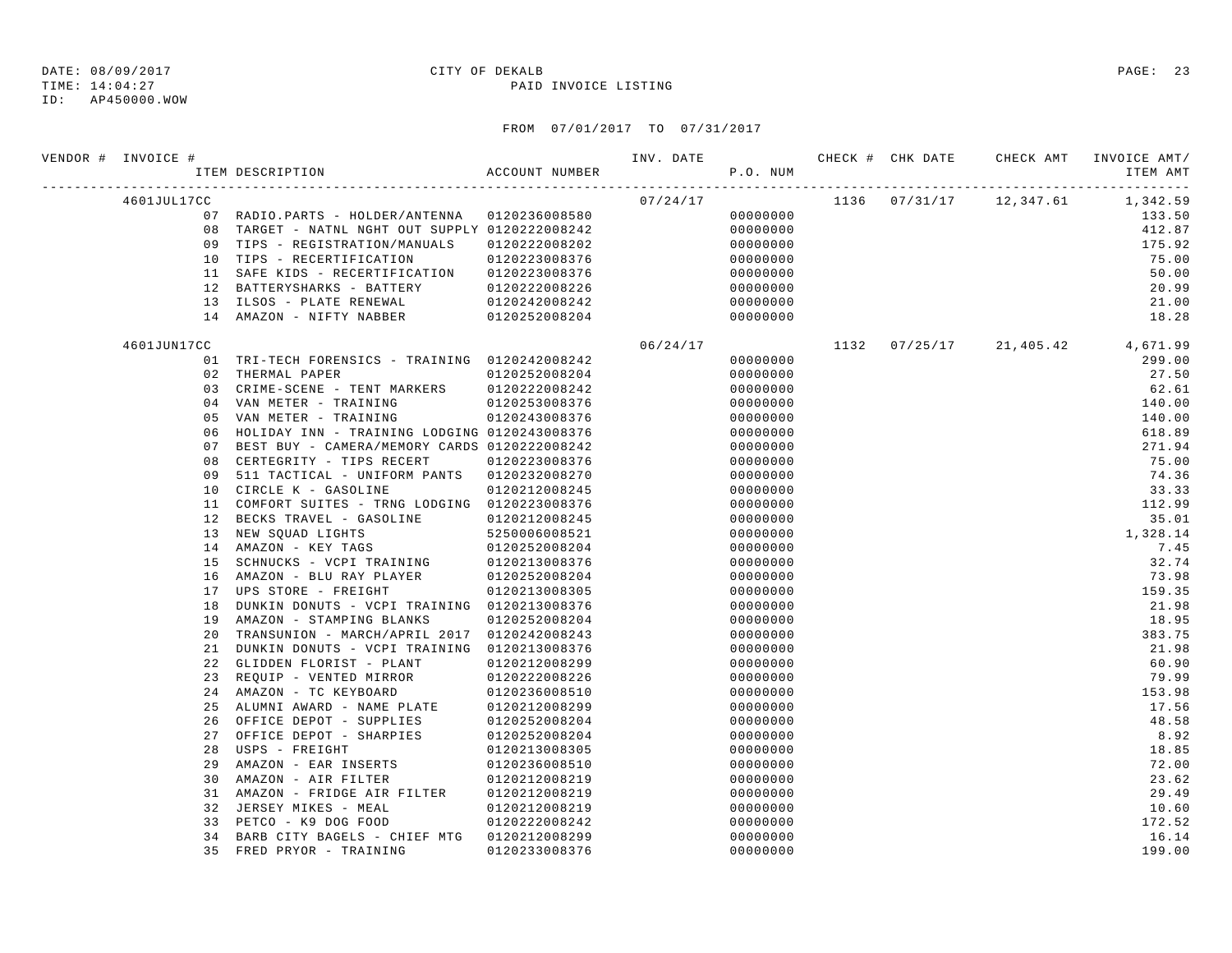DATE: 08/09/2017 CITY OF DEKALB
TIME: 14:04:27 PAID INVOICE LISTING
ID: AP450000.WOW

FROM 07/01/2017 TO 07/31/2017

| VENDOR # | INVOICE # / ITEM DESCRIPTION | ACCOUNT NUMBER | INV. DATE | P.O. NUM | CHECK # | CHK DATE | CHECK AMT | INVOICE AMT/ ITEM AMT |
|---|---|---|---|---|---|---|---|---|
| | 4601JUL17CC | | 07/24/17 | | 1136 | 07/31/17 | 12,347.61 | 1,342.59 |
| | 07 RADIO.PARTS - HOLDER/ANTENNA | 0120236008580 | | 00000000 | | | | 133.50 |
| | 08 TARGET - NATNL NGHT OUT SUPPLY | 0120222008242 | | 00000000 | | | | 412.87 |
| | 09 TIPS - REGISTRATION/MANUALS | 0120222008202 | | 00000000 | | | | 175.92 |
| | 10 TIPS - RECERTIFICATION | 0120223008376 | | 00000000 | | | | 75.00 |
| | 11 SAFE KIDS - RECERTIFICATION | 0120223008376 | | 00000000 | | | | 50.00 |
| | 12 BATTERYSHARKS - BATTERY | 0120222008226 | | 00000000 | | | | 20.99 |
| | 13 ILSOS - PLATE RENEWAL | 0120242008242 | | 00000000 | | | | 21.00 |
| | 14 AMAZON - NIFTY NABBER | 0120252008204 | | 00000000 | | | | 18.28 |
| | 4601JUN17CC | | 06/24/17 | | 1132 | 07/25/17 | 21,405.42 | 4,671.99 |
| | 01 TRI-TECH FORENSICS - TRAINING | 0120242008242 | | 00000000 | | | | 299.00 |
| | 02 THERMAL PAPER | 0120252008204 | | 00000000 | | | | 27.50 |
| | 03 CRIME-SCENE - TENT MARKERS | 0120222008242 | | 00000000 | | | | 62.61 |
| | 04 VAN METER - TRAINING | 0120253008376 | | 00000000 | | | | 140.00 |
| | 05 VAN METER - TRAINING | 0120243008376 | | 00000000 | | | | 140.00 |
| | 06 HOLIDAY INN - TRAINING LODGING | 0120243008376 | | 00000000 | | | | 618.89 |
| | 07 BEST BUY - CAMERA/MEMORY CARDS | 0120222008242 | | 00000000 | | | | 271.94 |
| | 08 CERTEGRITY - TIPS RECERT | 0120223008376 | | 00000000 | | | | 75.00 |
| | 09 511 TACTICAL - UNIFORM PANTS | 0120232008270 | | 00000000 | | | | 74.36 |
| | 10 CIRCLE K - GASOLINE | 0120212008245 | | 00000000 | | | | 33.33 |
| | 11 COMFORT SUITES - TRNG LODGING | 0120223008376 | | 00000000 | | | | 112.99 |
| | 12 BECKS TRAVEL - GASOLINE | 0120212008245 | | 00000000 | | | | 35.01 |
| | 13 NEW SQUAD LIGHTS | 5250006008521 | | 00000000 | | | | 1,328.14 |
| | 14 AMAZON - KEY TAGS | 0120252008204 | | 00000000 | | | | 7.45 |
| | 15 SCHNUCKS - VCPI TRAINING | 0120213008376 | | 00000000 | | | | 32.74 |
| | 16 AMAZON - BLU RAY PLAYER | 0120252008204 | | 00000000 | | | | 73.98 |
| | 17 UPS STORE - FREIGHT | 0120213008305 | | 00000000 | | | | 159.35 |
| | 18 DUNKIN DONUTS - VCPI TRAINING | 0120213008376 | | 00000000 | | | | 21.98 |
| | 19 AMAZON - STAMPING BLANKS | 0120252008204 | | 00000000 | | | | 18.95 |
| | 20 TRANSUNION - MARCH/APRIL 2017 | 0120242008243 | | 00000000 | | | | 383.75 |
| | 21 DUNKIN DONUTS - VCPI TRAINING | 0120213008376 | | 00000000 | | | | 21.98 |
| | 22 GLIDDEN FLORIST - PLANT | 0120212008299 | | 00000000 | | | | 60.90 |
| | 23 REQUIP - VENTED MIRROR | 0120222008226 | | 00000000 | | | | 79.99 |
| | 24 AMAZON - TC KEYBOARD | 0120236008510 | | 00000000 | | | | 153.98 |
| | 25 ALUMNI AWARD - NAME PLATE | 0120212008299 | | 00000000 | | | | 17.56 |
| | 26 OFFICE DEPOT - SUPPLIES | 0120252008204 | | 00000000 | | | | 48.58 |
| | 27 OFFICE DEPOT - SHARPIES | 0120252008204 | | 00000000 | | | | 8.92 |
| | 28 USPS - FREIGHT | 0120213008305 | | 00000000 | | | | 18.85 |
| | 29 AMAZON - EAR INSERTS | 0120236008510 | | 00000000 | | | | 72.00 |
| | 30 AMAZON - AIR FILTER | 0120212008219 | | 00000000 | | | | 23.62 |
| | 31 AMAZON - FRIDGE AIR FILTER | 0120212008219 | | 00000000 | | | | 29.49 |
| | 32 JERSEY MIKES - MEAL | 0120212008219 | | 00000000 | | | | 10.60 |
| | 33 PETCO - K9 DOG FOOD | 0120222008242 | | 00000000 | | | | 172.52 |
| | 34 BARB CITY BAGELS - CHIEF MTG | 0120212008299 | | 00000000 | | | | 16.14 |
| | 35 FRED PRYOR - TRAINING | 0120233008376 | | 00000000 | | | | 199.00 |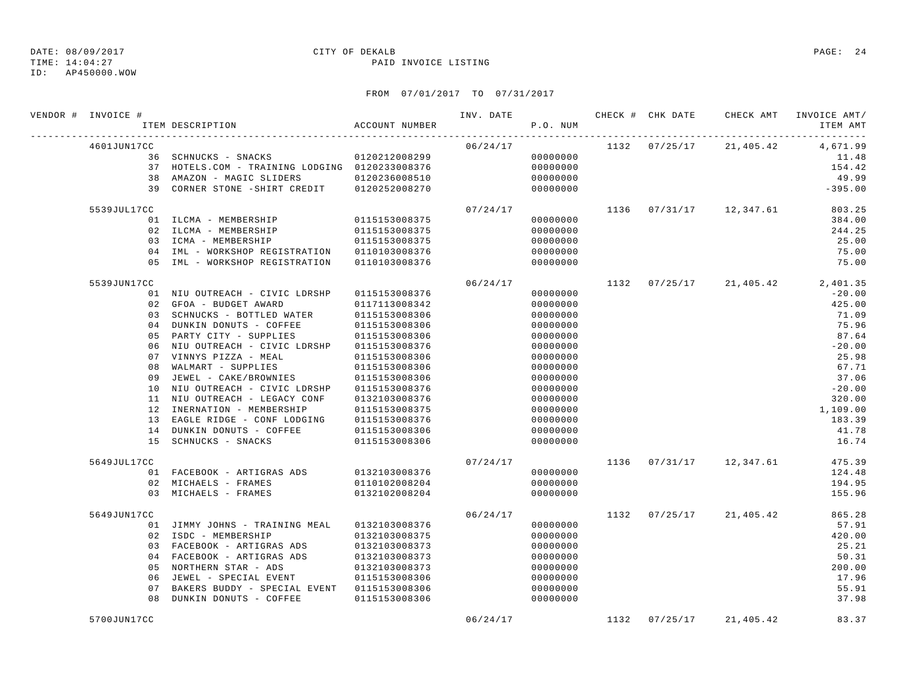DATE: 08/09/2017
TIME: 14:04:27
ID: AP450000.WOW

# CITY OF DEKALB
## PAID INVOICE LISTING

FROM 07/01/2017 TO 07/31/2017

| VENDOR # | INVOICE # / ITEM DESCRIPTION | ACCOUNT NUMBER | INV. DATE | P.O. NUM | CHECK # | CHK DATE | CHECK AMT | INVOICE AMT/ ITEM AMT |
|---|---|---|---|---|---|---|---|---|
| | 4601JUN17CC | | 06/24/17 | | 1132 | 07/25/17 | 21,405.42 | 4,671.99 |
| | 36 SCHNUCKS - SNACKS | 0120212008299 | | 00000000 | | | | 11.48 |
| | 37 HOTELS.COM - TRAINING LODGING | 0120233008376 | | 00000000 | | | | 154.42 |
| | 38 AMAZON - MAGIC SLIDERS | 0120236008510 | | 00000000 | | | | 49.99 |
| | 39 CORNER STONE -SHIRT CREDIT | 0120252008270 | | 00000000 | | | | -395.00 |
| | 5539JUL17CC | | 07/24/17 | | 1136 | 07/31/17 | 12,347.61 | 803.25 |
| | 01 ILCMA - MEMBERSHIP | 0115153008375 | | 00000000 | | | | 384.00 |
| | 02 ILCMA - MEMBERSHIP | 0115153008375 | | 00000000 | | | | 244.25 |
| | 03 ICMA - MEMBERSHIP | 0115153008375 | | 00000000 | | | | 25.00 |
| | 04 IML - WORKSHOP REGISTRATION | 0110103008376 | | 00000000 | | | | 75.00 |
| | 05 IML - WORKSHOP REGISTRATION | 0110103008376 | | 00000000 | | | | 75.00 |
| | 5539JUN17CC | | 06/24/17 | | 1132 | 07/25/17 | 21,405.42 | 2,401.35 |
| | 01 NIU OUTREACH - CIVIC LDRSHP | 0115153008376 | | 00000000 | | | | -20.00 |
| | 02 GFOA - BUDGET AWARD | 0117113008342 | | 00000000 | | | | 425.00 |
| | 03 SCHNUCKS - BOTTLED WATER | 0115153008306 | | 00000000 | | | | 71.09 |
| | 04 DUNKIN DONUTS - COFFEE | 0115153008306 | | 00000000 | | | | 75.96 |
| | 05 PARTY CITY - SUPPLIES | 0115153008306 | | 00000000 | | | | 87.64 |
| | 06 NIU OUTREACH - CIVIC LDRSHP | 0115153008376 | | 00000000 | | | | -20.00 |
| | 07 VINNYS PIZZA - MEAL | 0115153008306 | | 00000000 | | | | 25.98 |
| | 08 WALMART - SUPPLIES | 0115153008306 | | 00000000 | | | | 67.71 |
| | 09 JEWEL - CAKE/BROWNIES | 0115153008306 | | 00000000 | | | | 37.06 |
| | 10 NIU OUTREACH - CIVIC LDRSHP | 0115153008376 | | 00000000 | | | | -20.00 |
| | 11 NIU OUTREACH - LEGACY CONF | 0132103008376 | | 00000000 | | | | 320.00 |
| | 12 INERNATION - MEMBERSHIP | 0115153008375 | | 00000000 | | | | 1,109.00 |
| | 13 EAGLE RIDGE - CONF LODGING | 0115153008376 | | 00000000 | | | | 183.39 |
| | 14 DUNKIN DONUTS - COFFEE | 0115153008306 | | 00000000 | | | | 41.78 |
| | 15 SCHNUCKS - SNACKS | 0115153008306 | | 00000000 | | | | 16.74 |
| | 5649JUL17CC | | 07/24/17 | | 1136 | 07/31/17 | 12,347.61 | 475.39 |
| | 01 FACEBOOK - ARTIGRAS ADS | 0132103008376 | | 00000000 | | | | 124.48 |
| | 02 MICHAELS - FRAMES | 0110102008204 | | 00000000 | | | | 194.95 |
| | 03 MICHAELS - FRAMES | 0132102008204 | | 00000000 | | | | 155.96 |
| | 5649JUN17CC | | 06/24/17 | | 1132 | 07/25/17 | 21,405.42 | 865.28 |
| | 01 JIMMY JOHNS - TRAINING MEAL | 0132103008376 | | 00000000 | | | | 57.91 |
| | 02 ISDC - MEMBERSHIP | 0132103008375 | | 00000000 | | | | 420.00 |
| | 03 FACEBOOK - ARTIGRAS ADS | 0132103008373 | | 00000000 | | | | 25.21 |
| | 04 FACEBOOK - ARTIGRAS ADS | 0132103008373 | | 00000000 | | | | 50.31 |
| | 05 NORTHERN STAR - ADS | 0132103008373 | | 00000000 | | | | 200.00 |
| | 06 JEWEL - SPECIAL EVENT | 0115153008306 | | 00000000 | | | | 17.96 |
| | 07 BAKERS BUDDY - SPECIAL EVENT | 0115153008306 | | 00000000 | | | | 55.91 |
| | 08 DUNKIN DONUTS - COFFEE | 0115153008306 | | 00000000 | | | | 37.98 |
| | 5700JUN17CC | | 06/24/17 | | 1132 | 07/25/17 | 21,405.42 | 83.37 |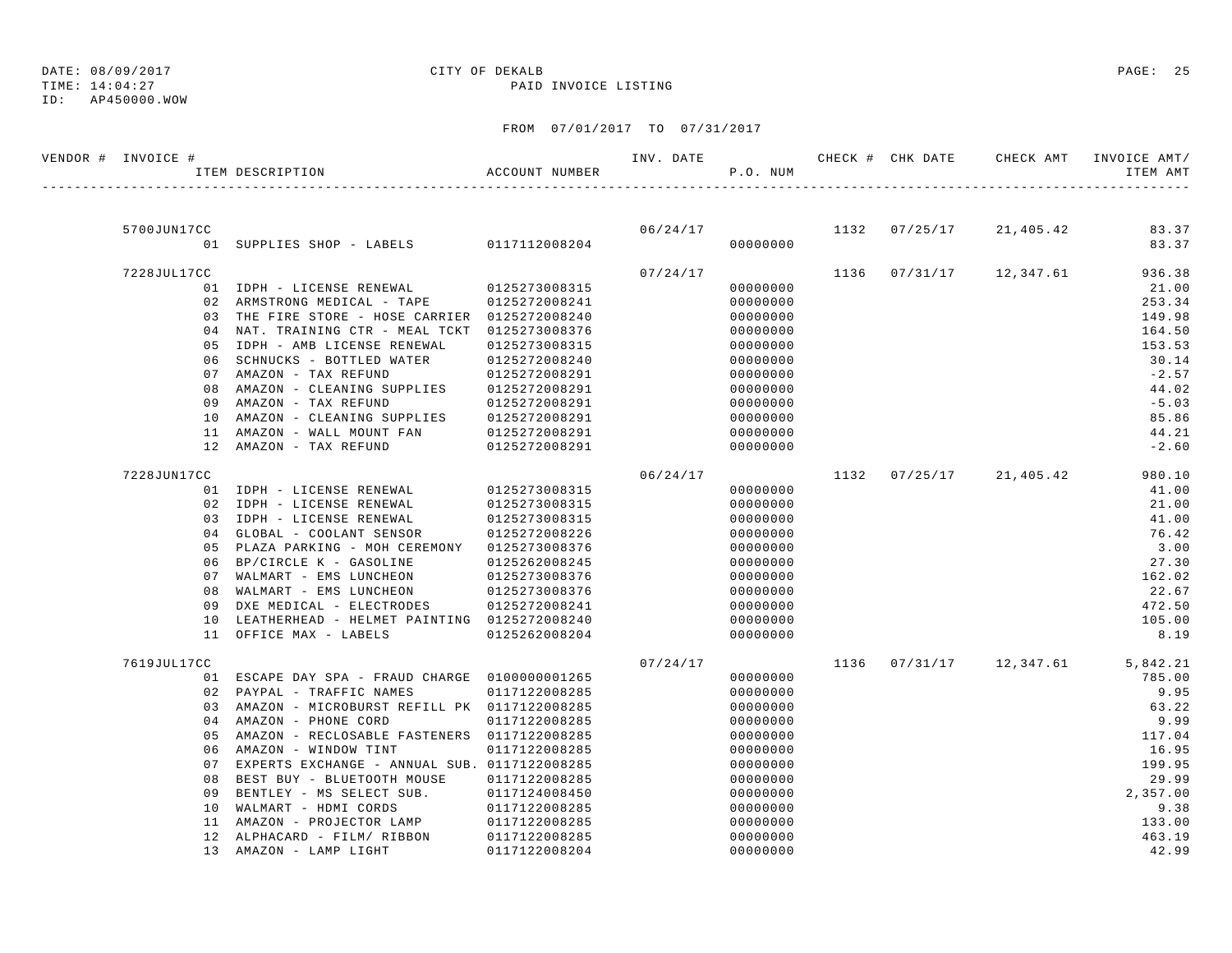DATE: 08/09/2017 CITY OF DEKALB
TIME: 14:04:27 PAID INVOICE LISTING
ID: AP450000.WOW

FROM 07/01/2017 TO 07/31/2017

| VENDOR # | INVOICE # / ITEM DESCRIPTION | ACCOUNT NUMBER | INV. DATE | P.O. NUM | CHECK # | CHK DATE | CHECK AMT | INVOICE AMT/ ITEM AMT |
|---|---|---|---|---|---|---|---|---|
| | 5700JUN17CC | | 06/24/17 | | 1132 | 07/25/17 | 21,405.42 | 83.37 |
| | 01 SUPPLIES SHOP - LABELS | 0117112008204 | | 00000000 | | | | 83.37 |
| | 7228JUL17CC | | 07/24/17 | | 1136 | 07/31/17 | 12,347.61 | 936.38 |
| | 01 IDPH - LICENSE RENEWAL | 0125273008315 | | 00000000 | | | | 21.00 |
| | 02 ARMSTRONG MEDICAL - TAPE | 0125272008241 | | 00000000 | | | | 253.34 |
| | 03 THE FIRE STORE - HOSE CARRIER | 0125272008240 | | 00000000 | | | | 149.98 |
| | 04 NAT. TRAINING CTR - MEAL TCKT | 0125273008376 | | 00000000 | | | | 164.50 |
| | 05 IDPH - AMB LICENSE RENEWAL | 0125273008315 | | 00000000 | | | | 153.53 |
| | 06 SCHNUCKS - BOTTLED WATER | 0125272008240 | | 00000000 | | | | 30.14 |
| | 07 AMAZON - TAX REFUND | 0125272008291 | | 00000000 | | | | -2.57 |
| | 08 AMAZON - CLEANING SUPPLIES | 0125272008291 | | 00000000 | | | | 44.02 |
| | 09 AMAZON - TAX REFUND | 0125272008291 | | 00000000 | | | | -5.03 |
| | 10 AMAZON - CLEANING SUPPLIES | 0125272008291 | | 00000000 | | | | 85.86 |
| | 11 AMAZON - WALL MOUNT FAN | 0125272008291 | | 00000000 | | | | 44.21 |
| | 12 AMAZON - TAX REFUND | 0125272008291 | | 00000000 | | | | -2.60 |
| | 7228JUN17CC | | 06/24/17 | | 1132 | 07/25/17 | 21,405.42 | 980.10 |
| | 01 IDPH - LICENSE RENEWAL | 0125273008315 | | 00000000 | | | | 41.00 |
| | 02 IDPH - LICENSE RENEWAL | 0125273008315 | | 00000000 | | | | 21.00 |
| | 03 IDPH - LICENSE RENEWAL | 0125273008315 | | 00000000 | | | | 41.00 |
| | 04 GLOBAL - COOLANT SENSOR | 0125272008226 | | 00000000 | | | | 76.42 |
| | 05 PLAZA PARKING - MOH CEREMONY | 0125273008376 | | 00000000 | | | | 3.00 |
| | 06 BP/CIRCLE K - GASOLINE | 0125262008245 | | 00000000 | | | | 27.30 |
| | 07 WALMART - EMS LUNCHEON | 0125273008376 | | 00000000 | | | | 162.02 |
| | 08 WALMART - EMS LUNCHEON | 0125273008376 | | 00000000 | | | | 22.67 |
| | 09 DXE MEDICAL - ELECTRODES | 0125272008241 | | 00000000 | | | | 472.50 |
| | 10 LEATHERHEAD - HELMET PAINTING | 0125272008240 | | 00000000 | | | | 105.00 |
| | 11 OFFICE MAX - LABELS | 0125262008204 | | 00000000 | | | | 8.19 |
| | 7619JUL17CC | | 07/24/17 | | 1136 | 07/31/17 | 12,347.61 | 5,842.21 |
| | 01 ESCAPE DAY SPA - FRAUD CHARGE | 0100000001265 | | 00000000 | | | | 785.00 |
| | 02 PAYPAL - TRAFFIC NAMES | 0117122008285 | | 00000000 | | | | 9.95 |
| | 03 AMAZON - MICROBURST REFILL PK | 0117122008285 | | 00000000 | | | | 63.22 |
| | 04 AMAZON - PHONE CORD | 0117122008285 | | 00000000 | | | | 9.99 |
| | 05 AMAZON - RECLOSABLE FASTENERS | 0117122008285 | | 00000000 | | | | 117.04 |
| | 06 AMAZON - WINDOW TINT | 0117122008285 | | 00000000 | | | | 16.95 |
| | 07 EXPERTS EXCHANGE - ANNUAL SUB. | 0117122008285 | | 00000000 | | | | 199.95 |
| | 08 BEST BUY - BLUETOOTH MOUSE | 0117122008285 | | 00000000 | | | | 29.99 |
| | 09 BENTLEY - MS SELECT SUB. | 0117124008450 | | 00000000 | | | | 2,357.00 |
| | 10 WALMART - HDMI CORDS | 0117122008285 | | 00000000 | | | | 9.38 |
| | 11 AMAZON - PROJECTOR LAMP | 0117122008285 | | 00000000 | | | | 133.00 |
| | 12 ALPHACARD - FILM/ RIBBON | 0117122008285 | | 00000000 | | | | 463.19 |
| | 13 AMAZON - LAMP LIGHT | 0117122008204 | | 00000000 | | | | 42.99 |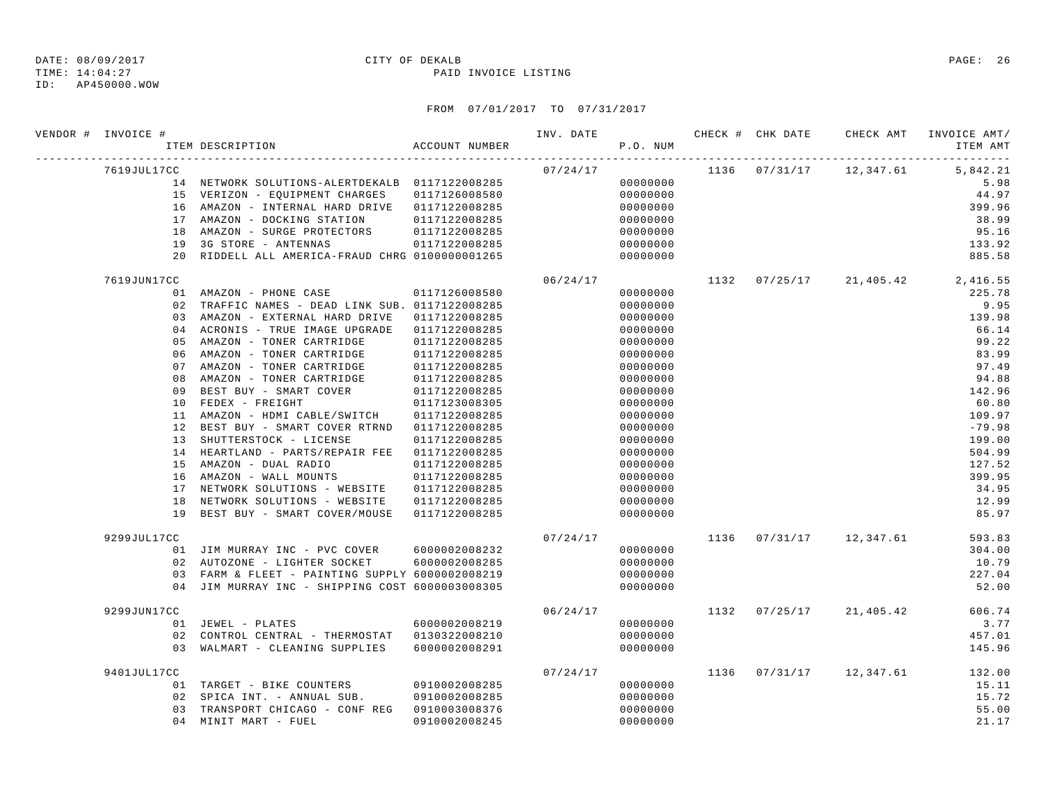DATE: 08/09/2017 CITY OF DEKALB
TIME: 14:04:27 PAID INVOICE LISTING
ID: AP450000.WOW

FROM 07/01/2017 TO 07/31/2017

| VENDOR # | INVOICE # | ITEM DESCRIPTION | ACCOUNT NUMBER | INV. DATE | P.O. NUM | CHECK # | CHK DATE | CHECK AMT | INVOICE AMT/ ITEM AMT |
|---|---|---|---|---|---|---|---|---|---|
| | 7619JUL17CC | | | 07/24/17 | | 1136 | 07/31/17 | 12,347.61 | 5,842.21 |
| | | 14 NETWORK SOLUTIONS-ALERTDEKALB | 0117122008285 | | 00000000 | | | | 5.98 |
| | | 15 VERIZON - EQUIPMENT CHARGES | 0117126008580 | | 00000000 | | | | 44.97 |
| | | 16 AMAZON - INTERNAL HARD DRIVE | 0117122008285 | | 00000000 | | | | 399.96 |
| | | 17 AMAZON - DOCKING STATION | 0117122008285 | | 00000000 | | | | 38.99 |
| | | 18 AMAZON - SURGE PROTECTORS | 0117122008285 | | 00000000 | | | | 95.16 |
| | | 19 3G STORE - ANTENNAS | 0117122008285 | | 00000000 | | | | 133.92 |
| | | 20 RIDDELL ALL AMERICA-FRAUD CHRG | 0100000001265 | | 00000000 | | | | 885.58 |
| | 7619JUN17CC | | | 06/24/17 | | 1132 | 07/25/17 | 21,405.42 | 2,416.55 |
| | | 01 AMAZON - PHONE CASE | 0117126008580 | | 00000000 | | | | 225.78 |
| | | 02 TRAFFIC NAMES - DEAD LINK SUB. | 0117122008285 | | 00000000 | | | | 9.95 |
| | | 03 AMAZON - EXTERNAL HARD DRIVE | 0117122008285 | | 00000000 | | | | 139.98 |
| | | 04 ACRONIS - TRUE IMAGE UPGRADE | 0117122008285 | | 00000000 | | | | 66.14 |
| | | 05 AMAZON - TONER CARTRIDGE | 0117122008285 | | 00000000 | | | | 99.22 |
| | | 06 AMAZON - TONER CARTRIDGE | 0117122008285 | | 00000000 | | | | 83.99 |
| | | 07 AMAZON - TONER CARTRIDGE | 0117122008285 | | 00000000 | | | | 97.49 |
| | | 08 AMAZON - TONER CARTRIDGE | 0117122008285 | | 00000000 | | | | 94.88 |
| | | 09 BEST BUY - SMART COVER | 0117122008285 | | 00000000 | | | | 142.96 |
| | | 10 FEDEX - FREIGHT | 0117123008305 | | 00000000 | | | | 60.80 |
| | | 11 AMAZON - HDMI CABLE/SWITCH | 0117122008285 | | 00000000 | | | | 109.97 |
| | | 12 BEST BUY - SMART COVER RTRND | 0117122008285 | | 00000000 | | | | -79.98 |
| | | 13 SHUTTERSTOCK - LICENSE | 0117122008285 | | 00000000 | | | | 199.00 |
| | | 14 HEARTLAND - PARTS/REPAIR FEE | 0117122008285 | | 00000000 | | | | 504.99 |
| | | 15 AMAZON - DUAL RADIO | 0117122008285 | | 00000000 | | | | 127.52 |
| | | 16 AMAZON - WALL MOUNTS | 0117122008285 | | 00000000 | | | | 399.95 |
| | | 17 NETWORK SOLUTIONS - WEBSITE | 0117122008285 | | 00000000 | | | | 34.95 |
| | | 18 NETWORK SOLUTIONS - WEBSITE | 0117122008285 | | 00000000 | | | | 12.99 |
| | | 19 BEST BUY - SMART COVER/MOUSE | 0117122008285 | | 00000000 | | | | 85.97 |
| | 9299JUL17CC | | | 07/24/17 | | 1136 | 07/31/17 | 12,347.61 | 593.83 |
| | | 01 JIM MURRAY INC - PVC COVER | 6000002008232 | | 00000000 | | | | 304.00 |
| | | 02 AUTOZONE - LIGHTER SOCKET | 6000002008285 | | 00000000 | | | | 10.79 |
| | | 03 FARM & FLEET - PAINTING SUPPLY | 6000002008219 | | 00000000 | | | | 227.04 |
| | | 04 JIM MURRAY INC - SHIPPING COST | 6000003008305 | | 00000000 | | | | 52.00 |
| | 9299JUN17CC | | | 06/24/17 | | 1132 | 07/25/17 | 21,405.42 | 606.74 |
| | | 01 JEWEL - PLATES | 6000002008219 | | 00000000 | | | | 3.77 |
| | | 02 CONTROL CENTRAL - THERMOSTAT | 0130322008210 | | 00000000 | | | | 457.01 |
| | | 03 WALMART - CLEANING SUPPLIES | 6000002008291 | | 00000000 | | | | 145.96 |
| | 9401JUL17CC | | | 07/24/17 | | 1136 | 07/31/17 | 12,347.61 | 132.00 |
| | | 01 TARGET - BIKE COUNTERS | 0910002008285 | | 00000000 | | | | 15.11 |
| | | 02 SPICA INT. - ANNUAL SUB. | 0910002008285 | | 00000000 | | | | 15.72 |
| | | 03 TRANSPORT CHICAGO - CONF REG | 0910003008376 | | 00000000 | | | | 55.00 |
| | | 04 MINIT MART - FUEL | 0910002008245 | | 00000000 | | | | 21.17 |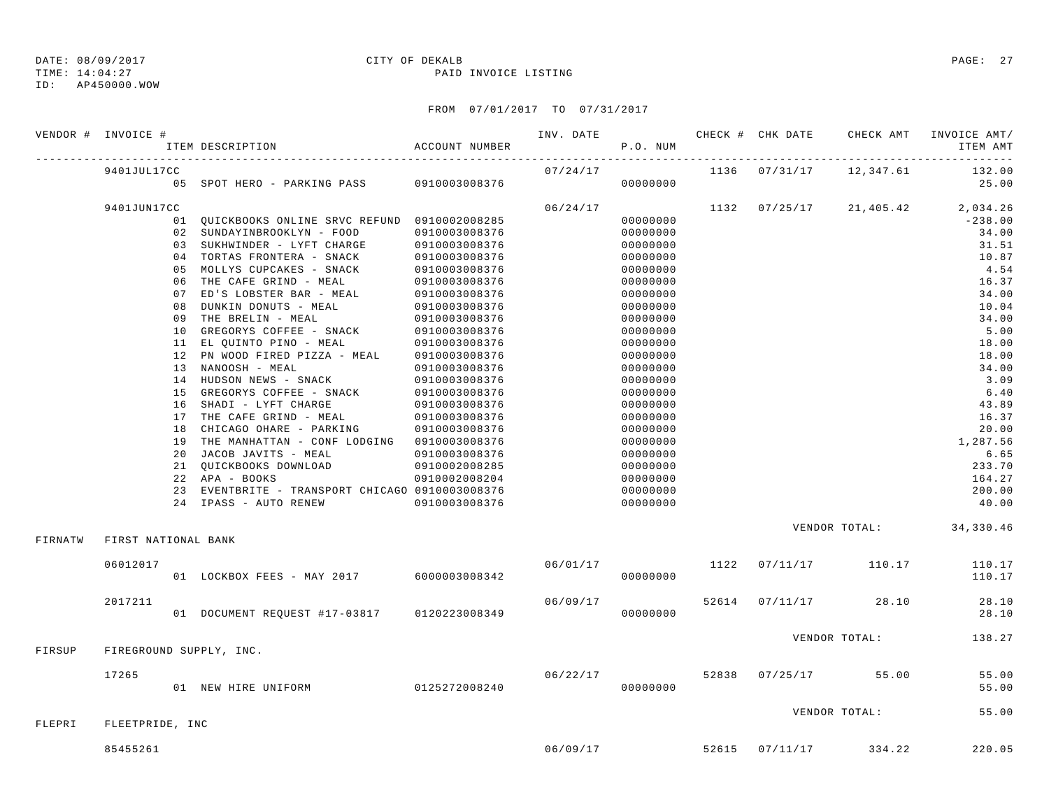DATE: 08/09/2017 CITY OF DEKALB
TIME: 14:04:27 PAID INVOICE LISTING
ID: AP450000.WOW

FROM 07/01/2017 TO 07/31/2017

| VENDOR # | INVOICE # | ITEM DESCRIPTION | ACCOUNT NUMBER | INV. DATE | P.O. NUM | CHECK # | CHK DATE | CHECK AMT | INVOICE AMT/ ITEM AMT |
|---|---|---|---|---|---|---|---|---|---|
| | 9401JUL17CC | | | 07/24/17 | | 1136 | 07/31/17 | 12,347.61 | 132.00 |
| | | 05 SPOT HERO - PARKING PASS | 0910003008376 | | 00000000 | | | | 25.00 |
| | 9401JUN17CC | | | 06/24/17 | | 1132 | 07/25/17 | 21,405.42 | 2,034.26 |
| | | 01 QUICKBOOKS ONLINE SRVC REFUND | 0910002008285 | | 00000000 | | | | -238.00 |
| | | 02 SUNDAYINBROOKLYN - FOOD | 0910003008376 | | 00000000 | | | | 34.00 |
| | | 03 SUKHWINDER - LYFT CHARGE | 0910003008376 | | 00000000 | | | | 31.51 |
| | | 04 TORTAS FRONTERA - SNACK | 0910003008376 | | 00000000 | | | | 10.87 |
| | | 05 MOLLYS CUPCAKES - SNACK | 0910003008376 | | 00000000 | | | | 4.54 |
| | | 06 THE CAFE GRIND - MEAL | 0910003008376 | | 00000000 | | | | 16.37 |
| | | 07 ED'S LOBSTER BAR - MEAL | 0910003008376 | | 00000000 | | | | 34.00 |
| | | 08 DUNKIN DONUTS - MEAL | 0910003008376 | | 00000000 | | | | 10.04 |
| | | 09 THE BRELIN - MEAL | 0910003008376 | | 00000000 | | | | 34.00 |
| | | 10 GREGORYS COFFEE - SNACK | 0910003008376 | | 00000000 | | | | 5.00 |
| | | 11 EL QUINTO PINO - MEAL | 0910003008376 | | 00000000 | | | | 18.00 |
| | | 12 PN WOOD FIRED PIZZA - MEAL | 0910003008376 | | 00000000 | | | | 18.00 |
| | | 13 NANOOSH - MEAL | 0910003008376 | | 00000000 | | | | 34.00 |
| | | 14 HUDSON NEWS - SNACK | 0910003008376 | | 00000000 | | | | 3.09 |
| | | 15 GREGORYS COFFEE - SNACK | 0910003008376 | | 00000000 | | | | 6.40 |
| | | 16 SHADI - LYFT CHARGE | 0910003008376 | | 00000000 | | | | 43.89 |
| | | 17 THE CAFE GRIND - MEAL | 0910003008376 | | 00000000 | | | | 16.37 |
| | | 18 CHICAGO OHARE - PARKING | 0910003008376 | | 00000000 | | | | 20.00 |
| | | 19 THE MANHATTAN - CONF LODGING | 0910003008376 | | 00000000 | | | | 1,287.56 |
| | | 20 JACOB JAVITS - MEAL | 0910003008376 | | 00000000 | | | | 6.65 |
| | | 21 QUICKBOOKS DOWNLOAD | 0910002008285 | | 00000000 | | | | 233.70 |
| | | 22 APA - BOOKS | 0910002008204 | | 00000000 | | | | 164.27 |
| | | 23 EVENTBRITE - TRANSPORT CHICAGO | 0910003008376 | | 00000000 | | | | 200.00 |
| | | 24 IPASS - AUTO RENEW | 0910003008376 | | 00000000 | | | | 40.00 |
| | | | | | | | | VENDOR TOTAL: | 34,330.46 |
| FIRNATW | FIRST NATIONAL BANK | | | | | | | | |
| | 06012017 | | | 06/01/17 | | 1122 | 07/11/17 | 110.17 | 110.17 |
| | | 01 LOCKBOX FEES - MAY 2017 | 6000003008342 | | 00000000 | | | | 110.17 |
| | 2017211 | | | 06/09/17 | | 52614 | 07/11/17 | 28.10 | 28.10 |
| | | 01 DOCUMENT REQUEST #17-03817 | 0120223008349 | | 00000000 | | | | 28.10 |
| | | | | | | | | VENDOR TOTAL: | 138.27 |
| FIRSUP | FIREGROUND SUPPLY, INC. | | | | | | | | |
| | 17265 | | | 06/22/17 | | 52838 | 07/25/17 | 55.00 | 55.00 |
| | | 01 NEW HIRE UNIFORM | 0125272008240 | | 00000000 | | | | 55.00 |
| | | | | | | | | VENDOR TOTAL: | 55.00 |
| FLEPRI | FLEETPRIDE, INC | | | | | | | | |
| | 85455261 | | | 06/09/17 | | 52615 | 07/11/17 | 334.22 | 220.05 |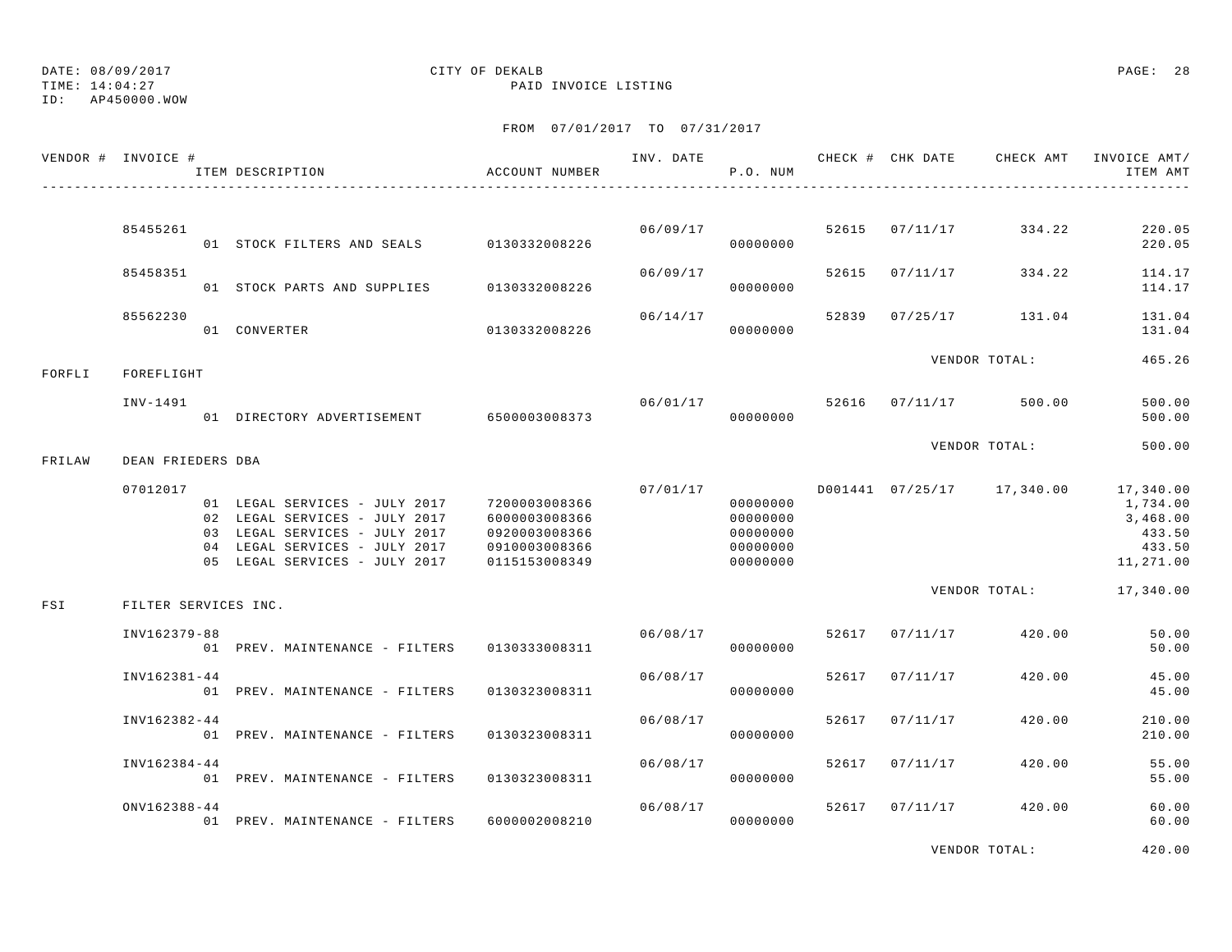DATE: 08/09/2017 CITY OF DEKALB
TIME: 14:04:27 PAID INVOICE LISTING
ID: AP450000.WOW

FROM 07/01/2017 TO 07/31/2017

| VENDOR # | INVOICE # / ITEM DESCRIPTION | ACCOUNT NUMBER | INV. DATE | P.O. NUM | CHECK # | CHK DATE | CHECK AMT | INVOICE AMT/ ITEM AMT |
|---|---|---|---|---|---|---|---|---|
| | 85455261 | | 06/09/17 | | 52615 | 07/11/17 | 334.22 | 220.05 |
| | 01 STOCK FILTERS AND SEALS | 0130332008226 | | 00000000 | | | | 220.05 |
| | 85458351 | | 06/09/17 | | 52615 | 07/11/17 | 334.22 | 114.17 |
| | 01 STOCK PARTS AND SUPPLIES | 0130332008226 | | 00000000 | | | | 114.17 |
| | 85562230 | | 06/14/17 | | 52839 | 07/25/17 | 131.04 | 131.04 |
| | 01 CONVERTER | 0130332008226 | | 00000000 | | | | 131.04 |
| | | | | | | VENDOR TOTAL: | | 465.26 |
| FORFLI | FOREFLIGHT | | | | | | | |
| | INV-1491 | | 06/01/17 | | 52616 | 07/11/17 | 500.00 | 500.00 |
| | 01 DIRECTORY ADVERTISEMENT | 6500003008373 | | 00000000 | | | | 500.00 |
| | | | | | | VENDOR TOTAL: | | 500.00 |
| FRILAW | DEAN FRIEDERS DBA | | | | | | | |
| | 07012017 | | 07/01/17 | | D001441 | 07/25/17 | 17,340.00 | 17,340.00 |
| | 01 LEGAL SERVICES - JULY 2017 | 7200003008366 | | 00000000 | | | | 1,734.00 |
| | 02 LEGAL SERVICES - JULY 2017 | 6000003008366 | | 00000000 | | | | 3,468.00 |
| | 03 LEGAL SERVICES - JULY 2017 | 0920003008366 | | 00000000 | | | | 433.50 |
| | 04 LEGAL SERVICES - JULY 2017 | 0910003008366 | | 00000000 | | | | 433.50 |
| | 05 LEGAL SERVICES - JULY 2017 | 0115153008349 | | 00000000 | | | | 11,271.00 |
| | | | | | | VENDOR TOTAL: | | 17,340.00 |
| FSI | FILTER SERVICES INC. | | | | | | | |
| | INV162379-88 | | 06/08/17 | | 52617 | 07/11/17 | 420.00 | 50.00 |
| | 01 PREV. MAINTENANCE - FILTERS | 0130333008311 | | 00000000 | | | | 50.00 |
| | INV162381-44 | | 06/08/17 | | 52617 | 07/11/17 | 420.00 | 45.00 |
| | 01 PREV. MAINTENANCE - FILTERS | 0130323008311 | | 00000000 | | | | 45.00 |
| | INV162382-44 | | 06/08/17 | | 52617 | 07/11/17 | 420.00 | 210.00 |
| | 01 PREV. MAINTENANCE - FILTERS | 0130323008311 | | 00000000 | | | | 210.00 |
| | INV162384-44 | | 06/08/17 | | 52617 | 07/11/17 | 420.00 | 55.00 |
| | 01 PREV. MAINTENANCE - FILTERS | 0130323008311 | | 00000000 | | | | 55.00 |
| | ONV162388-44 | | 06/08/17 | | 52617 | 07/11/17 | 420.00 | 60.00 |
| | 01 PREV. MAINTENANCE - FILTERS | 6000002008210 | | 00000000 | | | | 60.00 |
| | | | | | | VENDOR TOTAL: | | 420.00 |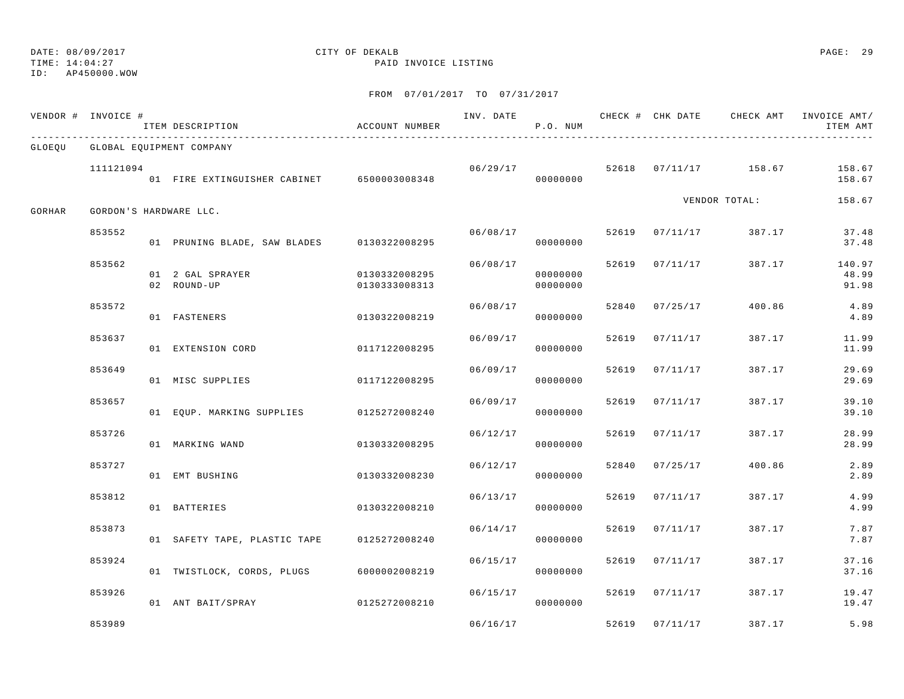DATE: 08/09/2017 CITY OF DEKALB
TIME: 14:04:27 PAID INVOICE LISTING
ID: AP450000.WOW

FROM 07/01/2017 TO 07/31/2017

| VENDOR # | INVOICE # | ITEM DESCRIPTION | ACCOUNT NUMBER | INV. DATE | P.O. NUM | CHECK # | CHK DATE | CHECK AMT | INVOICE AMT/ ITEM AMT |
|---|---|---|---|---|---|---|---|---|---|
| GLOEQU | GLOBAL EQUIPMENT COMPANY | | | | | | | | |
| | 111121094 | | | 06/29/17 | | 52618 | 07/11/17 | 158.67 | 158.67 |
| | | 01 FIRE EXTINGUISHER CABINET | 6500003008348 | | 00000000 | | | | 158.67 |
| | | | | | | | | VENDOR TOTAL: | 158.67 |
| GORHAR | GORDON'S HARDWARE LLC. | | | | | | | | |
| | 853552 | | | 06/08/17 | | 52619 | 07/11/17 | 387.17 | 37.48 |
| | | 01 PRUNING BLADE, SAW BLADES | 0130322008295 | | 00000000 | | | | 37.48 |
| | 853562 | | | 06/08/17 | | 52619 | 07/11/17 | 387.17 | 140.97 |
| | | 01 2 GAL SPRAYER | 0130332008295 | | 00000000 | | | | 48.99 |
| | | 02 ROUND-UP | 0130333008313 | | 00000000 | | | | 91.98 |
| | 853572 | | | 06/08/17 | | 52840 | 07/25/17 | 400.86 | 4.89 |
| | | 01 FASTENERS | 0130322008219 | | 00000000 | | | | 4.89 |
| | 853637 | | | 06/09/17 | | 52619 | 07/11/17 | 387.17 | 11.99 |
| | | 01 EXTENSION CORD | 0117122008295 | | 00000000 | | | | 11.99 |
| | 853649 | | | 06/09/17 | | 52619 | 07/11/17 | 387.17 | 29.69 |
| | | 01 MISC SUPPLIES | 0117122008295 | | 00000000 | | | | 29.69 |
| | 853657 | | | 06/09/17 | | 52619 | 07/11/17 | 387.17 | 39.10 |
| | | 01 EQUP. MARKING SUPPLIES | 0125272008240 | | 00000000 | | | | 39.10 |
| | 853726 | | | 06/12/17 | | 52619 | 07/11/17 | 387.17 | 28.99 |
| | | 01 MARKING WAND | 0130332008295 | | 00000000 | | | | 28.99 |
| | 853727 | | | 06/12/17 | | 52840 | 07/25/17 | 400.86 | 2.89 |
| | | 01 EMT BUSHING | 0130332008230 | | 00000000 | | | | 2.89 |
| | 853812 | | | 06/13/17 | | 52619 | 07/11/17 | 387.17 | 4.99 |
| | | 01 BATTERIES | 0130322008210 | | 00000000 | | | | 4.99 |
| | 853873 | | | 06/14/17 | | 52619 | 07/11/17 | 387.17 | 7.87 |
| | | 01 SAFETY TAPE, PLASTIC TAPE | 0125272008240 | | 00000000 | | | | 7.87 |
| | 853924 | | | 06/15/17 | | 52619 | 07/11/17 | 387.17 | 37.16 |
| | | 01 TWISTLOCK, CORDS, PLUGS | 6000002008219 | | 00000000 | | | | 37.16 |
| | 853926 | | | 06/15/17 | | 52619 | 07/11/17 | 387.17 | 19.47 |
| | | 01 ANT BAIT/SPRAY | 0125272008210 | | 00000000 | | | | 19.47 |
| | 853989 | | | 06/16/17 | | 52619 | 07/11/17 | 387.17 | 5.98 |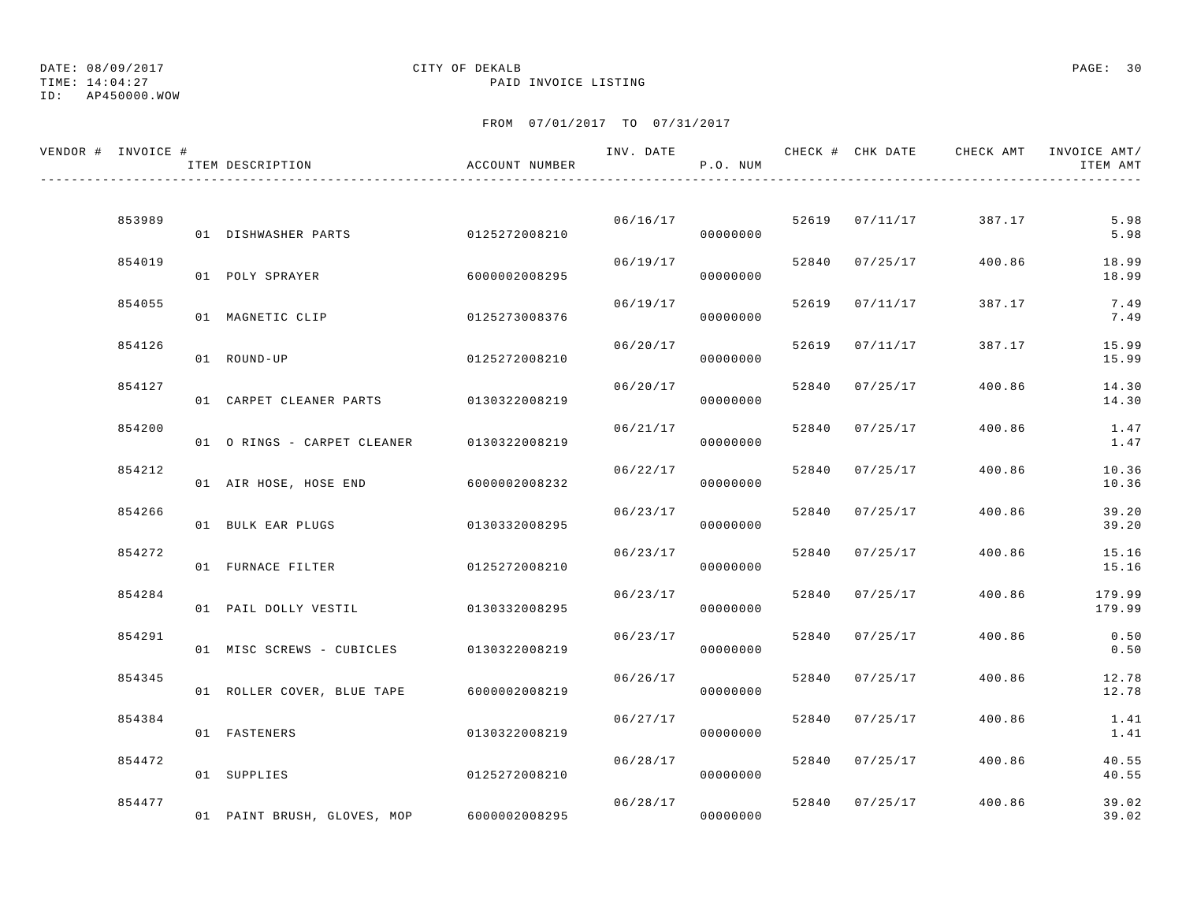DATE: 08/09/2017
TIME: 14:04:27
ID: AP450000.WOW

CITY OF DEKALB
PAID INVOICE LISTING

FROM 07/01/2017 TO 07/31/2017

| VENDOR # | INVOICE # | ITEM DESCRIPTION | ACCOUNT NUMBER | INV. DATE | P.O. NUM | CHECK # | CHK DATE | CHECK AMT | INVOICE AMT/ ITEM AMT |
|---|---|---|---|---|---|---|---|---|---|
| | 853989 | | | 06/16/17 | | 52619 | 07/11/17 | 387.17 | 5.98 |
| | | 01 DISHWASHER PARTS | 0125272008210 | | 00000000 | | | | 5.98 |
| | 854019 | | | 06/19/17 | | 52840 | 07/25/17 | 400.86 | 18.99 |
| | | 01 POLY SPRAYER | 6000002008295 | | 00000000 | | | | 18.99 |
| | 854055 | | | 06/19/17 | | 52619 | 07/11/17 | 387.17 | 7.49 |
| | | 01 MAGNETIC CLIP | 0125273008376 | | 00000000 | | | | 7.49 |
| | 854126 | | | 06/20/17 | | 52619 | 07/11/17 | 387.17 | 15.99 |
| | | 01 ROUND-UP | 0125272008210 | | 00000000 | | | | 15.99 |
| | 854127 | | | 06/20/17 | | 52840 | 07/25/17 | 400.86 | 14.30 |
| | | 01 CARPET CLEANER PARTS | 0130322008219 | | 00000000 | | | | 14.30 |
| | 854200 | | | 06/21/17 | | 52840 | 07/25/17 | 400.86 | 1.47 |
| | | 01 O RINGS - CARPET CLEANER | 0130322008219 | | 00000000 | | | | 1.47 |
| | 854212 | | | 06/22/17 | | 52840 | 07/25/17 | 400.86 | 10.36 |
| | | 01 AIR HOSE, HOSE END | 6000002008232 | | 00000000 | | | | 10.36 |
| | 854266 | | | 06/23/17 | | 52840 | 07/25/17 | 400.86 | 39.20 |
| | | 01 BULK EAR PLUGS | 0130332008295 | | 00000000 | | | | 39.20 |
| | 854272 | | | 06/23/17 | | 52840 | 07/25/17 | 400.86 | 15.16 |
| | | 01 FURNACE FILTER | 0125272008210 | | 00000000 | | | | 15.16 |
| | 854284 | | | 06/23/17 | | 52840 | 07/25/17 | 400.86 | 179.99 |
| | | 01 PAIL DOLLY VESTIL | 0130332008295 | | 00000000 | | | | 179.99 |
| | 854291 | | | 06/23/17 | | 52840 | 07/25/17 | 400.86 | 0.50 |
| | | 01 MISC SCREWS - CUBICLES | 0130322008219 | | 00000000 | | | | 0.50 |
| | 854345 | | | 06/26/17 | | 52840 | 07/25/17 | 400.86 | 12.78 |
| | | 01 ROLLER COVER, BLUE TAPE | 6000002008219 | | 00000000 | | | | 12.78 |
| | 854384 | | | 06/27/17 | | 52840 | 07/25/17 | 400.86 | 1.41 |
| | | 01 FASTENERS | 0130322008219 | | 00000000 | | | | 1.41 |
| | 854472 | | | 06/28/17 | | 52840 | 07/25/17 | 400.86 | 40.55 |
| | | 01 SUPPLIES | 0125272008210 | | 00000000 | | | | 40.55 |
| | 854477 | | | 06/28/17 | | 52840 | 07/25/17 | 400.86 | 39.02 |
| | | 01 PAINT BRUSH, GLOVES, MOP | 6000002008295 | | 00000000 | | | | 39.02 |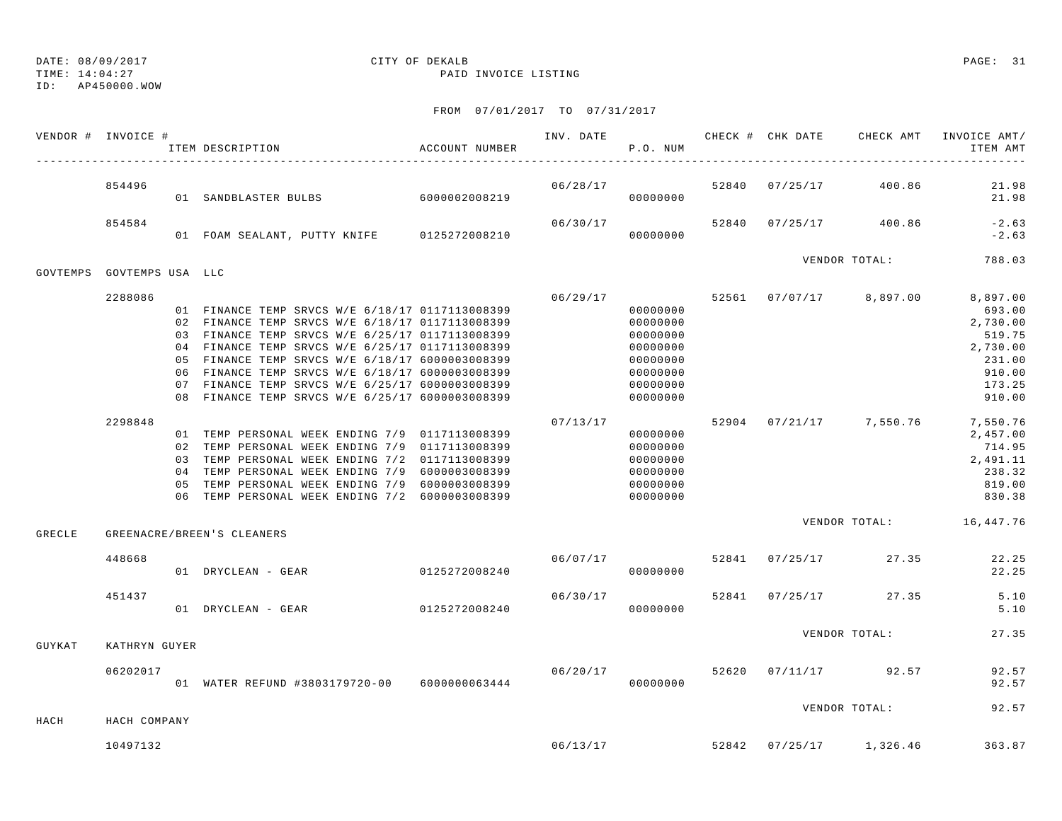DATE: 08/09/2017 CITY OF DEKALB
TIME: 14:04:27 PAID INVOICE LISTING
ID: AP450000.WOW

FROM 07/01/2017 TO 07/31/2017

| VENDOR # | INVOICE # | ITEM DESCRIPTION | ACCOUNT NUMBER | INV. DATE | P.O. NUM | CHECK # | CHK DATE | CHECK AMT | INVOICE AMT/ ITEM AMT |
|---|---|---|---|---|---|---|---|---|---|
| | 854496 | | | 06/28/17 | | 52840 | 07/25/17 | 400.86 | 21.98 |
| | | 01 SANDBLASTER BULBS | 6000002008219 | | 00000000 | | | | 21.98 |
| | 854584 | | | 06/30/17 | | 52840 | 07/25/17 | 400.86 | -2.63 |
| | | 01 FOAM SEALANT, PUTTY KNIFE | 0125272008210 | | 00000000 | | | | -2.63 |
| | | | | | | | | VENDOR TOTAL: | 788.03 |
| GOVTEMPS | GOVTEMPS USA LLC | | | | | | | | |
| | 2288086 | | | 06/29/17 | | 52561 | 07/07/17 | 8,897.00 | 8,897.00 |
| | | 01 FINANCE TEMP SRVCS W/E 6/18/17 | 0117113008399 | | 00000000 | | | | 693.00 |
| | | 02 FINANCE TEMP SRVCS W/E 6/18/17 | 0117113008399 | | 00000000 | | | | 2,730.00 |
| | | 03 FINANCE TEMP SRVCS W/E 6/25/17 | 0117113008399 | | 00000000 | | | | 519.75 |
| | | 04 FINANCE TEMP SRVCS W/E 6/25/17 | 0117113008399 | | 00000000 | | | | 2,730.00 |
| | | 05 FINANCE TEMP SRVCS W/E 6/18/17 | 6000003008399 | | 00000000 | | | | 231.00 |
| | | 06 FINANCE TEMP SRVCS W/E 6/18/17 | 6000003008399 | | 00000000 | | | | 910.00 |
| | | 07 FINANCE TEMP SRVCS W/E 6/25/17 | 6000003008399 | | 00000000 | | | | 173.25 |
| | | 08 FINANCE TEMP SRVCS W/E 6/25/17 | 6000003008399 | | 00000000 | | | | 910.00 |
| | 2298848 | | | 07/13/17 | | 52904 | 07/21/17 | 7,550.76 | 7,550.76 |
| | | 01 TEMP PERSONAL WEEK ENDING 7/9 | 0117113008399 | | 00000000 | | | | 2,457.00 |
| | | 02 TEMP PERSONAL WEEK ENDING 7/9 | 0117113008399 | | 00000000 | | | | 714.95 |
| | | 03 TEMP PERSONAL WEEK ENDING 7/2 | 0117113008399 | | 00000000 | | | | 2,491.11 |
| | | 04 TEMP PERSONAL WEEK ENDING 7/9 | 6000003008399 | | 00000000 | | | | 238.32 |
| | | 05 TEMP PERSONAL WEEK ENDING 7/9 | 6000003008399 | | 00000000 | | | | 819.00 |
| | | 06 TEMP PERSONAL WEEK ENDING 7/2 | 6000003008399 | | 00000000 | | | | 830.38 |
| | | | | | | | | VENDOR TOTAL: | 16,447.76 |
| GRECLE | GREENACRE/BREEN'S CLEANERS | | | | | | | | |
| | 448668 | | | 06/07/17 | | 52841 | 07/25/17 | 27.35 | 22.25 |
| | | 01 DRYCLEAN - GEAR | 0125272008240 | | 00000000 | | | | 22.25 |
| | 451437 | | | 06/30/17 | | 52841 | 07/25/17 | 27.35 | 5.10 |
| | | 01 DRYCLEAN - GEAR | 0125272008240 | | 00000000 | | | | 5.10 |
| | | | | | | | | VENDOR TOTAL: | 27.35 |
| GUYKAT | KATHRYN GUYER | | | | | | | | |
| | 06202017 | | | 06/20/17 | | 52620 | 07/11/17 | 92.57 | 92.57 |
| | | 01 WATER REFUND #3803179720-00 | 6000000063444 | | 00000000 | | | | 92.57 |
| | | | | | | | | VENDOR TOTAL: | 92.57 |
| HACH | HACH COMPANY | | | | | | | | |
| | 10497132 | | | 06/13/17 | | 52842 | 07/25/17 | 1,326.46 | 363.87 |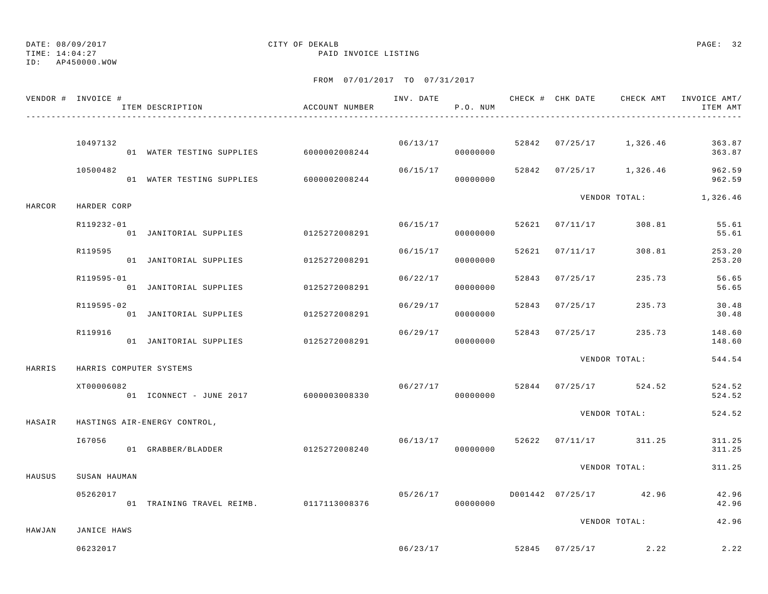DATE: 08/09/2017 CITY OF DEKALB
TIME: 14:04:27 PAID INVOICE LISTING
ID: AP450000.WOW

FROM 07/01/2017 TO 07/31/2017

| VENDOR # | INVOICE # / ITEM DESCRIPTION | ACCOUNT NUMBER | INV. DATE | P.O. NUM | CHECK # | CHK DATE | CHECK AMT | INVOICE AMT/ ITEM AMT |
|---|---|---|---|---|---|---|---|---|
| | 10497132 | | 06/13/17 | | 52842 | 07/25/17 | 1,326.46 | 363.87 |
| | 01 WATER TESTING SUPPLIES | 6000002008244 | | 00000000 | | | | 363.87 |
| | 10500482 | | 06/15/17 | | 52842 | 07/25/17 | 1,326.46 | 962.59 |
| | 01 WATER TESTING SUPPLIES | 6000002008244 | | 00000000 | | | | 962.59 |
| | | | | | | VENDOR TOTAL: | | 1,326.46 |
| HARCOR | HARDER CORP | | | | | | | |
| | R119232-01 | | 06/15/17 | | 52621 | 07/11/17 | 308.81 | 55.61 |
| | 01 JANITORIAL SUPPLIES | 0125272008291 | | 00000000 | | | | 55.61 |
| | R119595 | | 06/15/17 | | 52621 | 07/11/17 | 308.81 | 253.20 |
| | 01 JANITORIAL SUPPLIES | 0125272008291 | | 00000000 | | | | 253.20 |
| | R119595-01 | | 06/22/17 | | 52843 | 07/25/17 | 235.73 | 56.65 |
| | 01 JANITORIAL SUPPLIES | 0125272008291 | | 00000000 | | | | 56.65 |
| | R119595-02 | | 06/29/17 | | 52843 | 07/25/17 | 235.73 | 30.48 |
| | 01 JANITORIAL SUPPLIES | 0125272008291 | | 00000000 | | | | 30.48 |
| | R119916 | | 06/29/17 | | 52843 | 07/25/17 | 235.73 | 148.60 |
| | 01 JANITORIAL SUPPLIES | 0125272008291 | | 00000000 | | | | 148.60 |
| | | | | | | VENDOR TOTAL: | | 544.54 |
| HARRIS | HARRIS COMPUTER SYSTEMS | | | | | | | |
| | XT00006082 | | 06/27/17 | | 52844 | 07/25/17 | 524.52 | 524.52 |
| | 01 ICONNECT - JUNE 2017 | 6000003008330 | | 00000000 | | | | 524.52 |
| | | | | | | VENDOR TOTAL: | | 524.52 |
| HASAIR | HASTINGS AIR-ENERGY CONTROL, | | | | | | | |
| | I67056 | | 06/13/17 | | 52622 | 07/11/17 | 311.25 | 311.25 |
| | 01 GRABBER/BLADDER | 0125272008240 | | 00000000 | | | | 311.25 |
| | | | | | | VENDOR TOTAL: | | 311.25 |
| HAUSUS | SUSAN HAUMAN | | | | | | | |
| | 05262017 | | 05/26/17 | | D001442 | 07/25/17 | 42.96 | 42.96 |
| | 01 TRAINING TRAVEL REIMB. | 0117113008376 | | 00000000 | | | | 42.96 |
| | | | | | | VENDOR TOTAL: | | 42.96 |
| HAWJAN | JANICE HAWS | | | | | | | |
| | 06232017 | | 06/23/17 | | 52845 | 07/25/17 | 2.22 | 2.22 |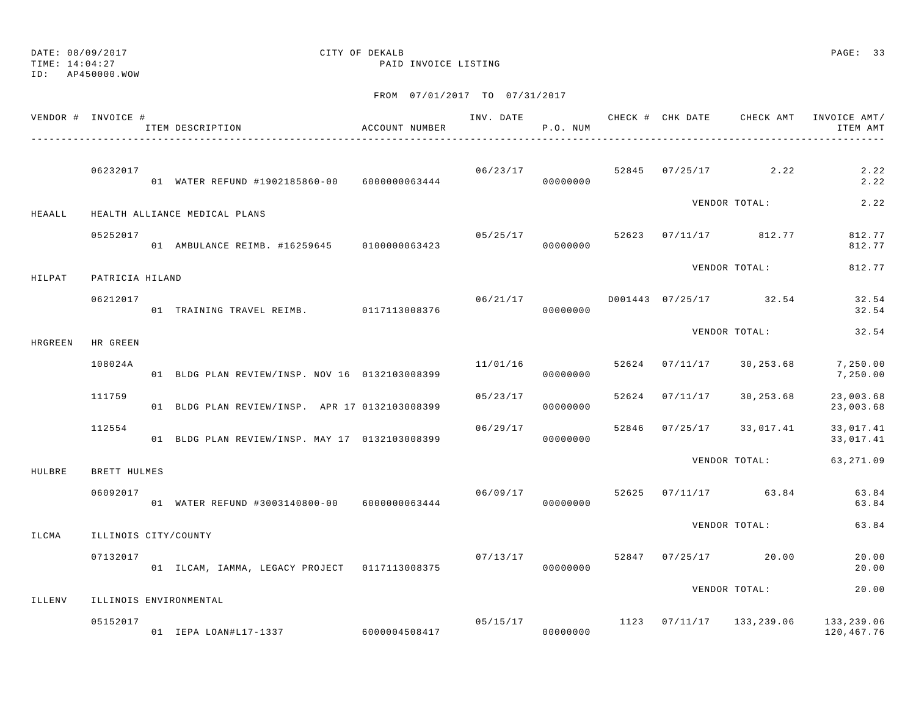DATE: 08/09/2017 CITY OF DEKALB
TIME: 14:04:27 PAID INVOICE LISTING
ID: AP450000.WOW

FROM 07/01/2017 TO 07/31/2017

| VENDOR # | INVOICE # / ITEM DESCRIPTION | ACCOUNT NUMBER | INV. DATE | P.O. NUM | CHECK # | CHK DATE | CHECK AMT | INVOICE AMT/ ITEM AMT |
|---|---|---|---|---|---|---|---|---|
| | 06232017 | | 06/23/17 | | 52845 | 07/25/17 | 2.22 | 2.22 |
| | 01 WATER REFUND #1902185860-00 | 6000000063444 | | 00000000 | | | | 2.22 |
| | | | | | | VENDOR TOTAL: | | 2.22 |
| HEAALL | HEALTH ALLIANCE MEDICAL PLANS | | | | | | | |
| | 05252017 | | 05/25/17 | | 52623 | 07/11/17 | 812.77 | 812.77 |
| | 01 AMBULANCE REIMB. #16259645 | 0100000063423 | | 00000000 | | | | 812.77 |
| | | | | | | VENDOR TOTAL: | | 812.77 |
| HILPAT | PATRICIA HILAND | | | | | | | |
| | 06212017 | | 06/21/17 | | D001443 | 07/25/17 | 32.54 | 32.54 |
| | 01 TRAINING TRAVEL REIMB. | 0117113008376 | | 00000000 | | | | 32.54 |
| | | | | | | VENDOR TOTAL: | | 32.54 |
| HRGREEN | HR GREEN | | | | | | | |
| | 108024A | | 11/01/16 | | 52624 | 07/11/17 | 30,253.68 | 7,250.00 |
| | 01 BLDG PLAN REVIEW/INSP. NOV 16 | 0132103008399 | | 00000000 | | | | 7,250.00 |
| | 111759 | | 05/23/17 | | 52624 | 07/11/17 | 30,253.68 | 23,003.68 |
| | 01 BLDG PLAN REVIEW/INSP. APR 17 | 0132103008399 | | 00000000 | | | | 23,003.68 |
| | 112554 | | 06/29/17 | | 52846 | 07/25/17 | 33,017.41 | 33,017.41 |
| | 01 BLDG PLAN REVIEW/INSP. MAY 17 | 0132103008399 | | 00000000 | | | | 33,017.41 |
| | | | | | | VENDOR TOTAL: | | 63,271.09 |
| HULBRE | BRETT HULMES | | | | | | | |
| | 06092017 | | 06/09/17 | | 52625 | 07/11/17 | 63.84 | 63.84 |
| | 01 WATER REFUND #3003140800-00 | 6000000063444 | | 00000000 | | | | 63.84 |
| | | | | | | VENDOR TOTAL: | | 63.84 |
| ILCMA | ILLINOIS CITY/COUNTY | | | | | | | |
| | 07132017 | | 07/13/17 | | 52847 | 07/25/17 | 20.00 | 20.00 |
| | 01 ILCAM, IAMMA, LEGACY PROJECT | 0117113008375 | | 00000000 | | | | 20.00 |
| | | | | | | VENDOR TOTAL: | | 20.00 |
| ILLENV | ILLINOIS ENVIRONMENTAL | | | | | | | |
| | 05152017 | | 05/15/17 | | 1123 | 07/11/17 | 133,239.06 | 133,239.06 |
| | 01 IEPA LOAN#L17-1337 | 6000004508417 | | 00000000 | | | | 120,467.76 |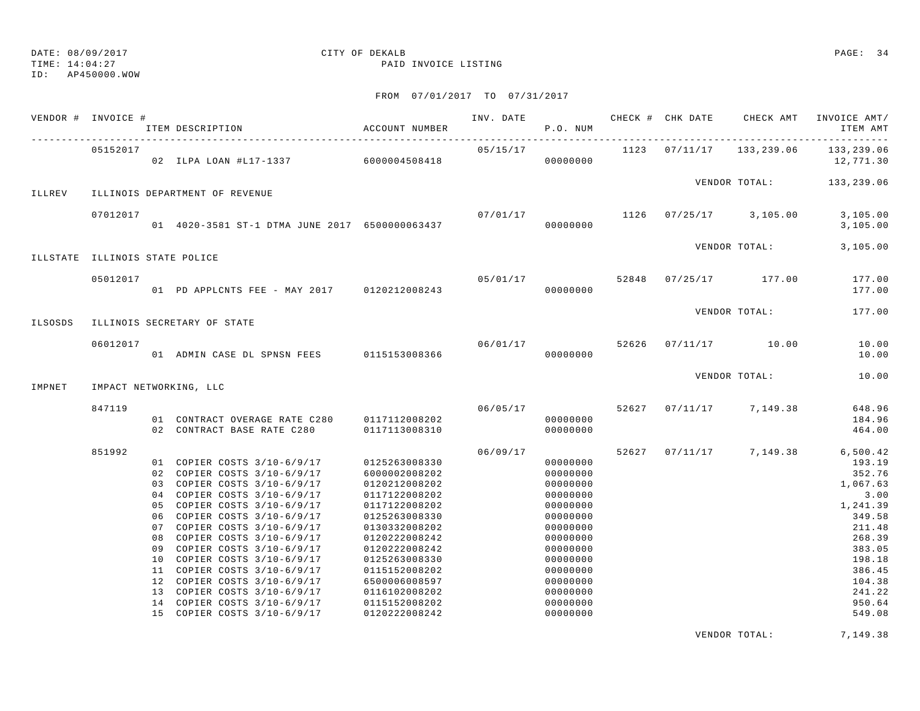DATE: 08/09/2017 CITY OF DEKALB
TIME: 14:04:27 PAID INVOICE LISTING
ID: AP450000.WOW

FROM 07/01/2017 TO 07/31/2017

| VENDOR # | INVOICE # | ITEM DESCRIPTION | ACCOUNT NUMBER | INV. DATE | P.O. NUM | CHECK # | CHK DATE | CHECK AMT | INVOICE AMT/ ITEM AMT |
|---|---|---|---|---|---|---|---|---|---|
| | 05152017 | | | 05/15/17 | | 1123 | 07/11/17 | 133,239.06 | 133,239.06 |
| | | 02 ILPA LOAN #L17-1337 | 6000004508418 | | 00000000 | | | | 12,771.30 |
| | | | | | | | | VENDOR TOTAL: | 133,239.06 |
| ILLREV | ILLINOIS DEPARTMENT OF REVENUE | | | | | | | | |
| | 07012017 | | | 07/01/17 | | 1126 | 07/25/17 | 3,105.00 | 3,105.00 |
| | | 01 4020-3581 ST-1 DTMA JUNE 2017 | 6500000063437 | | 00000000 | | | | 3,105.00 |
| | | | | | | | | VENDOR TOTAL: | 3,105.00 |
| ILLSTATE | ILLINOIS STATE POLICE | | | | | | | | |
| | 05012017 | | | 05/01/17 | | 52848 | 07/25/17 | 177.00 | 177.00 |
| | | 01 PD APPLCNTS FEE - MAY 2017 | 0120212008243 | | 00000000 | | | | 177.00 |
| | | | | | | | | VENDOR TOTAL: | 177.00 |
| ILSOSDS | ILLINOIS SECRETARY OF STATE | | | | | | | | |
| | 06012017 | | | 06/01/17 | | 52626 | 07/11/17 | 10.00 | 10.00 |
| | | 01 ADMIN CASE DL SPNSN FEES | 0115153008366 | | 00000000 | | | | 10.00 |
| | | | | | | | | VENDOR TOTAL: | 10.00 |
| IMPNET | IMPACT NETWORKING, LLC | | | | | | | | |
| | 847119 | | | 06/05/17 | | 52627 | 07/11/17 | 7,149.38 | 648.96 |
| | | 01 CONTRACT OVERAGE RATE C280 | 0117112008202 | | 00000000 | | | | 184.96 |
| | | 02 CONTRACT BASE RATE C280 | 0117113008310 | | 00000000 | | | | 464.00 |
| | 851992 | | | 06/09/17 | | 52627 | 07/11/17 | 7,149.38 | 6,500.42 |
| | | 01 COPIER COSTS 3/10-6/9/17 | 0125263008330 | | 00000000 | | | | 193.19 |
| | | 02 COPIER COSTS 3/10-6/9/17 | 6000002008202 | | 00000000 | | | | 352.76 |
| | | 03 COPIER COSTS 3/10-6/9/17 | 0120212008202 | | 00000000 | | | | 1,067.63 |
| | | 04 COPIER COSTS 3/10-6/9/17 | 0117122008202 | | 00000000 | | | | 3.00 |
| | | 05 COPIER COSTS 3/10-6/9/17 | 0117122008202 | | 00000000 | | | | 1,241.39 |
| | | 06 COPIER COSTS 3/10-6/9/17 | 0125263008330 | | 00000000 | | | | 349.58 |
| | | 07 COPIER COSTS 3/10-6/9/17 | 0130332008202 | | 00000000 | | | | 211.48 |
| | | 08 COPIER COSTS 3/10-6/9/17 | 0120222008242 | | 00000000 | | | | 268.39 |
| | | 09 COPIER COSTS 3/10-6/9/17 | 0120222008242 | | 00000000 | | | | 383.05 |
| | | 10 COPIER COSTS 3/10-6/9/17 | 0125263008330 | | 00000000 | | | | 198.18 |
| | | 11 COPIER COSTS 3/10-6/9/17 | 0115152008202 | | 00000000 | | | | 386.45 |
| | | 12 COPIER COSTS 3/10-6/9/17 | 6500006008597 | | 00000000 | | | | 104.38 |
| | | 13 COPIER COSTS 3/10-6/9/17 | 0116102008202 | | 00000000 | | | | 241.22 |
| | | 14 COPIER COSTS 3/10-6/9/17 | 0115152008202 | | 00000000 | | | | 950.64 |
| | | 15 COPIER COSTS 3/10-6/9/17 | 0120222008242 | | 00000000 | | | | 549.08 |
| | | | | | | | | VENDOR TOTAL: | 7,149.38 |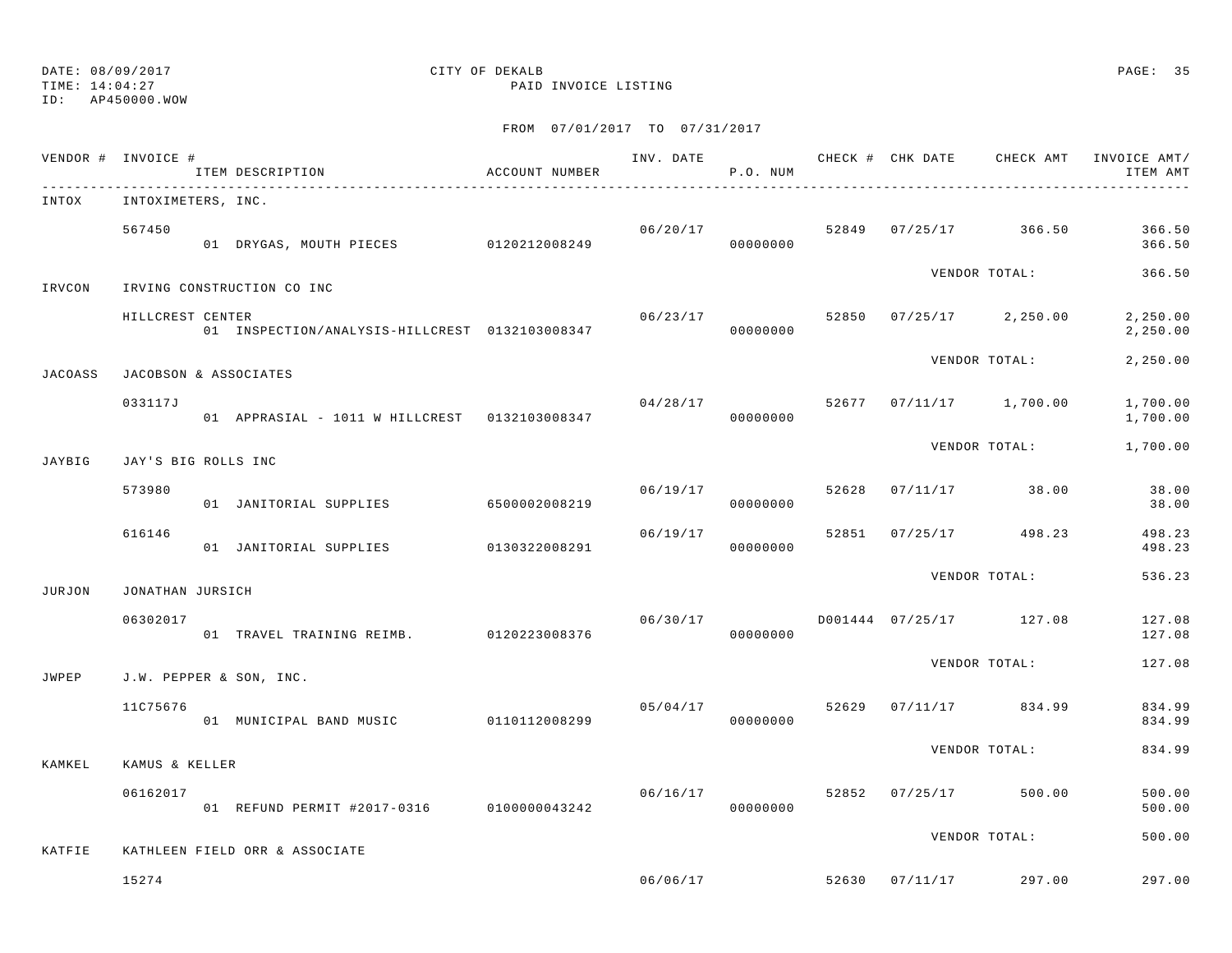DATE: 08/09/2017 CITY OF DEKALB
TIME: 14:04:27 PAID INVOICE LISTING
ID: AP450000.WOW

FROM 07/01/2017 TO 07/31/2017

| VENDOR # | INVOICE # / ITEM DESCRIPTION | ACCOUNT NUMBER | INV. DATE | P.O. NUM | CHECK # | CHK DATE | CHECK AMT | INVOICE AMT/ ITEM AMT |
|---|---|---|---|---|---|---|---|---|
| INTOX | INTOXIMETERS, INC. | | | | | | | |
| | 567450 | | 06/20/17 | | 52849 | 07/25/17 | 366.50 | 366.50 |
| | 01 DRYGAS, MOUTH PIECES | 0120212008249 | | 00000000 | | | | 366.50 |
| | | | | | | VENDOR TOTAL: | | 366.50 |
| IRVCON | IRVING CONSTRUCTION CO INC | | | | | | | |
| | HILLCREST CENTER | | 06/23/17 | | 52850 | 07/25/17 | 2,250.00 | 2,250.00 |
| | 01 INSPECTION/ANALYSIS-HILLCREST | 0132103008347 | | 00000000 | | | | 2,250.00 |
| | | | | | | VENDOR TOTAL: | | 2,250.00 |
| JACOASS | JACOBSON & ASSOCIATES | | | | | | | |
| | 033117J | | 04/28/17 | | 52677 | 07/11/17 | 1,700.00 | 1,700.00 |
| | 01 APPRASIAL - 1011 W HILLCREST | 0132103008347 | | 00000000 | | | | 1,700.00 |
| | | | | | | VENDOR TOTAL: | | 1,700.00 |
| JAYBIG | JAY'S BIG ROLLS INC | | | | | | | |
| | 573980 | | 06/19/17 | | 52628 | 07/11/17 | 38.00 | 38.00 |
| | 01 JANITORIAL SUPPLIES | 6500002008219 | | 00000000 | | | | 38.00 |
| | 616146 | | 06/19/17 | | 52851 | 07/25/17 | 498.23 | 498.23 |
| | 01 JANITORIAL SUPPLIES | 0130322008291 | | 00000000 | | | | 498.23 |
| | | | | | | VENDOR TOTAL: | | 536.23 |
| JURJON | JONATHAN JURSICH | | | | | | | |
| | 06302017 | | 06/30/17 | | D001444 | 07/25/17 | 127.08 | 127.08 |
| | 01 TRAVEL TRAINING REIMB. | 0120223008376 | | 00000000 | | | | 127.08 |
| | | | | | | VENDOR TOTAL: | | 127.08 |
| JWPEP | J.W. PEPPER & SON, INC. | | | | | | | |
| | 11C75676 | | 05/04/17 | | 52629 | 07/11/17 | 834.99 | 834.99 |
| | 01 MUNICIPAL BAND MUSIC | 0110112008299 | | 00000000 | | | | 834.99 |
| | | | | | | VENDOR TOTAL: | | 834.99 |
| KAMKEL | KAMUS & KELLER | | | | | | | |
| | 06162017 | | 06/16/17 | | 52852 | 07/25/17 | 500.00 | 500.00 |
| | 01 REFUND PERMIT #2017-0316 | 0100000043242 | | 00000000 | | | | 500.00 |
| | | | | | | VENDOR TOTAL: | | 500.00 |
| KATFIE | KATHLEEN FIELD ORR & ASSOCIATE | | | | | | | |
| | 15274 | | 06/06/17 | | 52630 | 07/11/17 | 297.00 | 297.00 |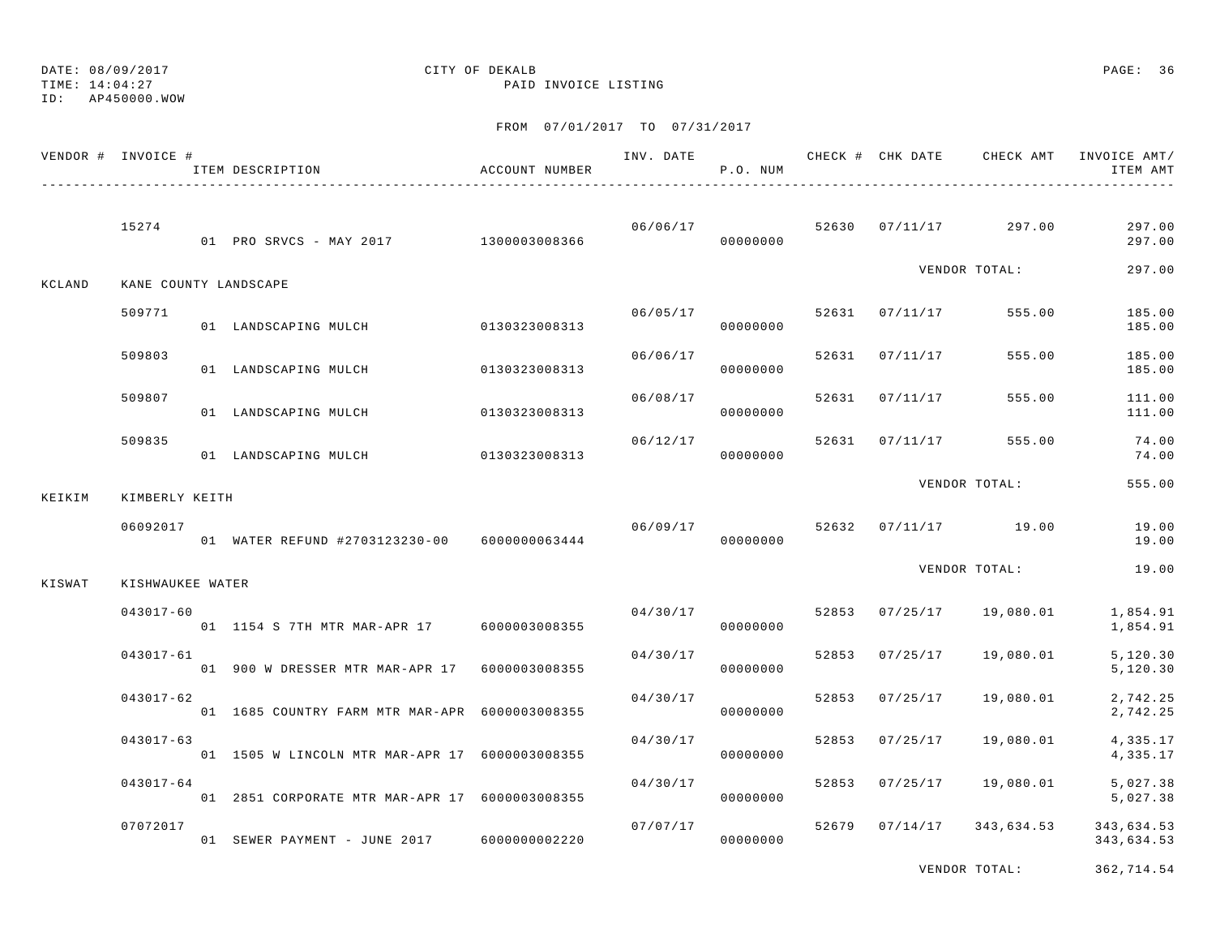DATE: 08/09/2017
TIME: 14:04:27
ID: AP450000.WOW

CITY OF DEKALB
PAID INVOICE LISTING

FROM 07/01/2017 TO 07/31/2017

| VENDOR # | INVOICE # / ITEM DESCRIPTION | ACCOUNT NUMBER | INV. DATE | P.O. NUM | CHECK # | CHK DATE | CHECK AMT | INVOICE AMT/ ITEM AMT |
|---|---|---|---|---|---|---|---|---|
| | 15274 | | 06/06/17 | | 52630 | 07/11/17 | 297.00 | 297.00 |
| | 01 PRO SRVCS - MAY 2017 | 1300003008366 | | 00000000 | | | | 297.00 |
| | | | | | | VENDOR TOTAL: | | 297.00 |
| KCLAND | KANE COUNTY LANDSCAPE | | | | | | | |
| | 509771 | | 06/05/17 | | 52631 | 07/11/17 | 555.00 | 185.00 |
| | 01 LANDSCAPING MULCH | 0130323008313 | | 00000000 | | | | 185.00 |
| | 509803 | | 06/06/17 | | 52631 | 07/11/17 | 555.00 | 185.00 |
| | 01 LANDSCAPING MULCH | 0130323008313 | | 00000000 | | | | 185.00 |
| | 509807 | | 06/08/17 | | 52631 | 07/11/17 | 555.00 | 111.00 |
| | 01 LANDSCAPING MULCH | 0130323008313 | | 00000000 | | | | 111.00 |
| | 509835 | | 06/12/17 | | 52631 | 07/11/17 | 555.00 | 74.00 |
| | 01 LANDSCAPING MULCH | 0130323008313 | | 00000000 | | | | 74.00 |
| | | | | | | VENDOR TOTAL: | | 555.00 |
| KEIKIM | KIMBERLY KEITH | | | | | | | |
| | 06092017 | | 06/09/17 | | 52632 | 07/11/17 | 19.00 | 19.00 |
| | 01 WATER REFUND #2703123230-00 | 6000000063444 | | 00000000 | | | | 19.00 |
| | | | | | | VENDOR TOTAL: | | 19.00 |
| KISWAT | KISHWAUKEE WATER | | | | | | | |
| | 043017-60 | | 04/30/17 | | 52853 | 07/25/17 | 19,080.01 | 1,854.91 |
| | 01 1154 S 7TH MTR MAR-APR 17 | 6000003008355 | | 00000000 | | | | 1,854.91 |
| | 043017-61 | | 04/30/17 | | 52853 | 07/25/17 | 19,080.01 | 5,120.30 |
| | 01 900 W DRESSER MTR MAR-APR 17 | 6000003008355 | | 00000000 | | | | 5,120.30 |
| | 043017-62 | | 04/30/17 | | 52853 | 07/25/17 | 19,080.01 | 2,742.25 |
| | 01 1685 COUNTRY FARM MTR MAR-APR | 6000003008355 | | 00000000 | | | | 2,742.25 |
| | 043017-63 | | 04/30/17 | | 52853 | 07/25/17 | 19,080.01 | 4,335.17 |
| | 01 1505 W LINCOLN MTR MAR-APR 17 | 6000003008355 | | 00000000 | | | | 4,335.17 |
| | 043017-64 | | 04/30/17 | | 52853 | 07/25/17 | 19,080.01 | 5,027.38 |
| | 01 2851 CORPORATE MTR MAR-APR 17 | 6000003008355 | | 00000000 | | | | 5,027.38 |
| | 07072017 | | 07/07/17 | | 52679 | 07/14/17 | 343,634.53 | 343,634.53 |
| | 01 SEWER PAYMENT - JUNE 2017 | 6000000002220 | | 00000000 | | | | 343,634.53 |
| | | | | | | VENDOR TOTAL: | | 362,714.54 |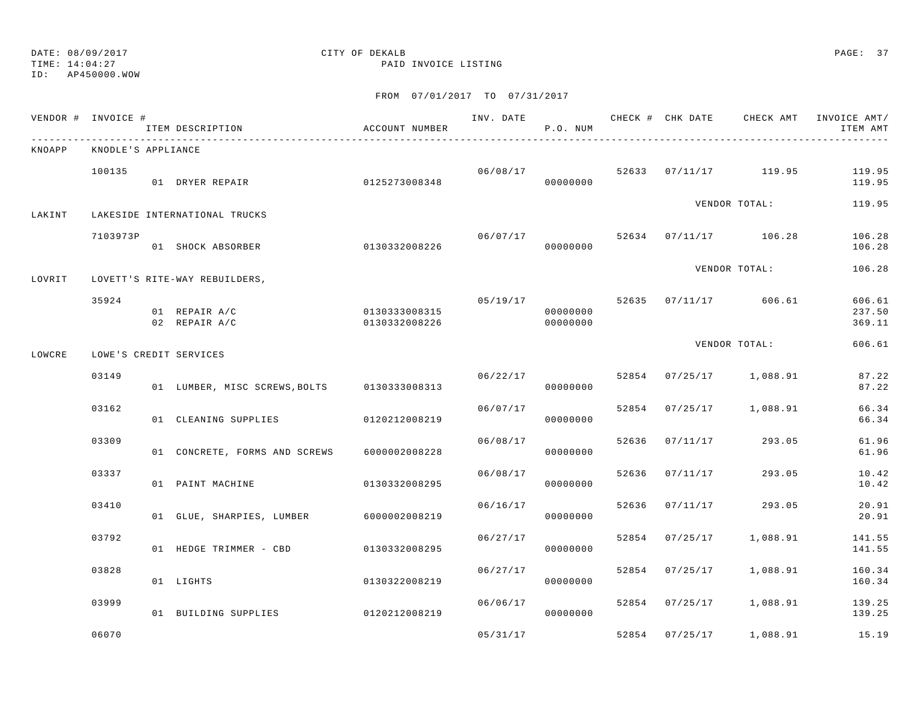DATE: 08/09/2017 CITY OF DEKALB
TIME: 14:04:27 PAID INVOICE LISTING
ID: AP450000.WOW

FROM 07/01/2017 TO 07/31/2017

| VENDOR # | INVOICE # | ITEM DESCRIPTION | ACCOUNT NUMBER | INV. DATE | P.O. NUM | CHECK # | CHK DATE | CHECK AMT | INVOICE AMT/ ITEM AMT |
|---|---|---|---|---|---|---|---|---|---|
| KNOAPP | KNODLE'S APPLIANCE | | | | | | | | |
| | 100135 | | | 06/08/17 | | 52633 | 07/11/17 | 119.95 | 119.95 |
| | | 01 DRYER REPAIR | 0125273008348 | | 00000000 | | | | 119.95 |
| | | | | | | | | VENDOR TOTAL: | 119.95 |
| LAKINT | LAKESIDE INTERNATIONAL TRUCKS | | | | | | | | |
| | 7103973P | | | 06/07/17 | | 52634 | 07/11/17 | 106.28 | 106.28 |
| | | 01 SHOCK ABSORBER | 0130332008226 | | 00000000 | | | | 106.28 |
| | | | | | | | | VENDOR TOTAL: | 106.28 |
| LOVRIT | LOVETT'S RITE-WAY REBUILDERS, | | | | | | | | |
| | 35924 | | | 05/19/17 | | 52635 | 07/11/17 | 606.61 | 606.61 |
| | | 01 REPAIR A/C | 0130333008315 | | 00000000 | | | | 237.50 |
| | | 02 REPAIR A/C | 0130332008226 | | 00000000 | | | | 369.11 |
| | | | | | | | | VENDOR TOTAL: | 606.61 |
| LOWCRE | LOWE'S CREDIT SERVICES | | | | | | | | |
| | 03149 | | | 06/22/17 | | 52854 | 07/25/17 | 1,088.91 | 87.22 |
| | | 01 LUMBER, MISC SCREWS,BOLTS | 0130333008313 | | 00000000 | | | | 87.22 |
| | 03162 | | | 06/07/17 | | 52854 | 07/25/17 | 1,088.91 | 66.34 |
| | | 01 CLEANING SUPPLIES | 0120212008219 | | 00000000 | | | | 66.34 |
| | 03309 | | | 06/08/17 | | 52636 | 07/11/17 | 293.05 | 61.96 |
| | | 01 CONCRETE, FORMS AND SCREWS | 6000002008228 | | 00000000 | | | | 61.96 |
| | 03337 | | | 06/08/17 | | 52636 | 07/11/17 | 293.05 | 10.42 |
| | | 01 PAINT MACHINE | 0130332008295 | | 00000000 | | | | 10.42 |
| | 03410 | | | 06/16/17 | | 52636 | 07/11/17 | 293.05 | 20.91 |
| | | 01 GLUE, SHARPIES, LUMBER | 6000002008219 | | 00000000 | | | | 20.91 |
| | 03792 | | | 06/27/17 | | 52854 | 07/25/17 | 1,088.91 | 141.55 |
| | | 01 HEDGE TRIMMER - CBD | 0130332008295 | | 00000000 | | | | 141.55 |
| | 03828 | | | 06/27/17 | | 52854 | 07/25/17 | 1,088.91 | 160.34 |
| | | 01 LIGHTS | 0130322008219 | | 00000000 | | | | 160.34 |
| | 03999 | | | 06/06/17 | | 52854 | 07/25/17 | 1,088.91 | 139.25 |
| | | 01 BUILDING SUPPLIES | 0120212008219 | | 00000000 | | | | 139.25 |
| | 06070 | | | 05/31/17 | | 52854 | 07/25/17 | 1,088.91 | 15.19 |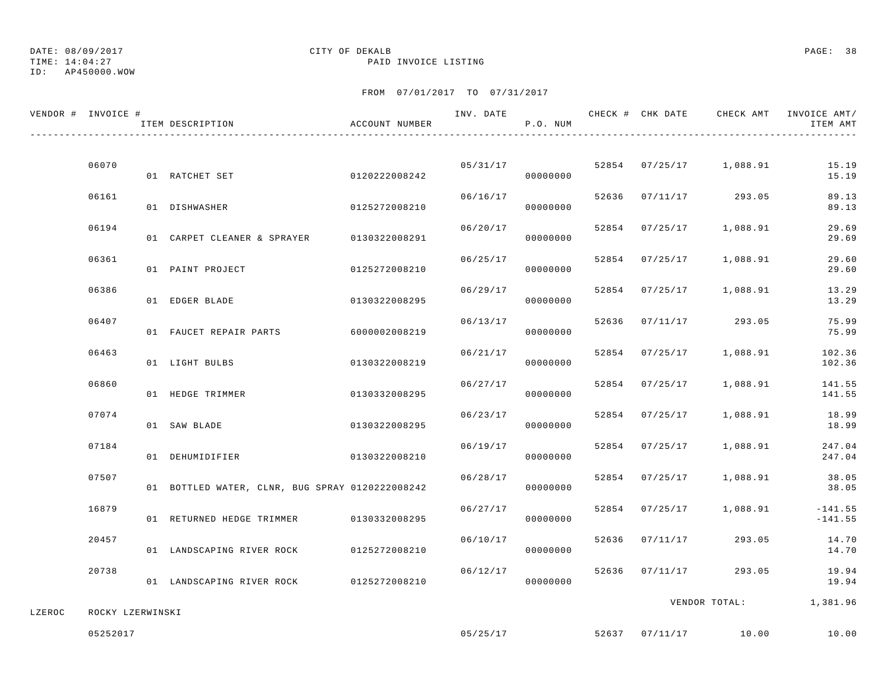DATE: 08/09/2017
TIME: 14:04:27
ID: AP450000.WOW

CITY OF DEKALB
PAID INVOICE LISTING

FROM 07/01/2017 TO 07/31/2017

| VENDOR # | INVOICE # / ITEM DESCRIPTION | ACCOUNT NUMBER | INV. DATE | P.O. NUM | CHECK # | CHK DATE | CHECK AMT | INVOICE AMT/ ITEM AMT |
|---|---|---|---|---|---|---|---|---|
| | 06070 | | 05/31/17 | | 52854 | 07/25/17 | 1,088.91 | 15.19 |
| | 01 RATCHET SET | 0120222008242 | | 00000000 | | | | 15.19 |
| | 06161 | | 06/16/17 | | 52636 | 07/11/17 | 293.05 | 89.13 |
| | 01 DISHWASHER | 0125272008210 | | 00000000 | | | | 89.13 |
| | 06194 | | 06/20/17 | | 52854 | 07/25/17 | 1,088.91 | 29.69 |
| | 01 CARPET CLEANER & SPRAYER | 0130322008291 | | 00000000 | | | | 29.69 |
| | 06361 | | 06/25/17 | | 52854 | 07/25/17 | 1,088.91 | 29.60 |
| | 01 PAINT PROJECT | 0125272008210 | | 00000000 | | | | 29.60 |
| | 06386 | | 06/29/17 | | 52854 | 07/25/17 | 1,088.91 | 13.29 |
| | 01 EDGER BLADE | 0130322008295 | | 00000000 | | | | 13.29 |
| | 06407 | | 06/13/17 | | 52636 | 07/11/17 | 293.05 | 75.99 |
| | 01 FAUCET REPAIR PARTS | 6000002008219 | | 00000000 | | | | 75.99 |
| | 06463 | | 06/21/17 | | 52854 | 07/25/17 | 1,088.91 | 102.36 |
| | 01 LIGHT BULBS | 0130322008219 | | 00000000 | | | | 102.36 |
| | 06860 | | 06/27/17 | | 52854 | 07/25/17 | 1,088.91 | 141.55 |
| | 01 HEDGE TRIMMER | 0130332008295 | | 00000000 | | | | 141.55 |
| | 07074 | | 06/23/17 | | 52854 | 07/25/17 | 1,088.91 | 18.99 |
| | 01 SAW BLADE | 0130322008295 | | 00000000 | | | | 18.99 |
| | 07184 | | 06/19/17 | | 52854 | 07/25/17 | 1,088.91 | 247.04 |
| | 01 DEHUMIDIFIER | 0130322008210 | | 00000000 | | | | 247.04 |
| | 07507 | | 06/28/17 | | 52854 | 07/25/17 | 1,088.91 | 38.05 |
| | 01 BOTTLED WATER, CLNR, BUG SPRAY | 0120222008242 | | 00000000 | | | | 38.05 |
| | 16879 | | 06/27/17 | | 52854 | 07/25/17 | 1,088.91 | -141.55 |
| | 01 RETURNED HEDGE TRIMMER | 0130332008295 | | 00000000 | | | | -141.55 |
| | 20457 | | 06/10/17 | | 52636 | 07/11/17 | 293.05 | 14.70 |
| | 01 LANDSCAPING RIVER ROCK | 0125272008210 | | 00000000 | | | | 14.70 |
| | 20738 | | 06/12/17 | | 52636 | 07/11/17 | 293.05 | 19.94 |
| | 01 LANDSCAPING RIVER ROCK | 0125272008210 | | 00000000 | | | | 19.94 |
| | | | | | | | VENDOR TOTAL: | 1,381.96 |
| LZEROC | ROCKY LZERWINSKI | | | | | | | |
| | 05252017 | | 05/25/17 | | 52637 | 07/11/17 | 10.00 | 10.00 |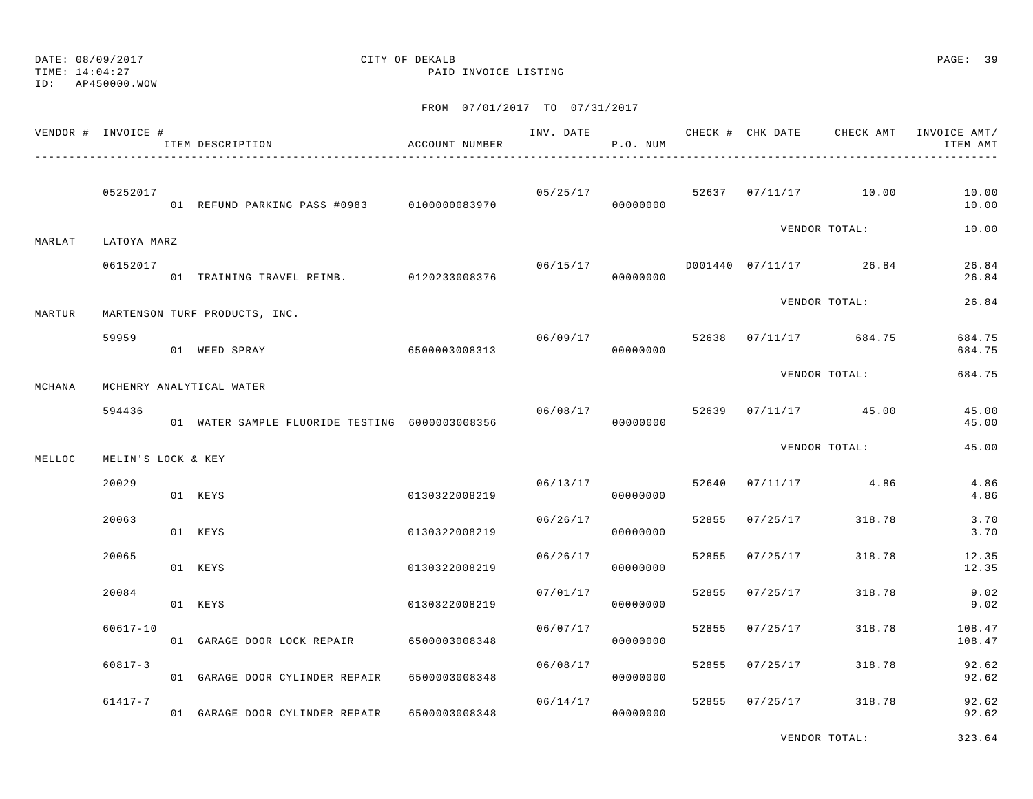DATE: 08/09/2017
TIME: 14:04:27
ID: AP450000.WOW

CITY OF DEKALB
PAID INVOICE LISTING

FROM 07/01/2017 TO 07/31/2017

| VENDOR # | INVOICE # / ITEM DESCRIPTION | ACCOUNT NUMBER | INV. DATE | P.O. NUM | CHECK # | CHK DATE | CHECK AMT | INVOICE AMT/ ITEM AMT |
|---|---|---|---|---|---|---|---|---|
| | 05252017 | | 05/25/17 | | 52637 | 07/11/17 | 10.00 | 10.00 |
| | 01 REFUND PARKING PASS #0983 | 0100000083970 | | 00000000 | | | | 10.00 |
| | | | | | | VENDOR TOTAL: | | 10.00 |
| MARLAT | LATOYA MARZ | | | | | | | |
| | 06152017 | | 06/15/17 | | D001440 | 07/11/17 | 26.84 | 26.84 |
| | 01 TRAINING TRAVEL REIMB. | 0120233008376 | | 00000000 | | | | 26.84 |
| | | | | | | VENDOR TOTAL: | | 26.84 |
| MARTUR | MARTENSON TURF PRODUCTS, INC. | | | | | | | |
| | 59959 | | 06/09/17 | | 52638 | 07/11/17 | 684.75 | 684.75 |
| | 01 WEED SPRAY | 6500003008313 | | 00000000 | | | | 684.75 |
| | | | | | | VENDOR TOTAL: | | 684.75 |
| MCHANA | MCHENRY ANALYTICAL WATER | | | | | | | |
| | 594436 | | 06/08/17 | | 52639 | 07/11/17 | 45.00 | 45.00 |
| | 01 WATER SAMPLE FLUORIDE TESTING | 6000003008356 | | 00000000 | | | | 45.00 |
| | | | | | | VENDOR TOTAL: | | 45.00 |
| MELLOC | MELIN'S LOCK & KEY | | | | | | | |
| | 20029 | | 06/13/17 | | 52640 | 07/11/17 | 4.86 | 4.86 |
| | 01 KEYS | 0130322008219 | | 00000000 | | | | 4.86 |
| | 20063 | | 06/26/17 | | 52855 | 07/25/17 | 318.78 | 3.70 |
| | 01 KEYS | 0130322008219 | | 00000000 | | | | 3.70 |
| | 20065 | | 06/26/17 | | 52855 | 07/25/17 | 318.78 | 12.35 |
| | 01 KEYS | 0130322008219 | | 00000000 | | | | 12.35 |
| | 20084 | | 07/01/17 | | 52855 | 07/25/17 | 318.78 | 9.02 |
| | 01 KEYS | 0130322008219 | | 00000000 | | | | 9.02 |
| | 60617-10 | | 06/07/17 | | 52855 | 07/25/17 | 318.78 | 108.47 |
| | 01 GARAGE DOOR LOCK REPAIR | 6500003008348 | | 00000000 | | | | 108.47 |
| | 60817-3 | | 06/08/17 | | 52855 | 07/25/17 | 318.78 | 92.62 |
| | 01 GARAGE DOOR CYLINDER REPAIR | 6500003008348 | | 00000000 | | | | 92.62 |
| | 61417-7 | | 06/14/17 | | 52855 | 07/25/17 | 318.78 | 92.62 |
| | 01 GARAGE DOOR CYLINDER REPAIR | 6500003008348 | | 00000000 | | | | 92.62 |
| | | | | | | VENDOR TOTAL: | | 323.64 |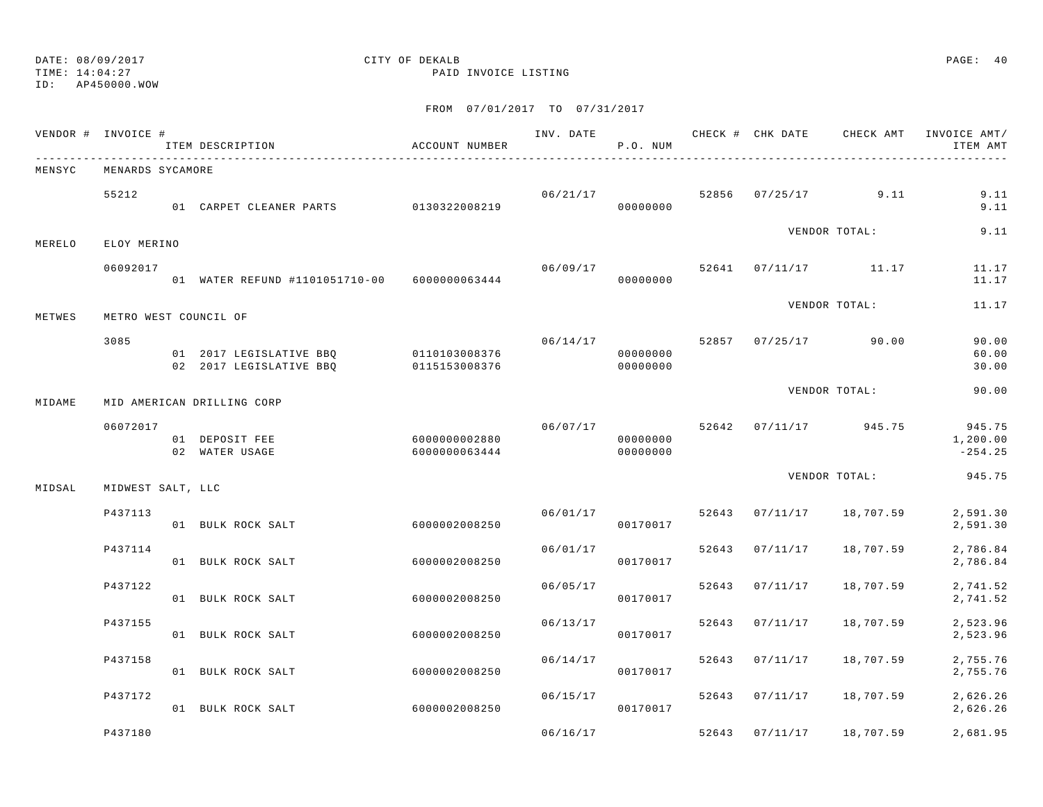DATE: 08/09/2017
TIME: 14:04:27
ID: AP450000.WOW

CITY OF DEKALB
PAID INVOICE LISTING

FROM 07/01/2017 TO 07/31/2017

| VENDOR # | INVOICE # / ITEM DESCRIPTION | ACCOUNT NUMBER | INV. DATE | P.O. NUM | CHECK # | CHK DATE | CHECK AMT | INVOICE AMT/ ITEM AMT |
|---|---|---|---|---|---|---|---|---|
| MENSYC | MENARDS SYCAMORE | | | | | | | |
| | 55212 | | 06/21/17 | | 52856 | 07/25/17 | 9.11 | 9.11 |
| | 01 CARPET CLEANER PARTS | 0130322008219 | | 00000000 | | | | 9.11 |
| | | | | | | VENDOR TOTAL: | | 9.11 |
| MERELO | ELOY MERINO | | | | | | | |
| | 06092017 | | 06/09/17 | | 52641 | 07/11/17 | 11.17 | 11.17 |
| | 01 WATER REFUND #1101051710-00 | 6000000063444 | | 00000000 | | | | 11.17 |
| | | | | | | VENDOR TOTAL: | | 11.17 |
| METWES | METRO WEST COUNCIL OF | | | | | | | |
| | 3085 | | 06/14/17 | | 52857 | 07/25/17 | 90.00 | 90.00 |
| | 01 2017 LEGISLATIVE BBQ | 0110103008376 | | 00000000 | | | | 60.00 |
| | 02 2017 LEGISLATIVE BBQ | 0115153008376 | | 00000000 | | | | 30.00 |
| | | | | | | VENDOR TOTAL: | | 90.00 |
| MIDAME | MID AMERICAN DRILLING CORP | | | | | | | |
| | 06072017 | | 06/07/17 | | 52642 | 07/11/17 | 945.75 | 945.75 |
| | 01 DEPOSIT FEE | 6000000002880 | | 00000000 | | | | 1,200.00 |
| | 02 WATER USAGE | 6000000063444 | | 00000000 | | | | -254.25 |
| | | | | | | VENDOR TOTAL: | | 945.75 |
| MIDSAL | MIDWEST SALT, LLC | | | | | | | |
| | P437113 | | 06/01/17 | | 52643 | 07/11/17 | 18,707.59 | 2,591.30 |
| | 01 BULK ROCK SALT | 6000002008250 | | 00170017 | | | | 2,591.30 |
| | P437114 | | 06/01/17 | | 52643 | 07/11/17 | 18,707.59 | 2,786.84 |
| | 01 BULK ROCK SALT | 6000002008250 | | 00170017 | | | | 2,786.84 |
| | P437122 | | 06/05/17 | | 52643 | 07/11/17 | 18,707.59 | 2,741.52 |
| | 01 BULK ROCK SALT | 6000002008250 | | 00170017 | | | | 2,741.52 |
| | P437155 | | 06/13/17 | | 52643 | 07/11/17 | 18,707.59 | 2,523.96 |
| | 01 BULK ROCK SALT | 6000002008250 | | 00170017 | | | | 2,523.96 |
| | P437158 | | 06/14/17 | | 52643 | 07/11/17 | 18,707.59 | 2,755.76 |
| | 01 BULK ROCK SALT | 6000002008250 | | 00170017 | | | | 2,755.76 |
| | P437172 | | 06/15/17 | | 52643 | 07/11/17 | 18,707.59 | 2,626.26 |
| | 01 BULK ROCK SALT | 6000002008250 | | 00170017 | | | | 2,626.26 |
| | P437180 | | 06/16/17 | | 52643 | 07/11/17 | 18,707.59 | 2,681.95 |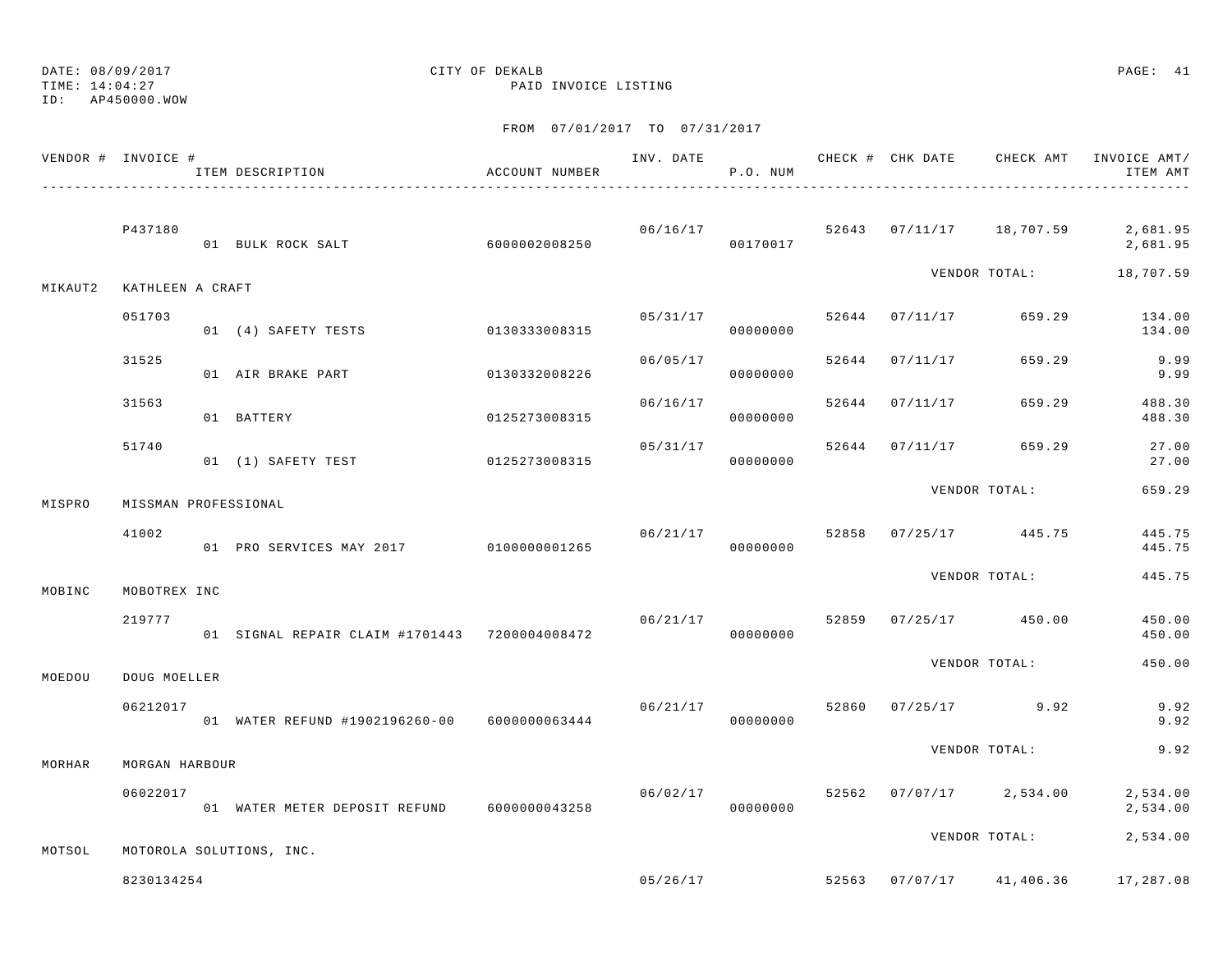DATE: 08/09/2017 CITY OF DEKALB
TIME: 14:04:27 PAID INVOICE LISTING
ID: AP450000.WOW

FROM 07/01/2017 TO 07/31/2017

| VENDOR # | INVOICE # | ITEM DESCRIPTION | ACCOUNT NUMBER | INV. DATE | P.O. NUM | CHECK # | CHK DATE | CHECK AMT | INVOICE AMT/ ITEM AMT |
|---|---|---|---|---|---|---|---|---|---|
| | P437180 | | | 06/16/17 | | 52643 | 07/11/17 | 18,707.59 | 2,681.95 |
| | | 01 BULK ROCK SALT | 6000002008250 | | 00170017 | | | | 2,681.95 |
| | | | | | | | | VENDOR TOTAL: | 18,707.59 |
| MIKAUT2 | KATHLEEN A CRAFT | | | | | | | | |
| | 051703 | | | 05/31/17 | | 52644 | 07/11/17 | 659.29 | 134.00 |
| | | 01 (4) SAFETY TESTS | 0130333008315 | | 00000000 | | | | 134.00 |
| | 31525 | | | 06/05/17 | | 52644 | 07/11/17 | 659.29 | 9.99 |
| | | 01 AIR BRAKE PART | 0130332008226 | | 00000000 | | | | 9.99 |
| | 31563 | | | 06/16/17 | | 52644 | 07/11/17 | 659.29 | 488.30 |
| | | 01 BATTERY | 0125273008315 | | 00000000 | | | | 488.30 |
| | 51740 | | | 05/31/17 | | 52644 | 07/11/17 | 659.29 | 27.00 |
| | | 01 (1) SAFETY TEST | 0125273008315 | | 00000000 | | | | 27.00 |
| | | | | | | | | VENDOR TOTAL: | 659.29 |
| MISPRO | MISSMAN PROFESSIONAL | | | | | | | | |
| | 41002 | | | 06/21/17 | | 52858 | 07/25/17 | 445.75 | 445.75 |
| | | 01 PRO SERVICES MAY 2017 | 0100000001265 | | 00000000 | | | | 445.75 |
| | | | | | | | | VENDOR TOTAL: | 445.75 |
| MOBINC | MOBOTREX INC | | | | | | | | |
| | 219777 | | | 06/21/17 | | 52859 | 07/25/17 | 450.00 | 450.00 |
| | | 01 SIGNAL REPAIR CLAIM #1701443 | 7200004008472 | | 00000000 | | | | 450.00 |
| | | | | | | | | VENDOR TOTAL: | 450.00 |
| MOEDOU | DOUG MOELLER | | | | | | | | |
| | 06212017 | | | 06/21/17 | | 52860 | 07/25/17 | 9.92 | 9.92 |
| | | 01 WATER REFUND #1902196260-00 | 6000000063444 | | 00000000 | | | | 9.92 |
| | | | | | | | | VENDOR TOTAL: | 9.92 |
| MORHAR | MORGAN HARBOUR | | | | | | | | |
| | 06022017 | | | 06/02/17 | | 52562 | 07/07/17 | 2,534.00 | 2,534.00 |
| | | 01 WATER METER DEPOSIT REFUND | 6000000043258 | | 00000000 | | | | 2,534.00 |
| | | | | | | | | VENDOR TOTAL: | 2,534.00 |
| MOTSOL | MOTOROLA SOLUTIONS, INC. | | | | | | | | |
| | 8230134254 | | | 05/26/17 | | 52563 | 07/07/17 | 41,406.36 | 17,287.08 |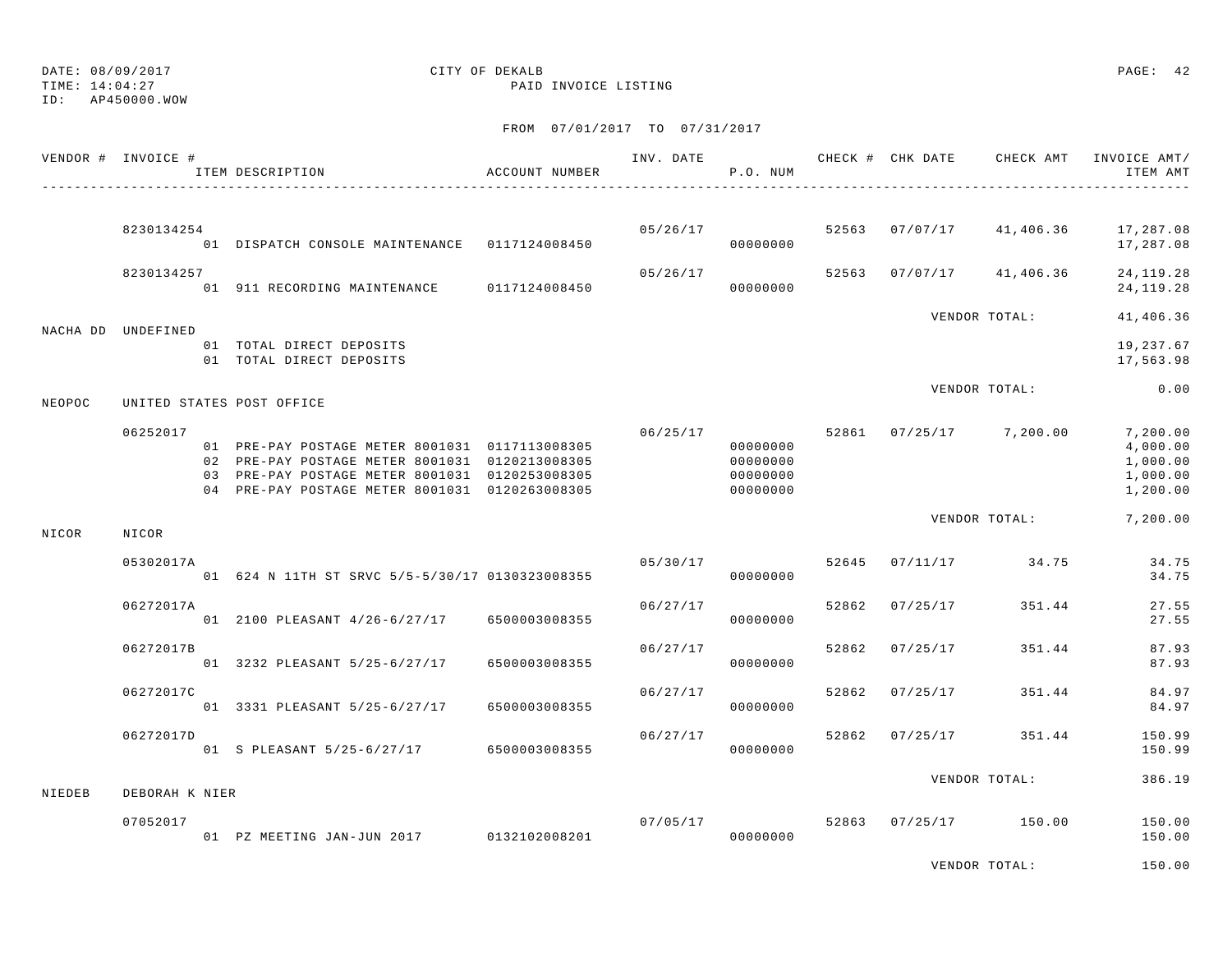DATE: 08/09/2017
TIME: 14:04:27
ID: AP450000.WOW

CITY OF DEKALB
PAID INVOICE LISTING

FROM 07/01/2017 TO 07/31/2017

| VENDOR # | INVOICE # / ITEM DESCRIPTION | ACCOUNT NUMBER | INV. DATE | P.O. NUM | CHECK # | CHK DATE | CHECK AMT | INVOICE AMT/ ITEM AMT |
|---|---|---|---|---|---|---|---|---|
| | 8230134254 | | 05/26/17 | | 52563 | 07/07/17 | 41,406.36 | 17,287.08 |
| | 01 DISPATCH CONSOLE MAINTENANCE | 0117124008450 | | 00000000 | | | | 17,287.08 |
| | 8230134257 | | 05/26/17 | | 52563 | 07/07/17 | 41,406.36 | 24,119.28 |
| | 01 911 RECORDING MAINTENANCE | 0117124008450 | | 00000000 | | | | 24,119.28 |
| | | | | | | VENDOR TOTAL: | | 41,406.36 |
| NACHA DD | UNDEFINED | | | | | | | |
| | 01 TOTAL DIRECT DEPOSITS | | | | | | | 19,237.67 |
| | 01 TOTAL DIRECT DEPOSITS | | | | | | | 17,563.98 |
| | | | | | | VENDOR TOTAL: | | 0.00 |
| NEOPOC | UNITED STATES POST OFFICE | | | | | | | |
| | 06252017 | | 06/25/17 | | 52861 | 07/25/17 | 7,200.00 | 7,200.00 |
| | 01 PRE-PAY POSTAGE METER 8001031 | 0117113008305 | | 00000000 | | | | 4,000.00 |
| | 02 PRE-PAY POSTAGE METER 8001031 | 0120213008305 | | 00000000 | | | | 1,000.00 |
| | 03 PRE-PAY POSTAGE METER 8001031 | 0120253008305 | | 00000000 | | | | 1,000.00 |
| | 04 PRE-PAY POSTAGE METER 8001031 | 0120263008305 | | 00000000 | | | | 1,200.00 |
| | | | | | | VENDOR TOTAL: | | 7,200.00 |
| NICOR | NICOR | | | | | | | |
| | 05302017A | | 05/30/17 | | 52645 | 07/11/17 | 34.75 | 34.75 |
| | 01 624 N 11TH ST SRVC 5/5-5/30/17 | 0130323008355 | | 00000000 | | | | 34.75 |
| | 06272017A | | 06/27/17 | | 52862 | 07/25/17 | 351.44 | 27.55 |
| | 01 2100 PLEASANT 4/26-6/27/17 | 6500003008355 | | 00000000 | | | | 27.55 |
| | 06272017B | | 06/27/17 | | 52862 | 07/25/17 | 351.44 | 87.93 |
| | 01 3232 PLEASANT 5/25-6/27/17 | 6500003008355 | | 00000000 | | | | 87.93 |
| | 06272017C | | 06/27/17 | | 52862 | 07/25/17 | 351.44 | 84.97 |
| | 01 3331 PLEASANT 5/25-6/27/17 | 6500003008355 | | 00000000 | | | | 84.97 |
| | 06272017D | | 06/27/17 | | 52862 | 07/25/17 | 351.44 | 150.99 |
| | 01 S PLEASANT 5/25-6/27/17 | 6500003008355 | | 00000000 | | | | 150.99 |
| | | | | | | VENDOR TOTAL: | | 386.19 |
| NIEDEB | DEBORAH K NIER | | | | | | | |
| | 07052017 | | 07/05/17 | | 52863 | 07/25/17 | 150.00 | 150.00 |
| | 01 PZ MEETING JAN-JUN 2017 | 0132102008201 | | 00000000 | | | | 150.00 |
| | | | | | | VENDOR TOTAL: | | 150.00 |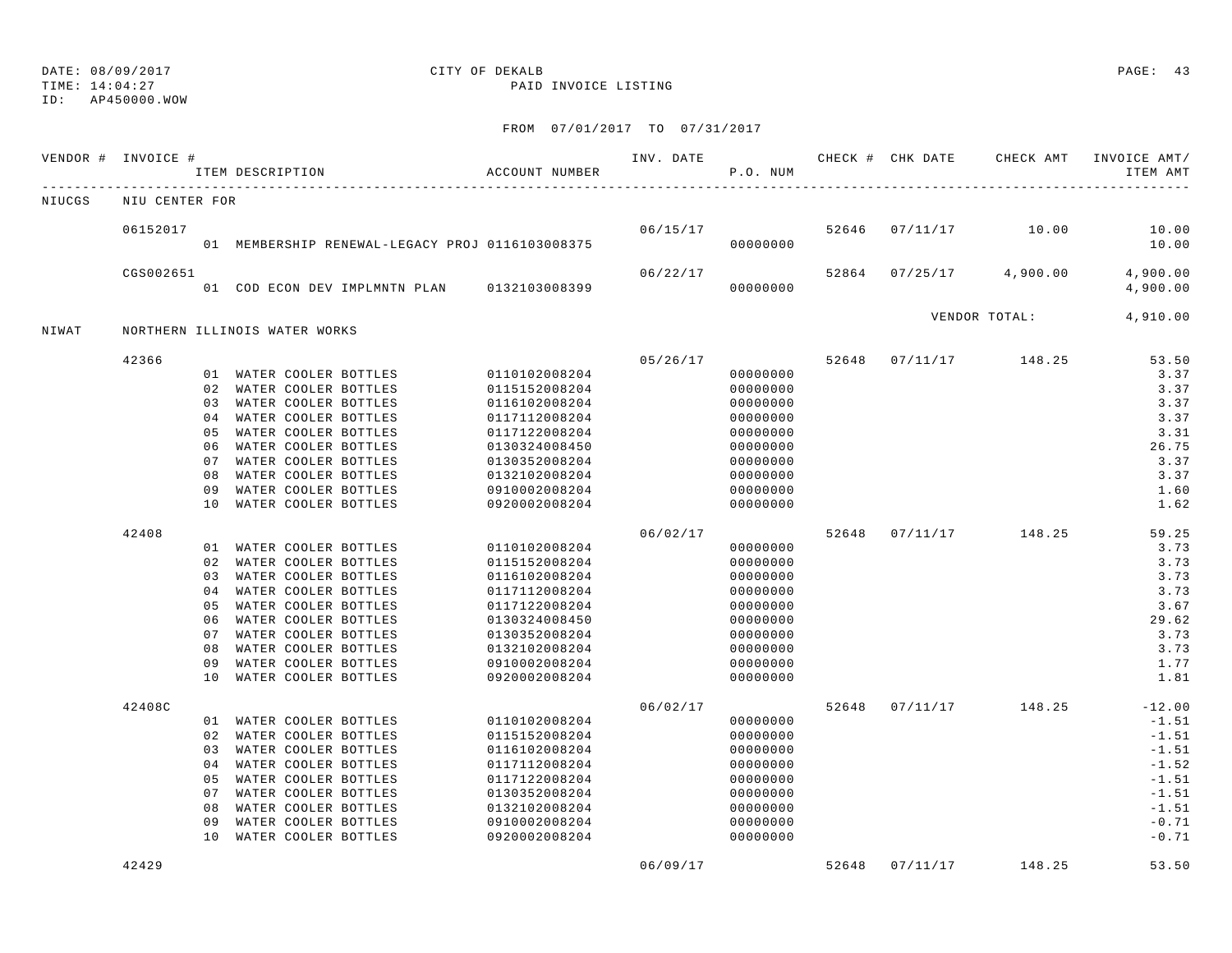DATE: 08/09/2017 | CITY OF DEKALB | PAID INVOICE LISTING
TIME: 14:04:27
ID: AP450000.WOW

FROM 07/01/2017 TO 07/31/2017

| VENDOR # | INVOICE # | ITEM DESCRIPTION | ACCOUNT NUMBER | INV. DATE | P.O. NUM | CHECK # | CHK DATE | CHECK AMT | INVOICE AMT/ ITEM AMT |
|---|---|---|---|---|---|---|---|---|---|
| NIUCGS | NIU CENTER FOR | | | | | | | | |
| | 06152017 | | | 06/15/17 | | 52646 | 07/11/17 | 10.00 | 10.00 |
| | | 01 MEMBERSHIP RENEWAL-LEGACY PROJ | 0116103008375 | | 00000000 | | | | 10.00 |
| | CGS002651 | | | 06/22/17 | | 52864 | 07/25/17 | 4,900.00 | 4,900.00 |
| | | 01 COD ECON DEV IMPLMNTN PLAN | 0132103008399 | | 00000000 | | | | 4,900.00 |
| | | | | | | | | VENDOR TOTAL: | 4,910.00 |
| NIWAT | NORTHERN ILLINOIS WATER WORKS | | | | | | | | |
| | 42366 | | | 05/26/17 | | 52648 | 07/11/17 | 148.25 | 53.50 |
| | | 01 WATER COOLER BOTTLES | 0110102008204 | | 00000000 | | | | 3.37 |
| | | 02 WATER COOLER BOTTLES | 0115152008204 | | 00000000 | | | | 3.37 |
| | | 03 WATER COOLER BOTTLES | 0116102008204 | | 00000000 | | | | 3.37 |
| | | 04 WATER COOLER BOTTLES | 0117112008204 | | 00000000 | | | | 3.37 |
| | | 05 WATER COOLER BOTTLES | 0117122008204 | | 00000000 | | | | 3.31 |
| | | 06 WATER COOLER BOTTLES | 0130324008450 | | 00000000 | | | | 26.75 |
| | | 07 WATER COOLER BOTTLES | 0130352008204 | | 00000000 | | | | 3.37 |
| | | 08 WATER COOLER BOTTLES | 0132102008204 | | 00000000 | | | | 3.37 |
| | | 09 WATER COOLER BOTTLES | 0910002008204 | | 00000000 | | | | 1.60 |
| | | 10 WATER COOLER BOTTLES | 0920002008204 | | 00000000 | | | | 1.62 |
| | 42408 | | | 06/02/17 | | 52648 | 07/11/17 | 148.25 | 59.25 |
| | | 01 WATER COOLER BOTTLES | 0110102008204 | | 00000000 | | | | 3.73 |
| | | 02 WATER COOLER BOTTLES | 0115152008204 | | 00000000 | | | | 3.73 |
| | | 03 WATER COOLER BOTTLES | 0116102008204 | | 00000000 | | | | 3.73 |
| | | 04 WATER COOLER BOTTLES | 0117112008204 | | 00000000 | | | | 3.73 |
| | | 05 WATER COOLER BOTTLES | 0117122008204 | | 00000000 | | | | 3.67 |
| | | 06 WATER COOLER BOTTLES | 0130324008450 | | 00000000 | | | | 29.62 |
| | | 07 WATER COOLER BOTTLES | 0130352008204 | | 00000000 | | | | 3.73 |
| | | 08 WATER COOLER BOTTLES | 0132102008204 | | 00000000 | | | | 3.73 |
| | | 09 WATER COOLER BOTTLES | 0910002008204 | | 00000000 | | | | 1.77 |
| | | 10 WATER COOLER BOTTLES | 0920002008204 | | 00000000 | | | | 1.81 |
| | 42408C | | | 06/02/17 | | 52648 | 07/11/17 | 148.25 | -12.00 |
| | | 01 WATER COOLER BOTTLES | 0110102008204 | | 00000000 | | | | -1.51 |
| | | 02 WATER COOLER BOTTLES | 0115152008204 | | 00000000 | | | | -1.51 |
| | | 03 WATER COOLER BOTTLES | 0116102008204 | | 00000000 | | | | -1.51 |
| | | 04 WATER COOLER BOTTLES | 0117112008204 | | 00000000 | | | | -1.52 |
| | | 05 WATER COOLER BOTTLES | 0117122008204 | | 00000000 | | | | -1.51 |
| | | 07 WATER COOLER BOTTLES | 0130352008204 | | 00000000 | | | | -1.51 |
| | | 08 WATER COOLER BOTTLES | 0132102008204 | | 00000000 | | | | -1.51 |
| | | 09 WATER COOLER BOTTLES | 0910002008204 | | 00000000 | | | | -0.71 |
| | | 10 WATER COOLER BOTTLES | 0920002008204 | | 00000000 | | | | -0.71 |
| | 42429 | | | 06/09/17 | | 52648 | 07/11/17 | 148.25 | 53.50 |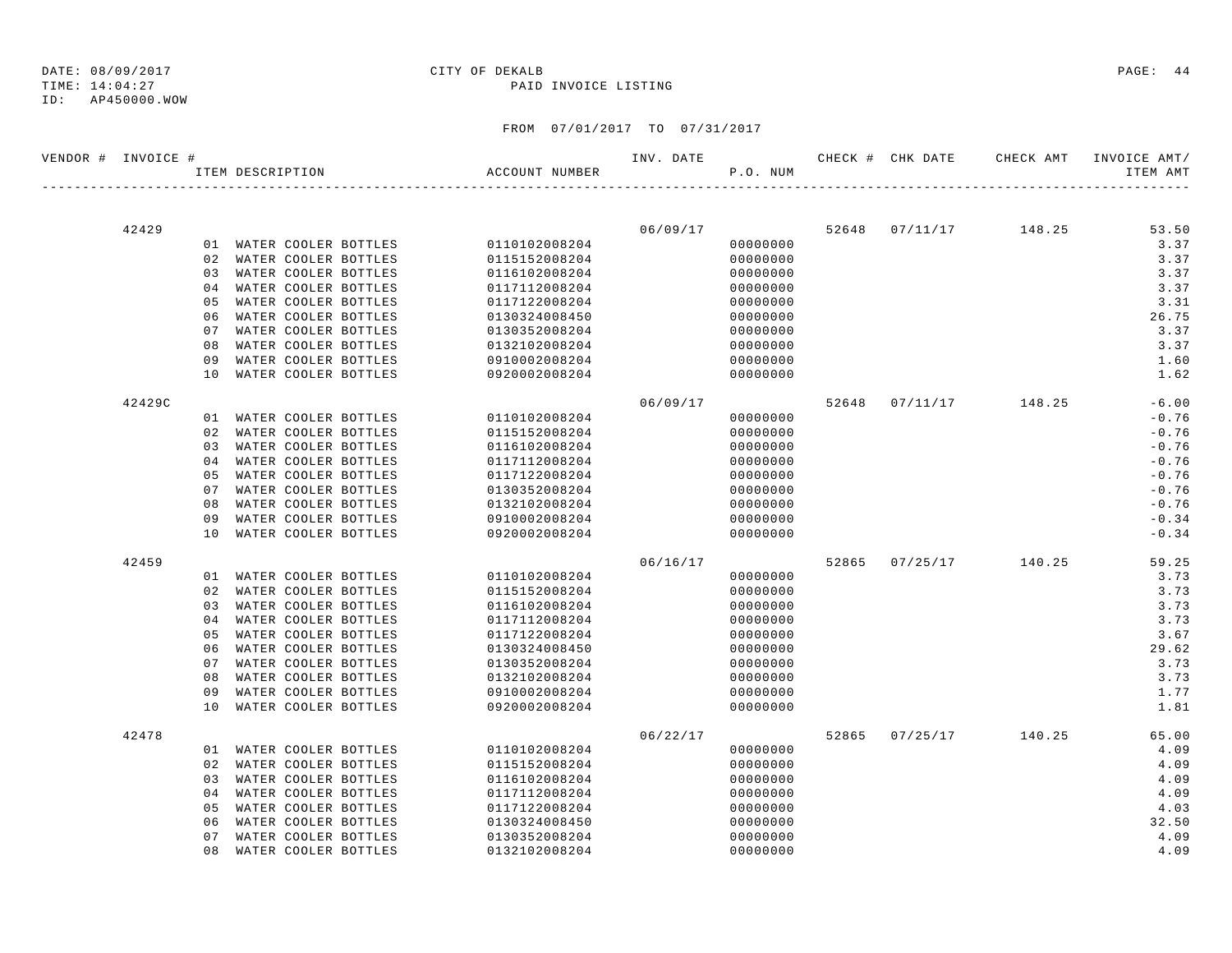CITY OF DEKALB

PAID INVOICE LISTING

DATE: 08/09/2017
TIME: 14:04:27
ID: AP450000.WOW

FROM 07/01/2017 TO 07/31/2017

| VENDOR # | INVOICE # | ITEM DESCRIPTION | ACCOUNT NUMBER | INV. DATE | P.O. NUM | CHECK # | CHK DATE | CHECK AMT | INVOICE AMT/ ITEM AMT |
|---|---|---|---|---|---|---|---|---|---|
| | 42429 | | | 06/09/17 | | 52648 | 07/11/17 | 148.25 | 53.50 |
| | | 01 WATER COOLER BOTTLES | 0110102008204 | | 00000000 | | | | 3.37 |
| | | 02 WATER COOLER BOTTLES | 0115152008204 | | 00000000 | | | | 3.37 |
| | | 03 WATER COOLER BOTTLES | 0116102008204 | | 00000000 | | | | 3.37 |
| | | 04 WATER COOLER BOTTLES | 0117112008204 | | 00000000 | | | | 3.37 |
| | | 05 WATER COOLER BOTTLES | 0117122008204 | | 00000000 | | | | 3.31 |
| | | 06 WATER COOLER BOTTLES | 0130324008450 | | 00000000 | | | | 26.75 |
| | | 07 WATER COOLER BOTTLES | 0130352008204 | | 00000000 | | | | 3.37 |
| | | 08 WATER COOLER BOTTLES | 0132102008204 | | 00000000 | | | | 3.37 |
| | | 09 WATER COOLER BOTTLES | 0910002008204 | | 00000000 | | | | 1.60 |
| | | 10 WATER COOLER BOTTLES | 0920002008204 | | 00000000 | | | | 1.62 |
| | 42429C | | | 06/09/17 | | 52648 | 07/11/17 | 148.25 | -6.00 |
| | | 01 WATER COOLER BOTTLES | 0110102008204 | | 00000000 | | | | -0.76 |
| | | 02 WATER COOLER BOTTLES | 0115152008204 | | 00000000 | | | | -0.76 |
| | | 03 WATER COOLER BOTTLES | 0116102008204 | | 00000000 | | | | -0.76 |
| | | 04 WATER COOLER BOTTLES | 0117112008204 | | 00000000 | | | | -0.76 |
| | | 05 WATER COOLER BOTTLES | 0117122008204 | | 00000000 | | | | -0.76 |
| | | 07 WATER COOLER BOTTLES | 0130352008204 | | 00000000 | | | | -0.76 |
| | | 08 WATER COOLER BOTTLES | 0132102008204 | | 00000000 | | | | -0.76 |
| | | 09 WATER COOLER BOTTLES | 0910002008204 | | 00000000 | | | | -0.34 |
| | | 10 WATER COOLER BOTTLES | 0920002008204 | | 00000000 | | | | -0.34 |
| | 42459 | | | 06/16/17 | | 52865 | 07/25/17 | 140.25 | 59.25 |
| | | 01 WATER COOLER BOTTLES | 0110102008204 | | 00000000 | | | | 3.73 |
| | | 02 WATER COOLER BOTTLES | 0115152008204 | | 00000000 | | | | 3.73 |
| | | 03 WATER COOLER BOTTLES | 0116102008204 | | 00000000 | | | | 3.73 |
| | | 04 WATER COOLER BOTTLES | 0117112008204 | | 00000000 | | | | 3.73 |
| | | 05 WATER COOLER BOTTLES | 0117122008204 | | 00000000 | | | | 3.67 |
| | | 06 WATER COOLER BOTTLES | 0130324008450 | | 00000000 | | | | 29.62 |
| | | 07 WATER COOLER BOTTLES | 0130352008204 | | 00000000 | | | | 3.73 |
| | | 08 WATER COOLER BOTTLES | 0132102008204 | | 00000000 | | | | 3.73 |
| | | 09 WATER COOLER BOTTLES | 0910002008204 | | 00000000 | | | | 1.77 |
| | | 10 WATER COOLER BOTTLES | 0920002008204 | | 00000000 | | | | 1.81 |
| | 42478 | | | 06/22/17 | | 52865 | 07/25/17 | 140.25 | 65.00 |
| | | 01 WATER COOLER BOTTLES | 0110102008204 | | 00000000 | | | | 4.09 |
| | | 02 WATER COOLER BOTTLES | 0115152008204 | | 00000000 | | | | 4.09 |
| | | 03 WATER COOLER BOTTLES | 0116102008204 | | 00000000 | | | | 4.09 |
| | | 04 WATER COOLER BOTTLES | 0117112008204 | | 00000000 | | | | 4.09 |
| | | 05 WATER COOLER BOTTLES | 0117122008204 | | 00000000 | | | | 4.03 |
| | | 06 WATER COOLER BOTTLES | 0130324008450 | | 00000000 | | | | 32.50 |
| | | 07 WATER COOLER BOTTLES | 0130352008204 | | 00000000 | | | | 4.09 |
| | | 08 WATER COOLER BOTTLES | 0132102008204 | | 00000000 | | | | 4.09 |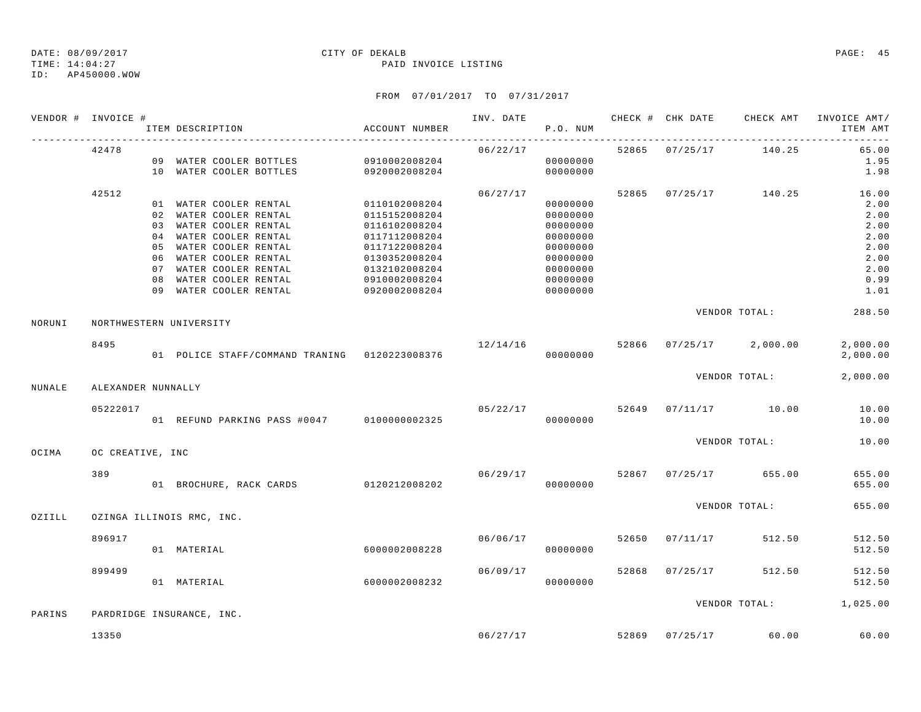DATE: 08/09/2017 CITY OF DEKALB
TIME: 14:04:27 PAID INVOICE LISTING
ID: AP450000.WOW

FROM 07/01/2017 TO 07/31/2017

| VENDOR # | INVOICE # | ITEM DESCRIPTION | ACCOUNT NUMBER | INV. DATE | P.O. NUM | CHECK # | CHK DATE | CHECK AMT | INVOICE AMT/ ITEM AMT |
|---|---|---|---|---|---|---|---|---|---|
| | 42478 | | | 06/22/17 | | 52865 | 07/25/17 | 140.25 | 65.00 |
| | | 09 WATER COOLER BOTTLES | 0910002008204 | | 00000000 | | | | 1.95 |
| | | 10 WATER COOLER BOTTLES | 0920002008204 | | 00000000 | | | | 1.98 |
| | 42512 | | | 06/27/17 | | 52865 | 07/25/17 | 140.25 | 16.00 |
| | | 01 WATER COOLER RENTAL | 0110102008204 | | 00000000 | | | | 2.00 |
| | | 02 WATER COOLER RENTAL | 0115152008204 | | 00000000 | | | | 2.00 |
| | | 03 WATER COOLER RENTAL | 0116102008204 | | 00000000 | | | | 2.00 |
| | | 04 WATER COOLER RENTAL | 0117112008204 | | 00000000 | | | | 2.00 |
| | | 05 WATER COOLER RENTAL | 0117122008204 | | 00000000 | | | | 2.00 |
| | | 06 WATER COOLER RENTAL | 0130352008204 | | 00000000 | | | | 2.00 |
| | | 07 WATER COOLER RENTAL | 0132102008204 | | 00000000 | | | | 2.00 |
| | | 08 WATER COOLER RENTAL | 0910002008204 | | 00000000 | | | | 0.99 |
| | | 09 WATER COOLER RENTAL | 0920002008204 | | 00000000 | | | | 1.01 |
| | | | | | | | VENDOR TOTAL: | | 288.50 |
| NORUNI | NORTHWESTERN UNIVERSITY | | | | | | | | |
| | 8495 | | | 12/14/16 | | 52866 | 07/25/17 | 2,000.00 | 2,000.00 |
| | | 01 POLICE STAFF/COMMAND TRANING | 0120223008376 | | 00000000 | | | | 2,000.00 |
| | | | | | | | VENDOR TOTAL: | | 2,000.00 |
| NUNALE | ALEXANDER NUNNALLY | | | | | | | | |
| | 05222017 | | | 05/22/17 | | 52649 | 07/11/17 | 10.00 | 10.00 |
| | | 01 REFUND PARKING PASS #0047 | 0100000002325 | | 00000000 | | | | 10.00 |
| | | | | | | | VENDOR TOTAL: | | 10.00 |
| OCIMA | OC CREATIVE, INC | | | | | | | | |
| | 389 | | | 06/29/17 | | 52867 | 07/25/17 | 655.00 | 655.00 |
| | | 01 BROCHURE, RACK CARDS | 0120212008202 | | 00000000 | | | | 655.00 |
| | | | | | | | VENDOR TOTAL: | | 655.00 |
| OZIILL | OZINGA ILLINOIS RMC, INC. | | | | | | | | |
| | 896917 | | | 06/06/17 | | 52650 | 07/11/17 | 512.50 | 512.50 |
| | | 01 MATERIAL | 6000002008228 | | 00000000 | | | | 512.50 |
| | 899499 | | | 06/09/17 | | 52868 | 07/25/17 | 512.50 | 512.50 |
| | | 01 MATERIAL | 6000002008232 | | 00000000 | | | | 512.50 |
| | | | | | | | VENDOR TOTAL: | | 1,025.00 |
| PARINS | PARDRIDGE INSURANCE, INC. | | | | | | | | |
| | 13350 | | | 06/27/17 | | 52869 | 07/25/17 | 60.00 | 60.00 |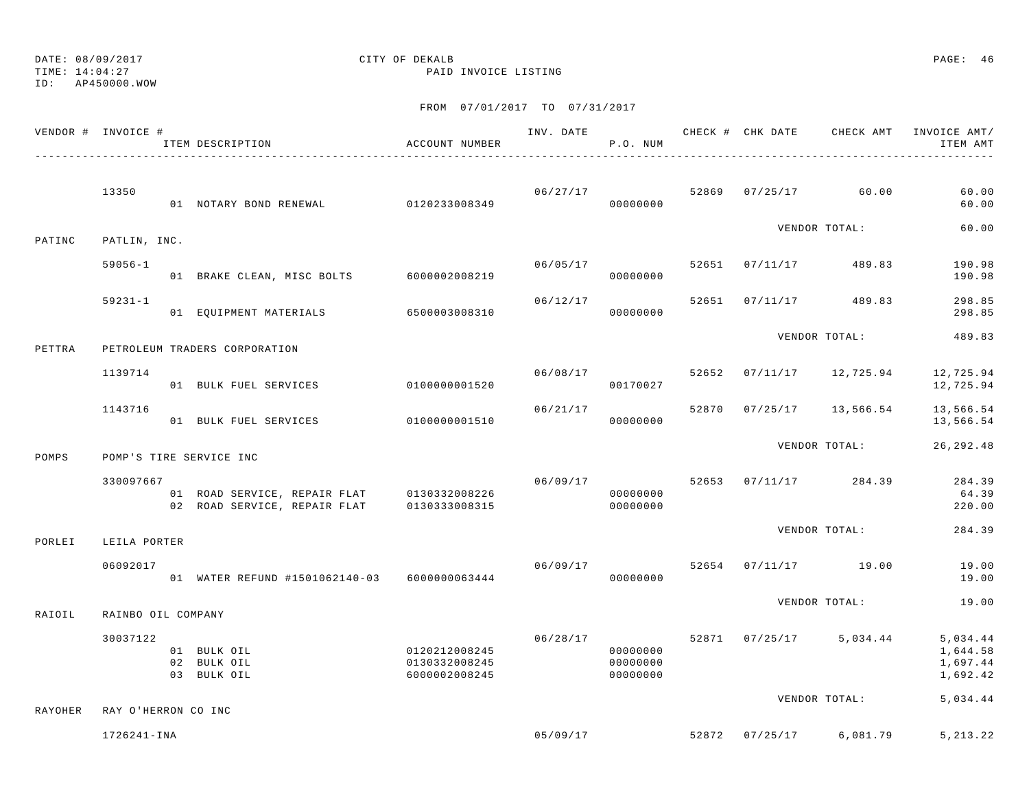DATE: 08/09/2017
TIME: 14:04:27
ID: AP450000.WOW

CITY OF DEKALB

PAID INVOICE LISTING

FROM 07/01/2017 TO 07/31/2017

| VENDOR # | INVOICE # | ITEM DESCRIPTION | ACCOUNT NUMBER | INV. DATE | P.O. NUM | CHECK # | CHK DATE | CHECK AMT | INVOICE AMT/ ITEM AMT |
|---|---|---|---|---|---|---|---|---|---|
| | 13350 | | | 06/27/17 | | 52869 | 07/25/17 | 60.00 | 60.00 |
| | | 01 NOTARY BOND RENEWAL | 0120233008349 | | 00000000 | | | | 60.00 |
| | | | | | | | | VENDOR TOTAL: | 60.00 |
| PATINC | PATLIN, INC. | | | | | | | | |
| | 59056-1 | | | 06/05/17 | | 52651 | 07/11/17 | 489.83 | 190.98 |
| | | 01 BRAKE CLEAN, MISC BOLTS | 6000002008219 | | 00000000 | | | | 190.98 |
| | 59231-1 | | | 06/12/17 | | 52651 | 07/11/17 | 489.83 | 298.85 |
| | | 01 EQUIPMENT MATERIALS | 6500003008310 | | 00000000 | | | | 298.85 |
| | | | | | | | | VENDOR TOTAL: | 489.83 |
| PETTRA | PETROLEUM TRADERS CORPORATION | | | | | | | | |
| | 1139714 | | | 06/08/17 | | 52652 | 07/11/17 | 12,725.94 | 12,725.94 |
| | | 01 BULK FUEL SERVICES | 0100000001520 | | 00170027 | | | | 12,725.94 |
| | 1143716 | | | 06/21/17 | | 52870 | 07/25/17 | 13,566.54 | 13,566.54 |
| | | 01 BULK FUEL SERVICES | 0100000001510 | | 00000000 | | | | 13,566.54 |
| | | | | | | | | VENDOR TOTAL: | 26,292.48 |
| POMPS | POMP'S TIRE SERVICE INC | | | | | | | | |
| | 330097667 | | | 06/09/17 | | 52653 | 07/11/17 | 284.39 | 284.39 |
| | | 01 ROAD SERVICE, REPAIR FLAT | 0130332008226 | | 00000000 | | | | 64.39 |
| | | 02 ROAD SERVICE, REPAIR FLAT | 0130333008315 | | 00000000 | | | | 220.00 |
| | | | | | | | | VENDOR TOTAL: | 284.39 |
| PORLEI | LEILA PORTER | | | | | | | | |
| | 06092017 | | | 06/09/17 | | 52654 | 07/11/17 | 19.00 | 19.00 |
| | | 01 WATER REFUND #1501062140-03 | 6000000063444 | | 00000000 | | | | 19.00 |
| | | | | | | | | VENDOR TOTAL: | 19.00 |
| RAIOIL | RAINBO OIL COMPANY | | | | | | | | |
| | 30037122 | | | 06/28/17 | | 52871 | 07/25/17 | 5,034.44 | 5,034.44 |
| | | 01 BULK OIL | 0120212008245 | | 00000000 | | | | 1,644.58 |
| | | 02 BULK OIL | 0130332008245 | | 00000000 | | | | 1,697.44 |
| | | 03 BULK OIL | 6000002008245 | | 00000000 | | | | 1,692.42 |
| | | | | | | | | VENDOR TOTAL: | 5,034.44 |
| RAYOHER | RAY O'HERRON CO INC | | | | | | | | |
| | 1726241-INA | | | 05/09/17 | | 52872 | 07/25/17 | 6,081.79 | 5,213.22 |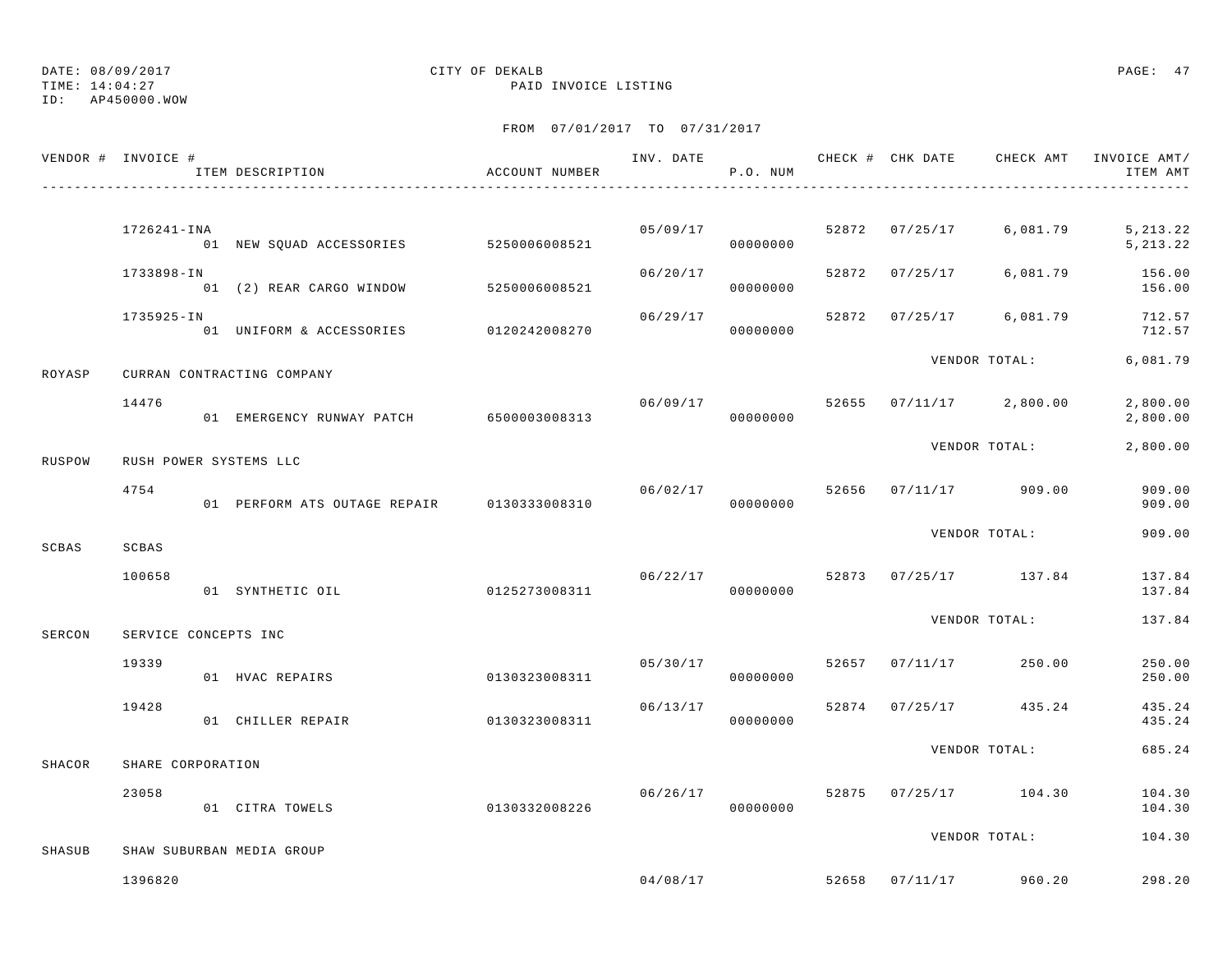DATE: 08/09/2017 CITY OF DEKALB
TIME: 14:04:27 PAID INVOICE LISTING
ID: AP450000.WOW

FROM 07/01/2017 TO 07/31/2017

| VENDOR # | INVOICE # / ITEM DESCRIPTION | ACCOUNT NUMBER | INV. DATE | P.O. NUM | CHECK # | CHK DATE | CHECK AMT | INVOICE AMT/ ITEM AMT |
|---|---|---|---|---|---|---|---|---|
| | 1726241-INA | | 05/09/17 | | 52872 | 07/25/17 | 6,081.79 | 5,213.22 |
| | 01 NEW SQUAD ACCESSORIES | 5250006008521 | | 00000000 | | | | 5,213.22 |
| | 1733898-IN | | 06/20/17 | | 52872 | 07/25/17 | 6,081.79 | 156.00 |
| | 01 (2) REAR CARGO WINDOW | 5250006008521 | | 00000000 | | | | 156.00 |
| | 1735925-IN | | 06/29/17 | | 52872 | 07/25/17 | 6,081.79 | 712.57 |
| | 01 UNIFORM & ACCESSORIES | 0120242008270 | | 00000000 | | | | 712.57 |
| | | | | | | VENDOR TOTAL: | | 6,081.79 |
| ROYASP | CURRAN CONTRACTING COMPANY | | | | | | | |
| | 14476 | | 06/09/17 | | 52655 | 07/11/17 | 2,800.00 | 2,800.00 |
| | 01 EMERGENCY RUNWAY PATCH | 6500003008313 | | 00000000 | | | | 2,800.00 |
| | | | | | | VENDOR TOTAL: | | 2,800.00 |
| RUSPOW | RUSH POWER SYSTEMS LLC | | | | | | | |
| | 4754 | | 06/02/17 | | 52656 | 07/11/17 | 909.00 | 909.00 |
| | 01 PERFORM ATS OUTAGE REPAIR | 0130333008310 | | 00000000 | | | | 909.00 |
| | | | | | | VENDOR TOTAL: | | 909.00 |
| SCBAS | SCBAS | | | | | | | |
| | 100658 | | 06/22/17 | | 52873 | 07/25/17 | 137.84 | 137.84 |
| | 01 SYNTHETIC OIL | 0125273008311 | | 00000000 | | | | 137.84 |
| | | | | | | VENDOR TOTAL: | | 137.84 |
| SERCON | SERVICE CONCEPTS INC | | | | | | | |
| | 19339 | | 05/30/17 | | 52657 | 07/11/17 | 250.00 | 250.00 |
| | 01 HVAC REPAIRS | 0130323008311 | | 00000000 | | | | 250.00 |
| | 19428 | | 06/13/17 | | 52874 | 07/25/17 | 435.24 | 435.24 |
| | 01 CHILLER REPAIR | 0130323008311 | | 00000000 | | | | 435.24 |
| | | | | | | VENDOR TOTAL: | | 685.24 |
| SHACOR | SHARE CORPORATION | | | | | | | |
| | 23058 | | 06/26/17 | | 52875 | 07/25/17 | 104.30 | 104.30 |
| | 01 CITRA TOWELS | 0130332008226 | | 00000000 | | | | 104.30 |
| | | | | | | VENDOR TOTAL: | | 104.30 |
| SHASUB | SHAW SUBURBAN MEDIA GROUP | | | | | | | |
| | 1396820 | | 04/08/17 | | 52658 | 07/11/17 | 960.20 | 298.20 |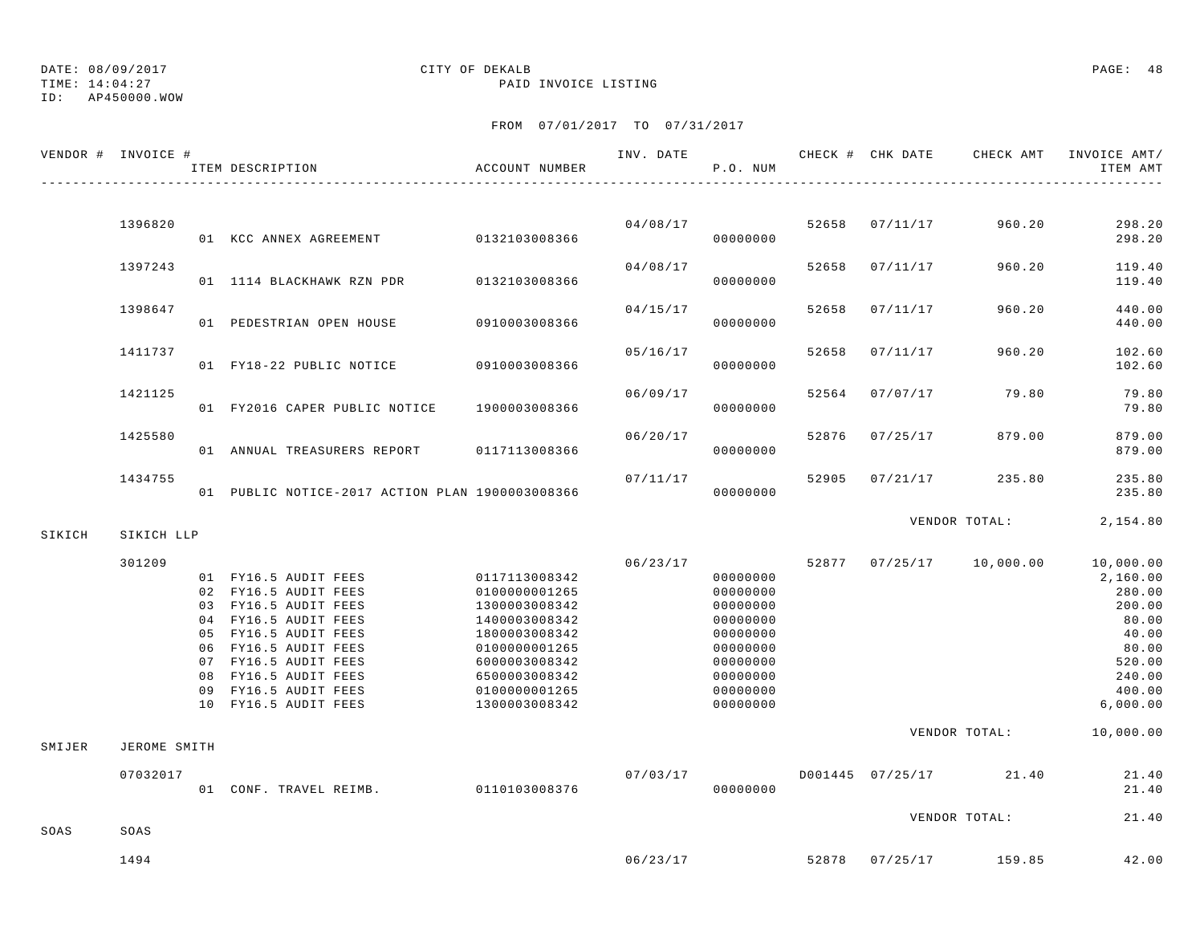DATE: 08/09/2017 CITY OF DEKALB
TIME: 14:04:27 PAID INVOICE LISTING
ID: AP450000.WOW

FROM 07/01/2017 TO 07/31/2017

| VENDOR # | INVOICE # | ITEM DESCRIPTION | ACCOUNT NUMBER | INV. DATE | P.O. NUM | CHECK # | CHK DATE | CHECK AMT | INVOICE AMT/ ITEM AMT |
|---|---|---|---|---|---|---|---|---|---|
| | 1396820 | | | 04/08/17 | | 52658 | 07/11/17 | 960.20 | 298.20 |
| | | 01 KCC ANNEX AGREEMENT | 0132103008366 | | 00000000 | | | | 298.20 |
| | 1397243 | | | 04/08/17 | | 52658 | 07/11/17 | 960.20 | 119.40 |
| | | 01 1114 BLACKHAWK RZN PDR | 0132103008366 | | 00000000 | | | | 119.40 |
| | 1398647 | | | 04/15/17 | | 52658 | 07/11/17 | 960.20 | 440.00 |
| | | 01 PEDESTRIAN OPEN HOUSE | 0910003008366 | | 00000000 | | | | 440.00 |
| | 1411737 | | | 05/16/17 | | 52658 | 07/11/17 | 960.20 | 102.60 |
| | | 01 FY18-22 PUBLIC NOTICE | 0910003008366 | | 00000000 | | | | 102.60 |
| | 1421125 | | | 06/09/17 | | 52564 | 07/07/17 | 79.80 | 79.80 |
| | | 01 FY2016 CAPER PUBLIC NOTICE | 1900003008366 | | 00000000 | | | | 79.80 |
| | 1425580 | | | 06/20/17 | | 52876 | 07/25/17 | 879.00 | 879.00 |
| | | 01 ANNUAL TREASURERS REPORT | 0117113008366 | | 00000000 | | | | 879.00 |
| | 1434755 | | | 07/11/17 | | 52905 | 07/21/17 | 235.80 | 235.80 |
| | | 01 PUBLIC NOTICE-2017 ACTION PLAN | 1900003008366 | | 00000000 | | | | 235.80 |
| | | | | | | | | VENDOR TOTAL: | 2,154.80 |
| SIKICH | SIKICH LLP | | | | | | | | |
| | 301209 | | | 06/23/17 | | 52877 | 07/25/17 | 10,000.00 | 10,000.00 |
| | | 01 FY16.5 AUDIT FEES | 0117113008342 | | 00000000 | | | | 2,160.00 |
| | | 02 FY16.5 AUDIT FEES | 0100000001265 | | 00000000 | | | | 280.00 |
| | | 03 FY16.5 AUDIT FEES | 1300003008342 | | 00000000 | | | | 200.00 |
| | | 04 FY16.5 AUDIT FEES | 1400003008342 | | 00000000 | | | | 80.00 |
| | | 05 FY16.5 AUDIT FEES | 1800003008342 | | 00000000 | | | | 40.00 |
| | | 06 FY16.5 AUDIT FEES | 0100000001265 | | 00000000 | | | | 80.00 |
| | | 07 FY16.5 AUDIT FEES | 6000003008342 | | 00000000 | | | | 520.00 |
| | | 08 FY16.5 AUDIT FEES | 6500003008342 | | 00000000 | | | | 240.00 |
| | | 09 FY16.5 AUDIT FEES | 0100000001265 | | 00000000 | | | | 400.00 |
| | | 10 FY16.5 AUDIT FEES | 1300003008342 | | 00000000 | | | | 6,000.00 |
| | | | | | | | | VENDOR TOTAL: | 10,000.00 |
| SMIJER | JEROME SMITH | | | | | | | | |
| | 07032017 | | | 07/03/17 | | D001445 | 07/25/17 | 21.40 | 21.40 |
| | | 01 CONF. TRAVEL REIMB. | 0110103008376 | | 00000000 | | | | 21.40 |
| | | | | | | | | VENDOR TOTAL: | 21.40 |
| SOAS | SOAS | | | | | | | | |
| | 1494 | | | 06/23/17 | | 52878 | 07/25/17 | 159.85 | 42.00 |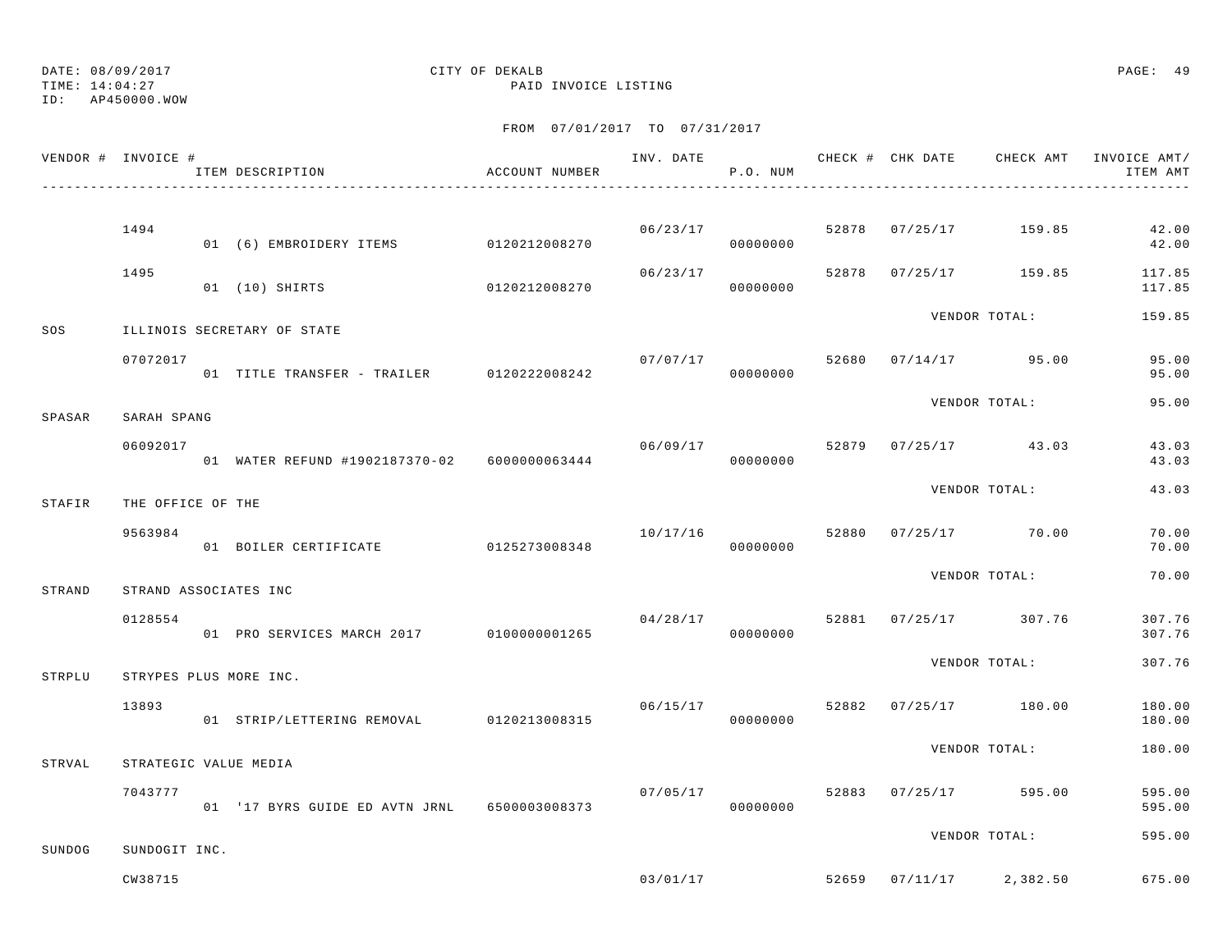DATE: 08/09/2017 CITY OF DEKALB
TIME: 14:04:27 PAID INVOICE LISTING
ID: AP450000.WOW

FROM 07/01/2017 TO 07/31/2017

| VENDOR # | INVOICE # / ITEM DESCRIPTION | ACCOUNT NUMBER | INV. DATE | P.O. NUM | CHECK # | CHK DATE | CHECK AMT | INVOICE AMT/ ITEM AMT |
|---|---|---|---|---|---|---|---|---|
| | 1494 | | 06/23/17 | | 52878 | 07/25/17 | 159.85 | 42.00 |
| | 01 (6) EMBROIDERY ITEMS | 0120212008270 | | 00000000 | | | | 42.00 |
| | 1495 | | 06/23/17 | | 52878 | 07/25/17 | 159.85 | 117.85 |
| | 01 (10) SHIRTS | 0120212008270 | | 00000000 | | | | 117.85 |
| | | | | | | VENDOR TOTAL: | | 159.85 |
| SOS | ILLINOIS SECRETARY OF STATE | | | | | | | |
| | 07072017 | | 07/07/17 | | 52680 | 07/14/17 | 95.00 | 95.00 |
| | 01 TITLE TRANSFER - TRAILER | 0120222008242 | | 00000000 | | | | 95.00 |
| | | | | | | VENDOR TOTAL: | | 95.00 |
| SPASAR | SARAH SPANG | | | | | | | |
| | 06092017 | | 06/09/17 | | 52879 | 07/25/17 | 43.03 | 43.03 |
| | 01 WATER REFUND #1902187370-02 | 6000000063444 | | 00000000 | | | | 43.03 |
| | | | | | | VENDOR TOTAL: | | 43.03 |
| STAFIR | THE OFFICE OF THE | | | | | | | |
| | 9563984 | | 10/17/16 | | 52880 | 07/25/17 | 70.00 | 70.00 |
| | 01 BOILER CERTIFICATE | 0125273008348 | | 00000000 | | | | 70.00 |
| | | | | | | VENDOR TOTAL: | | 70.00 |
| STRAND | STRAND ASSOCIATES INC | | | | | | | |
| | 0128554 | | 04/28/17 | | 52881 | 07/25/17 | 307.76 | 307.76 |
| | 01 PRO SERVICES MARCH 2017 | 0100000001265 | | 00000000 | | | | 307.76 |
| | | | | | | VENDOR TOTAL: | | 307.76 |
| STRPLU | STRYPES PLUS MORE INC. | | | | | | | |
| | 13893 | | 06/15/17 | | 52882 | 07/25/17 | 180.00 | 180.00 |
| | 01 STRIP/LETTERING REMOVAL | 0120213008315 | | 00000000 | | | | 180.00 |
| | | | | | | VENDOR TOTAL: | | 180.00 |
| STRVAL | STRATEGIC VALUE MEDIA | | | | | | | |
| | 7043777 | | 07/05/17 | | 52883 | 07/25/17 | 595.00 | 595.00 |
| | 01 '17 BYRS GUIDE ED AVTN JRNL | 6500003008373 | | 00000000 | | | | 595.00 |
| | | | | | | VENDOR TOTAL: | | 595.00 |
| SUNDOG | SUNDOGIT INC. | | | | | | | |
| | CW38715 | | 03/01/17 | | 52659 | 07/11/17 | 2,382.50 | 675.00 |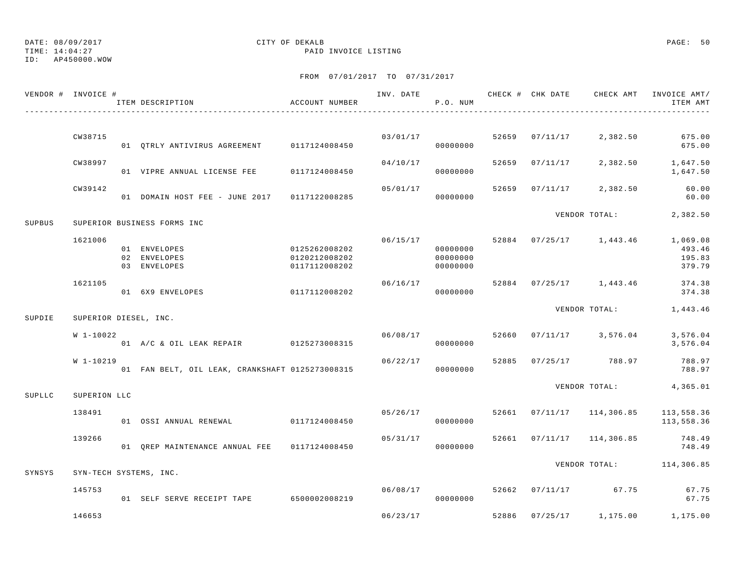DATE: 08/09/2017
TIME: 14:04:27
ID: AP450000.WOW

CITY OF DEKALB
PAID INVOICE LISTING

FROM 07/01/2017 TO 07/31/2017

| VENDOR # | INVOICE # | ITEM DESCRIPTION | ACCOUNT NUMBER | INV. DATE | P.O. NUM | CHECK # | CHK DATE | CHECK AMT | INVOICE AMT/ ITEM AMT |
|---|---|---|---|---|---|---|---|---|---|
| | CW38715 | | | 03/01/17 | | 52659 | 07/11/17 | 2,382.50 | 675.00 |
| | | 01 QTRLY ANTIVIRUS AGREEMENT | 0117124008450 | | 00000000 | | | | 675.00 |
| | CW38997 | | | 04/10/17 | | 52659 | 07/11/17 | 2,382.50 | 1,647.50 |
| | | 01 VIPRE ANNUAL LICENSE FEE | 0117124008450 | | 00000000 | | | | 1,647.50 |
| | CW39142 | | | 05/01/17 | | 52659 | 07/11/17 | 2,382.50 | 60.00 |
| | | 01 DOMAIN HOST FEE - JUNE 2017 | 0117122008285 | | 00000000 | | | | 60.00 |
| | | | | | | | | VENDOR TOTAL: | 2,382.50 |
| SUPBUS | SUPERIOR BUSINESS FORMS INC | | | | | | | | |
| | 1621006 | | | 06/15/17 | | 52884 | 07/25/17 | 1,443.46 | 1,069.08 |
| | | 01 ENVELOPES | 0125262008202 | | 00000000 | | | | 493.46 |
| | | 02 ENVELOPES | 0120212008202 | | 00000000 | | | | 195.83 |
| | | 03 ENVELOPES | 0117112008202 | | 00000000 | | | | 379.79 |
| | 1621105 | | | 06/16/17 | | 52884 | 07/25/17 | 1,443.46 | 374.38 |
| | | 01 6X9 ENVELOPES | 0117112008202 | | 00000000 | | | | 374.38 |
| | | | | | | | | VENDOR TOTAL: | 1,443.46 |
| SUPDIE | SUPERIOR DIESEL, INC. | | | | | | | | |
| | W 1-10022 | | | 06/08/17 | | 52660 | 07/11/17 | 3,576.04 | 3,576.04 |
| | | 01 A/C & OIL LEAK REPAIR | 0125273008315 | | 00000000 | | | | 3,576.04 |
| | W 1-10219 | | | 06/22/17 | | 52885 | 07/25/17 | 788.97 | 788.97 |
| | | 01 FAN BELT, OIL LEAK, CRANKSHAFT | 0125273008315 | | 00000000 | | | | 788.97 |
| | | | | | | | | VENDOR TOTAL: | 4,365.01 |
| SUPLLC | SUPERION LLC | | | | | | | | |
| | 138491 | | | 05/26/17 | | 52661 | 07/11/17 | 114,306.85 | 113,558.36 |
| | | 01 OSSI ANNUAL RENEWAL | 0117124008450 | | 00000000 | | | | 113,558.36 |
| | 139266 | | | 05/31/17 | | 52661 | 07/11/17 | 114,306.85 | 748.49 |
| | | 01 QREP MAINTENANCE ANNUAL FEE | 0117124008450 | | 00000000 | | | | 748.49 |
| | | | | | | | | VENDOR TOTAL: | 114,306.85 |
| SYNSYS | SYN-TECH SYSTEMS, INC. | | | | | | | | |
| | 145753 | | | 06/08/17 | | 52662 | 07/11/17 | 67.75 | 67.75 |
| | | 01 SELF SERVE RECEIPT TAPE | 6500002008219 | | 00000000 | | | | 67.75 |
| | 146653 | | | 06/23/17 | | 52886 | 07/25/17 | 1,175.00 | 1,175.00 |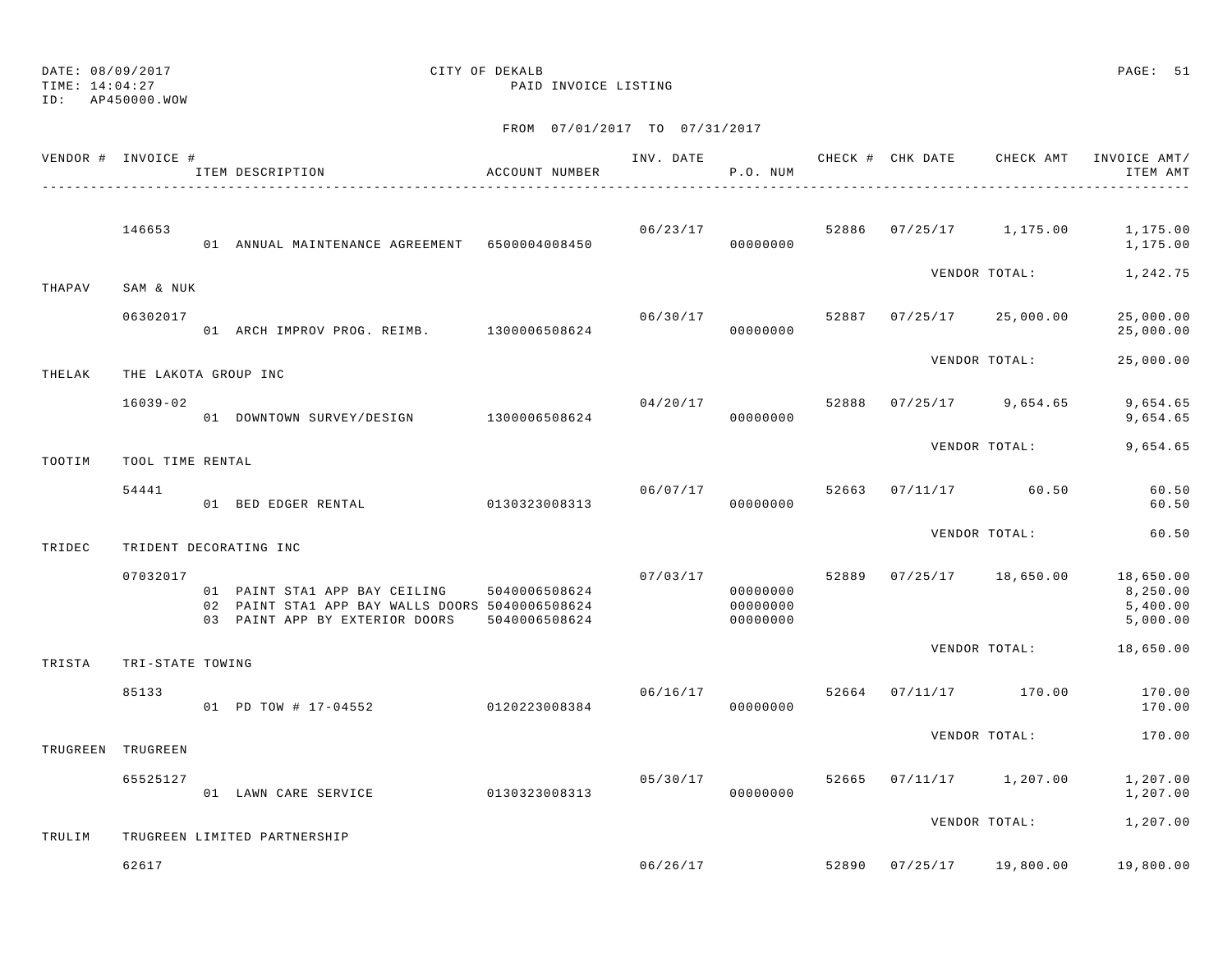DATE: 08/09/2017
TIME: 14:04:27
ID: AP450000.WOW

CITY OF DEKALB
PAID INVOICE LISTING

FROM 07/01/2017 TO 07/31/2017

| VENDOR # | INVOICE # / ITEM DESCRIPTION | ACCOUNT NUMBER | INV. DATE | P.O. NUM | CHECK # | CHK DATE | CHECK AMT | INVOICE AMT/ ITEM AMT |
|---|---|---|---|---|---|---|---|---|
| | 146653 | | 06/23/17 | | 52886 | 07/25/17 | 1,175.00 | 1,175.00 |
| | 01 ANNUAL MAINTENANCE AGREEMENT | 6500004008450 | | 00000000 | | | | 1,175.00 |
| | | | | | | VENDOR TOTAL: | | 1,242.75 |
| THAPAV | SAM & NUK | | | | | | | |
| | 06302017 | | 06/30/17 | | 52887 | 07/25/17 | 25,000.00 | 25,000.00 |
| | 01 ARCH IMPROV PROG. REIMB. | 1300006508624 | | 00000000 | | | | 25,000.00 |
| | | | | | | VENDOR TOTAL: | | 25,000.00 |
| THELAK | THE LAKOTA GROUP INC | | | | | | | |
| | 16039-02 | | 04/20/17 | | 52888 | 07/25/17 | 9,654.65 | 9,654.65 |
| | 01 DOWNTOWN SURVEY/DESIGN | 1300006508624 | | 00000000 | | | | 9,654.65 |
| | | | | | | VENDOR TOTAL: | | 9,654.65 |
| TOOTIM | TOOL TIME RENTAL | | | | | | | |
| | 54441 | | 06/07/17 | | 52663 | 07/11/17 | 60.50 | 60.50 |
| | 01 BED EDGER RENTAL | 0130323008313 | | 00000000 | | | | 60.50 |
| | | | | | | VENDOR TOTAL: | | 60.50 |
| TRIDEC | TRIDENT DECORATING INC | | | | | | | |
| | 07032017 | | 07/03/17 | | 52889 | 07/25/17 | 18,650.00 | 18,650.00 |
| | 01 PAINT STA1 APP BAY CEILING | 5040006508624 | | 00000000 | | | | 8,250.00 |
| | 02 PAINT STA1 APP BAY WALLS DOORS | 5040006508624 | | 00000000 | | | | 5,400.00 |
| | 03 PAINT APP BY EXTERIOR DOORS | 5040006508624 | | 00000000 | | | | 5,000.00 |
| | | | | | | VENDOR TOTAL: | | 18,650.00 |
| TRISTA | TRI-STATE TOWING | | | | | | | |
| | 85133 | | 06/16/17 | | 52664 | 07/11/17 | 170.00 | 170.00 |
| | 01 PD TOW # 17-04552 | 0120223008384 | | 00000000 | | | | 170.00 |
| | | | | | | VENDOR TOTAL: | | 170.00 |
| TRUGREEN | TRUGREEN | | | | | | | |
| | 65525127 | | 05/30/17 | | 52665 | 07/11/17 | 1,207.00 | 1,207.00 |
| | 01 LAWN CARE SERVICE | 0130323008313 | | 00000000 | | | | 1,207.00 |
| | | | | | | VENDOR TOTAL: | | 1,207.00 |
| TRULIM | TRUGREEN LIMITED PARTNERSHIP | | | | | | | |
| | 62617 | | 06/26/17 | | 52890 | 07/25/17 | 19,800.00 | 19,800.00 |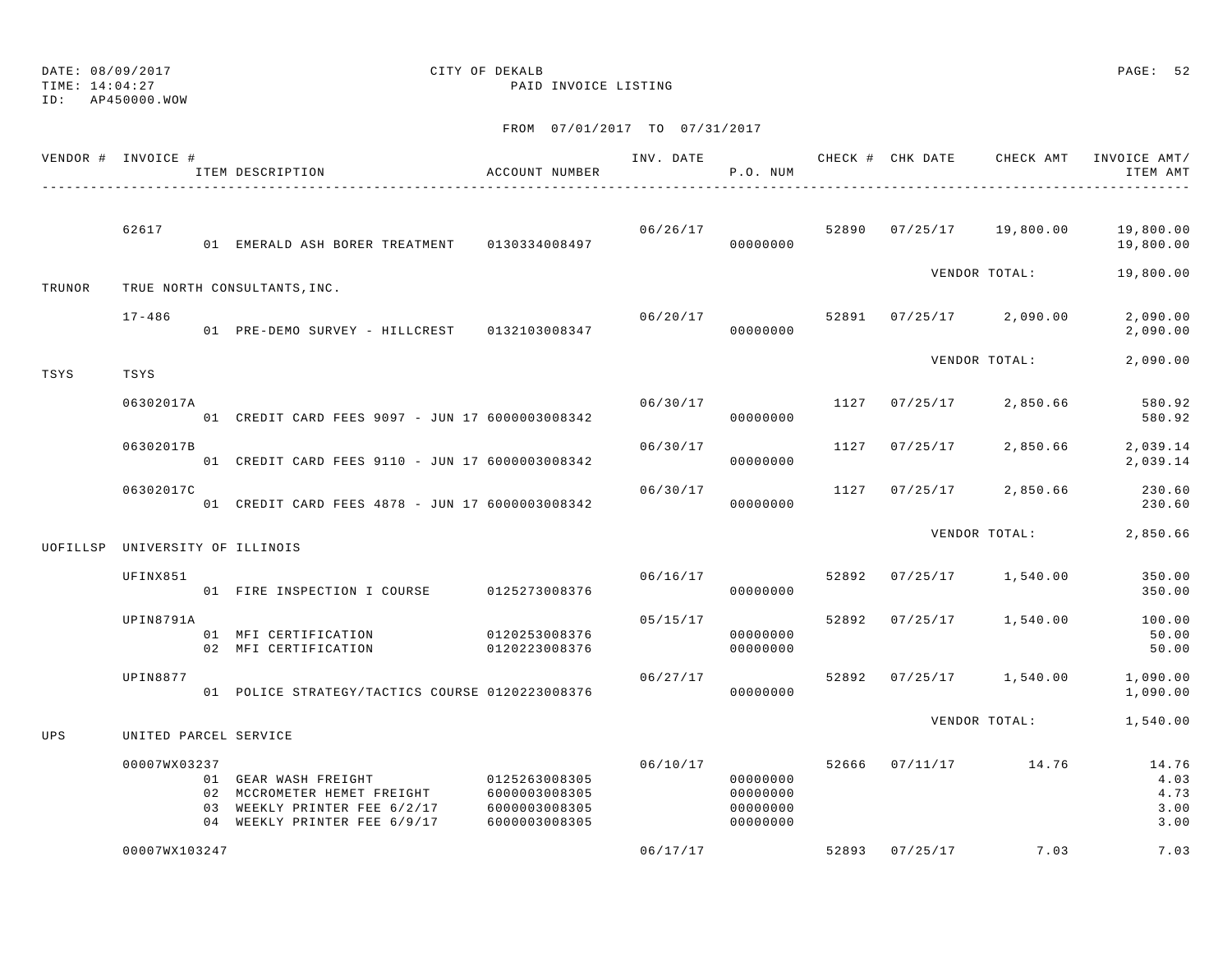DATE: 08/09/2017 CITY OF DEKALB PAGE: 52
TIME: 14:04:27 PAID INVOICE LISTING
ID: AP450000.WOW

FROM 07/01/2017 TO 07/31/2017

| VENDOR # | INVOICE # | ITEM DESCRIPTION | ACCOUNT NUMBER | INV. DATE | P.O. NUM | CHECK # | CHK DATE | CHECK AMT | INVOICE AMT/ ITEM AMT |
|---|---|---|---|---|---|---|---|---|---|
| | 62617 | | | 06/26/17 | | 52890 | 07/25/17 | 19,800.00 | 19,800.00 |
| | | 01 EMERALD ASH BORER TREATMENT | 0130334008497 | | 00000000 | | | | 19,800.00 |
| | | | | | | | | VENDOR TOTAL: | 19,800.00 |
| TRUNOR | TRUE NORTH CONSULTANTS, INC. | | | | | | | | |
| | 17-486 | | | 06/20/17 | | 52891 | 07/25/17 | 2,090.00 | 2,090.00 |
| | | 01 PRE-DEMO SURVEY - HILLCREST | 0132103008347 | | 00000000 | | | | 2,090.00 |
| | | | | | | | | VENDOR TOTAL: | 2,090.00 |
| TSYS | TSYS | | | | | | | | |
| | 06302017A | | | 06/30/17 | | 1127 | 07/25/17 | 2,850.66 | 580.92 |
| | | 01 CREDIT CARD FEES 9097 - JUN 17 | 6000003008342 | | 00000000 | | | | 580.92 |
| | 06302017B | | | 06/30/17 | | 1127 | 07/25/17 | 2,850.66 | 2,039.14 |
| | | 01 CREDIT CARD FEES 9110 - JUN 17 | 6000003008342 | | 00000000 | | | | 2,039.14 |
| | 06302017C | | | 06/30/17 | | 1127 | 07/25/17 | 2,850.66 | 230.60 |
| | | 01 CREDIT CARD FEES 4878 - JUN 17 | 6000003008342 | | 00000000 | | | | 230.60 |
| | | | | | | | | VENDOR TOTAL: | 2,850.66 |
| UOFILLSP | UNIVERSITY OF ILLINOIS | | | | | | | | |
| | UFINX851 | | | 06/16/17 | | 52892 | 07/25/17 | 1,540.00 | 350.00 |
| | | 01 FIRE INSPECTION I COURSE | 0125273008376 | | 00000000 | | | | 350.00 |
| | UPIN8791A | | | 05/15/17 | | 52892 | 07/25/17 | 1,540.00 | 100.00 |
| | | 01 MFI CERTIFICATION | 0120253008376 | | 00000000 | | | | 50.00 |
| | | 02 MFI CERTIFICATION | 0120223008376 | | 00000000 | | | | 50.00 |
| | UPIN8877 | | | 06/27/17 | | 52892 | 07/25/17 | 1,540.00 | 1,090.00 |
| | | 01 POLICE STRATEGY/TACTICS COURSE | 0120223008376 | | 00000000 | | | | 1,090.00 |
| | | | | | | | | VENDOR TOTAL: | 1,540.00 |
| UPS | UNITED PARCEL SERVICE | | | | | | | | |
| | 00007WX03237 | | | 06/10/17 | | 52666 | 07/11/17 | 14.76 | 14.76 |
| | | 01 GEAR WASH FREIGHT | 0125263008305 | | 00000000 | | | | 4.03 |
| | | 02 MCCROMETER HEMET FREIGHT | 6000003008305 | | 00000000 | | | | 4.73 |
| | | 03 WEEKLY PRINTER FEE 6/2/17 | 6000003008305 | | 00000000 | | | | 3.00 |
| | | 04 WEEKLY PRINTER FEE 6/9/17 | 6000003008305 | | 00000000 | | | | 3.00 |
| | 00007WX103247 | | | 06/17/17 | | 52893 | 07/25/17 | 7.03 | 7.03 |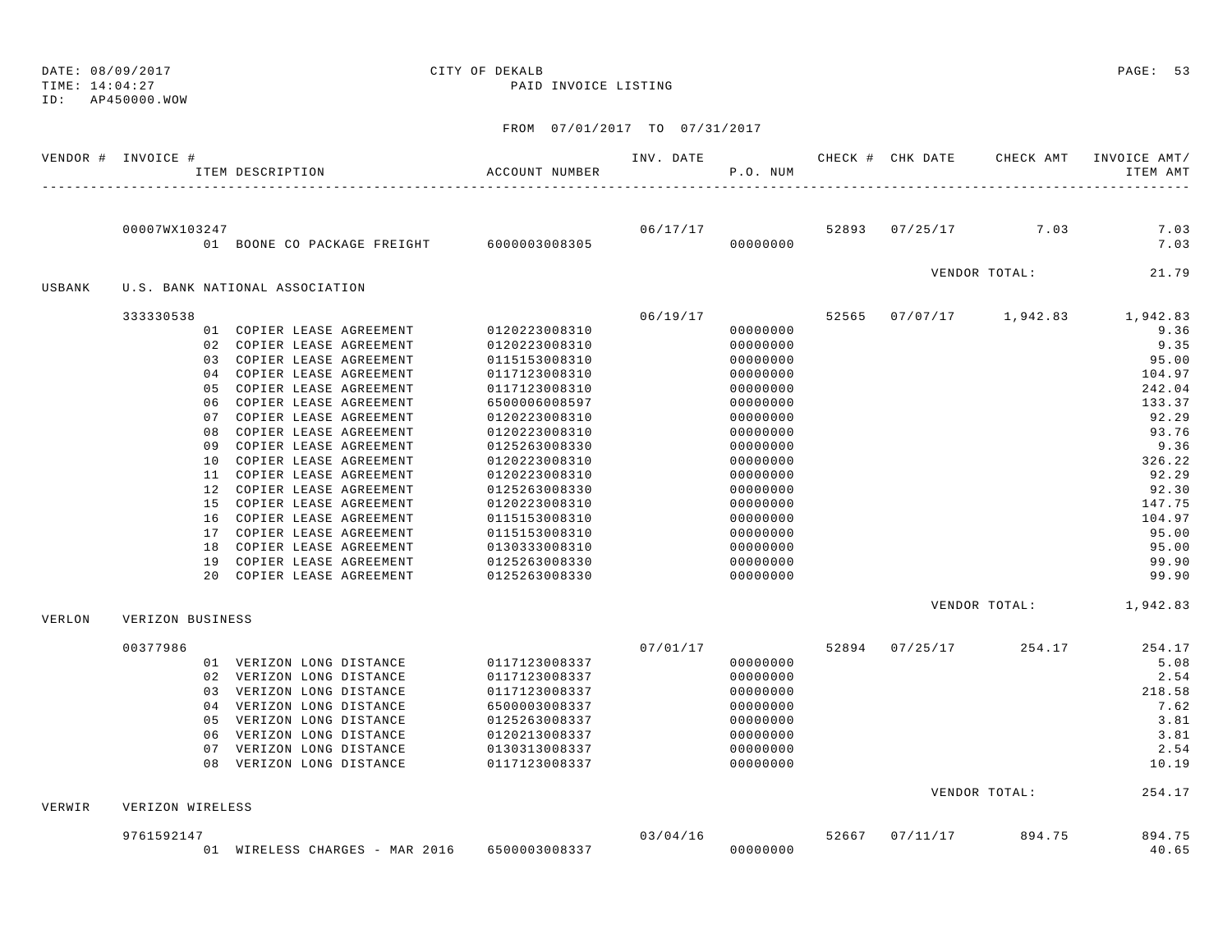DATE: 08/09/2017 CITY OF DEKALB
TIME: 14:04:27 PAID INVOICE LISTING
ID: AP450000.WOW

FROM 07/01/2017 TO 07/31/2017

| VENDOR # | INVOICE # | ITEM DESCRIPTION | ACCOUNT NUMBER | INV. DATE | P.O. NUM | CHECK # | CHK DATE | CHECK AMT | INVOICE AMT/ ITEM AMT |
|---|---|---|---|---|---|---|---|---|---|
| | 00007WX103247 | | | 06/17/17 | | 52893 | 07/25/17 | 7.03 | 7.03 |
| | | 01 BOONE CO PACKAGE FREIGHT | 6000003008305 | | 00000000 | | | | 7.03 |
| | | | | | | | | VENDOR TOTAL: | 21.79 |
| USBANK | U.S. BANK NATIONAL ASSOCIATION | | | | | | | | |
| | 333330538 | | | 06/19/17 | | 52565 | 07/07/17 | 1,942.83 | 1,942.83 |
| | | 01 COPIER LEASE AGREEMENT | 0120223008310 | | 00000000 | | | | 9.36 |
| | | 02 COPIER LEASE AGREEMENT | 0120223008310 | | 00000000 | | | | 9.35 |
| | | 03 COPIER LEASE AGREEMENT | 0115153008310 | | 00000000 | | | | 95.00 |
| | | 04 COPIER LEASE AGREEMENT | 0117123008310 | | 00000000 | | | | 104.97 |
| | | 05 COPIER LEASE AGREEMENT | 0117123008310 | | 00000000 | | | | 242.04 |
| | | 06 COPIER LEASE AGREEMENT | 6500006008597 | | 00000000 | | | | 133.37 |
| | | 07 COPIER LEASE AGREEMENT | 0120223008310 | | 00000000 | | | | 92.29 |
| | | 08 COPIER LEASE AGREEMENT | 0120223008310 | | 00000000 | | | | 93.76 |
| | | 09 COPIER LEASE AGREEMENT | 0125263008330 | | 00000000 | | | | 9.36 |
| | | 10 COPIER LEASE AGREEMENT | 0120223008310 | | 00000000 | | | | 326.22 |
| | | 11 COPIER LEASE AGREEMENT | 0120223008310 | | 00000000 | | | | 92.29 |
| | | 12 COPIER LEASE AGREEMENT | 0125263008330 | | 00000000 | | | | 92.30 |
| | | 15 COPIER LEASE AGREEMENT | 0120223008310 | | 00000000 | | | | 147.75 |
| | | 16 COPIER LEASE AGREEMENT | 0115153008310 | | 00000000 | | | | 104.97 |
| | | 17 COPIER LEASE AGREEMENT | 0115153008310 | | 00000000 | | | | 95.00 |
| | | 18 COPIER LEASE AGREEMENT | 0130333008310 | | 00000000 | | | | 95.00 |
| | | 19 COPIER LEASE AGREEMENT | 0125263008330 | | 00000000 | | | | 99.90 |
| | | 20 COPIER LEASE AGREEMENT | 0125263008330 | | 00000000 | | | | 99.90 |
| | | | | | | | | VENDOR TOTAL: | 1,942.83 |
| VERLON | VERIZON BUSINESS | | | | | | | | |
| | 00377986 | | | 07/01/17 | | 52894 | 07/25/17 | 254.17 | 254.17 |
| | | 01 VERIZON LONG DISTANCE | 0117123008337 | | 00000000 | | | | 5.08 |
| | | 02 VERIZON LONG DISTANCE | 0117123008337 | | 00000000 | | | | 2.54 |
| | | 03 VERIZON LONG DISTANCE | 0117123008337 | | 00000000 | | | | 218.58 |
| | | 04 VERIZON LONG DISTANCE | 6500003008337 | | 00000000 | | | | 7.62 |
| | | 05 VERIZON LONG DISTANCE | 0125263008337 | | 00000000 | | | | 3.81 |
| | | 06 VERIZON LONG DISTANCE | 0120213008337 | | 00000000 | | | | 3.81 |
| | | 07 VERIZON LONG DISTANCE | 0130313008337 | | 00000000 | | | | 2.54 |
| | | 08 VERIZON LONG DISTANCE | 0117123008337 | | 00000000 | | | | 10.19 |
| | | | | | | | | VENDOR TOTAL: | 254.17 |
| VERWIR | VERIZON WIRELESS | | | | | | | | |
| | 9761592147 | | | 03/04/16 | | 52667 | 07/11/17 | 894.75 | 894.75 |
| | | 01 WIRELESS CHARGES - MAR 2016 | 6500003008337 | | 00000000 | | | | 40.65 |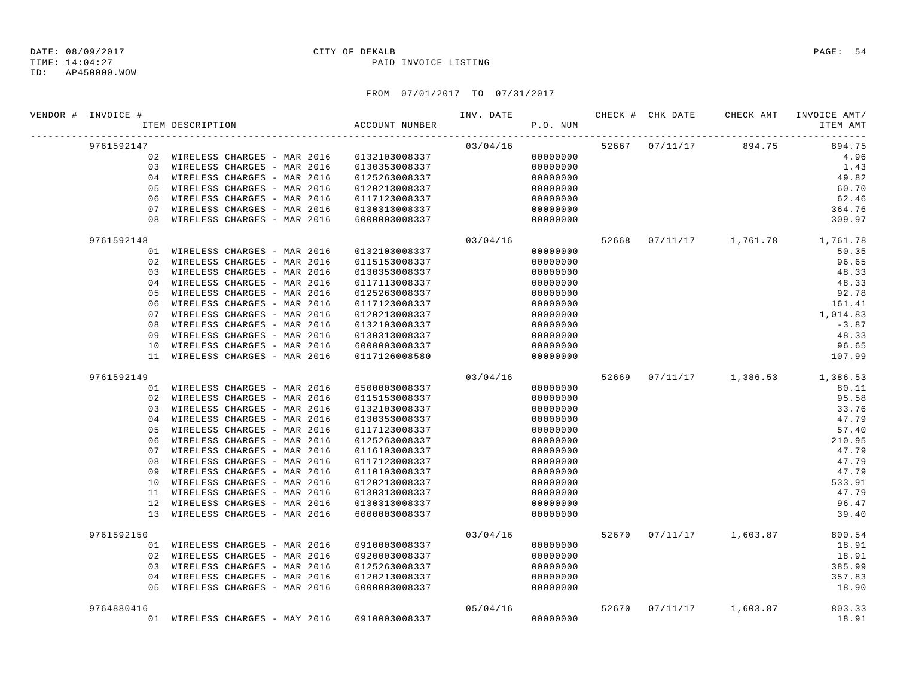DATE: 08/09/2017
TIME: 14:04:27
ID: AP450000.WOW

CITY OF DEKALB
PAID INVOICE LISTING

FROM 07/01/2017 TO 07/31/2017

| VENDOR # | INVOICE # | ITEM DESCRIPTION | ACCOUNT NUMBER | INV. DATE | P.O. NUM | CHECK # | CHK DATE | CHECK AMT | INVOICE AMT/ ITEM AMT |
|---|---|---|---|---|---|---|---|---|---|
| | 9761592147 | | | 03/04/16 | | 52667 | 07/11/17 | 894.75 | 894.75 |
| | | 02 WIRELESS CHARGES - MAR 2016 | 0132103008337 | | 00000000 | | | | 4.96 |
| | | 03 WIRELESS CHARGES - MAR 2016 | 0130353008337 | | 00000000 | | | | 1.43 |
| | | 04 WIRELESS CHARGES - MAR 2016 | 0125263008337 | | 00000000 | | | | 49.82 |
| | | 05 WIRELESS CHARGES - MAR 2016 | 0120213008337 | | 00000000 | | | | 60.70 |
| | | 06 WIRELESS CHARGES - MAR 2016 | 0117123008337 | | 00000000 | | | | 62.46 |
| | | 07 WIRELESS CHARGES - MAR 2016 | 0130313008337 | | 00000000 | | | | 364.76 |
| | | 08 WIRELESS CHARGES - MAR 2016 | 6000003008337 | | 00000000 | | | | 309.97 |
| | 9761592148 | | | 03/04/16 | | 52668 | 07/11/17 | 1,761.78 | 1,761.78 |
| | | 01 WIRELESS CHARGES - MAR 2016 | 0132103008337 | | 00000000 | | | | 50.35 |
| | | 02 WIRELESS CHARGES - MAR 2016 | 0115153008337 | | 00000000 | | | | 96.65 |
| | | 03 WIRELESS CHARGES - MAR 2016 | 0130353008337 | | 00000000 | | | | 48.33 |
| | | 04 WIRELESS CHARGES - MAR 2016 | 0117113008337 | | 00000000 | | | | 48.33 |
| | | 05 WIRELESS CHARGES - MAR 2016 | 0125263008337 | | 00000000 | | | | 92.78 |
| | | 06 WIRELESS CHARGES - MAR 2016 | 0117123008337 | | 00000000 | | | | 161.41 |
| | | 07 WIRELESS CHARGES - MAR 2016 | 0120213008337 | | 00000000 | | | | 1,014.83 |
| | | 08 WIRELESS CHARGES - MAR 2016 | 0132103008337 | | 00000000 | | | | -3.87 |
| | | 09 WIRELESS CHARGES - MAR 2016 | 0130313008337 | | 00000000 | | | | 48.33 |
| | | 10 WIRELESS CHARGES - MAR 2016 | 6000003008337 | | 00000000 | | | | 96.65 |
| | | 11 WIRELESS CHARGES - MAR 2016 | 0117126008580 | | 00000000 | | | | 107.99 |
| | 9761592149 | | | 03/04/16 | | 52669 | 07/11/17 | 1,386.53 | 1,386.53 |
| | | 01 WIRELESS CHARGES - MAR 2016 | 6500003008337 | | 00000000 | | | | 80.11 |
| | | 02 WIRELESS CHARGES - MAR 2016 | 0115153008337 | | 00000000 | | | | 95.58 |
| | | 03 WIRELESS CHARGES - MAR 2016 | 0132103008337 | | 00000000 | | | | 33.76 |
| | | 04 WIRELESS CHARGES - MAR 2016 | 0130353008337 | | 00000000 | | | | 47.79 |
| | | 05 WIRELESS CHARGES - MAR 2016 | 0117123008337 | | 00000000 | | | | 57.40 |
| | | 06 WIRELESS CHARGES - MAR 2016 | 0125263008337 | | 00000000 | | | | 210.95 |
| | | 07 WIRELESS CHARGES - MAR 2016 | 0116103008337 | | 00000000 | | | | 47.79 |
| | | 08 WIRELESS CHARGES - MAR 2016 | 0117123008337 | | 00000000 | | | | 47.79 |
| | | 09 WIRELESS CHARGES - MAR 2016 | 0110103008337 | | 00000000 | | | | 47.79 |
| | | 10 WIRELESS CHARGES - MAR 2016 | 0120213008337 | | 00000000 | | | | 533.91 |
| | | 11 WIRELESS CHARGES - MAR 2016 | 0130313008337 | | 00000000 | | | | 47.79 |
| | | 12 WIRELESS CHARGES - MAR 2016 | 0130313008337 | | 00000000 | | | | 96.47 |
| | | 13 WIRELESS CHARGES - MAR 2016 | 6000003008337 | | 00000000 | | | | 39.40 |
| | 9761592150 | | | 03/04/16 | | 52670 | 07/11/17 | 1,603.87 | 800.54 |
| | | 01 WIRELESS CHARGES - MAR 2016 | 0910003008337 | | 00000000 | | | | 18.91 |
| | | 02 WIRELESS CHARGES - MAR 2016 | 0920003008337 | | 00000000 | | | | 18.91 |
| | | 03 WIRELESS CHARGES - MAR 2016 | 0125263008337 | | 00000000 | | | | 385.99 |
| | | 04 WIRELESS CHARGES - MAR 2016 | 0120213008337 | | 00000000 | | | | 357.83 |
| | | 05 WIRELESS CHARGES - MAR 2016 | 6000003008337 | | 00000000 | | | | 18.90 |
| | 9764880416 | | | 05/04/16 | | 52670 | 07/11/17 | 1,603.87 | 803.33 |
| | | 01 WIRELESS CHARGES - MAY 2016 | 0910003008337 | | 00000000 | | | | 18.91 |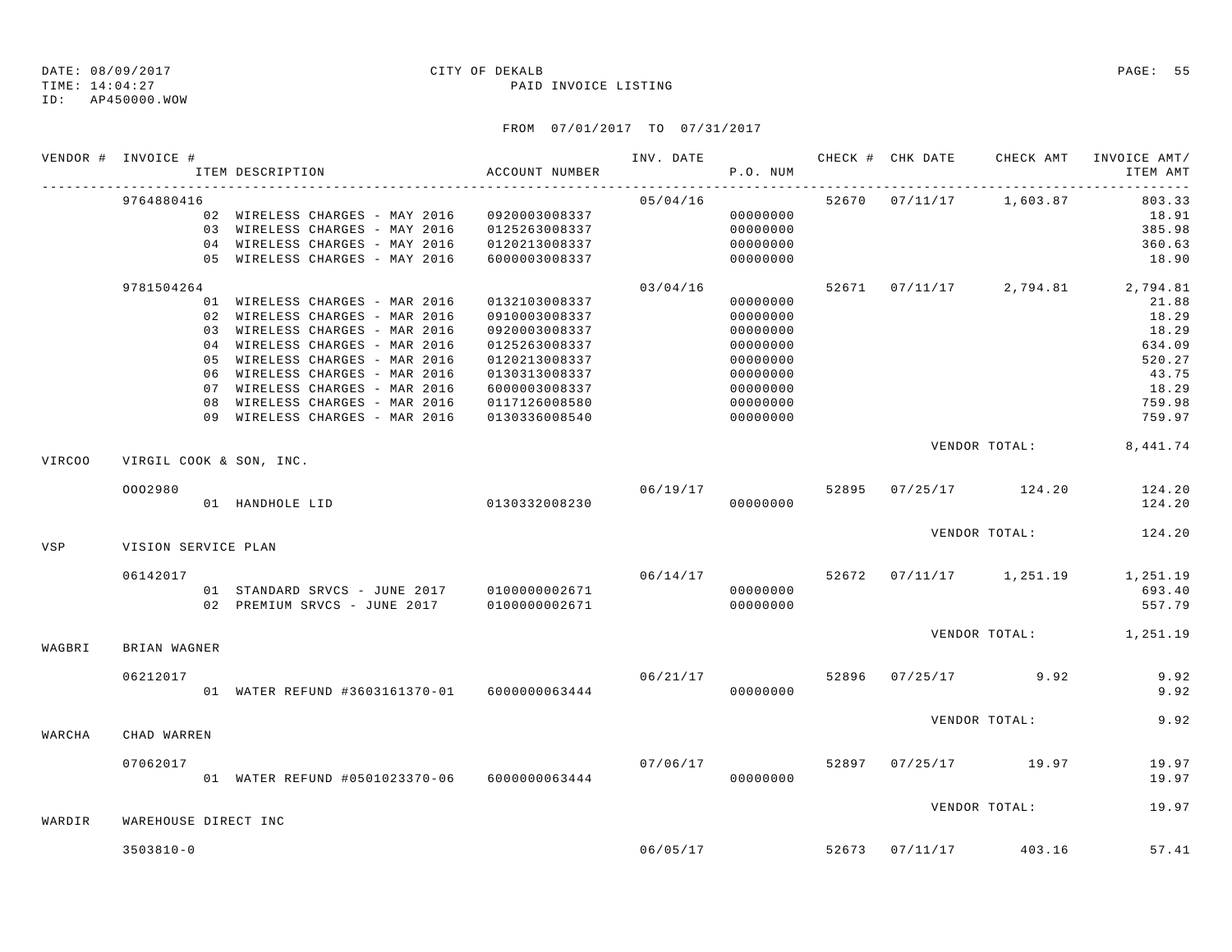DATE: 08/09/2017 CITY OF DEKALB PAGE: 55
TIME: 14:04:27 PAID INVOICE LISTING
ID: AP450000.WOW

FROM 07/01/2017 TO 07/31/2017

| VENDOR # | INVOICE # / ITEM DESCRIPTION | ACCOUNT NUMBER | INV. DATE | P.O. NUM | CHECK # | CHK DATE | CHECK AMT | INVOICE AMT/ ITEM AMT |
|---|---|---|---|---|---|---|---|---|
| | 9764880416 | | 05/04/16 | | 52670 | 07/11/17 | 1,603.87 | 803.33 |
| | 02 WIRELESS CHARGES - MAY 2016 | 0920003008337 | | 00000000 | | | | 18.91 |
| | 03 WIRELESS CHARGES - MAY 2016 | 0125263008337 | | 00000000 | | | | 385.98 |
| | 04 WIRELESS CHARGES - MAY 2016 | 0120213008337 | | 00000000 | | | | 360.63 |
| | 05 WIRELESS CHARGES - MAY 2016 | 6000003008337 | | 00000000 | | | | 18.90 |
| | 9781504264 | | 03/04/16 | | 52671 | 07/11/17 | 2,794.81 | 2,794.81 |
| | 01 WIRELESS CHARGES - MAR 2016 | 0132103008337 | | 00000000 | | | | 21.88 |
| | 02 WIRELESS CHARGES - MAR 2016 | 0910003008337 | | 00000000 | | | | 18.29 |
| | 03 WIRELESS CHARGES - MAR 2016 | 0920003008337 | | 00000000 | | | | 18.29 |
| | 04 WIRELESS CHARGES - MAR 2016 | 0125263008337 | | 00000000 | | | | 634.09 |
| | 05 WIRELESS CHARGES - MAR 2016 | 0120213008337 | | 00000000 | | | | 520.27 |
| | 06 WIRELESS CHARGES - MAR 2016 | 0130313008337 | | 00000000 | | | | 43.75 |
| | 07 WIRELESS CHARGES - MAR 2016 | 6000003008337 | | 00000000 | | | | 18.29 |
| | 08 WIRELESS CHARGES - MAR 2016 | 0117126008580 | | 00000000 | | | | 759.98 |
| | 09 WIRELESS CHARGES - MAR 2016 | 0130336008540 | | 00000000 | | | | 759.97 |
| | | | | | | | VENDOR TOTAL: | 8,441.74 |
| VIRCOO | VIRGIL COOK & SON, INC. | | | | | | | |
| | 0002980 | | 06/19/17 | | 52895 | 07/25/17 | 124.20 | 124.20 |
| | 01 HANDHOLE LID | 0130332008230 | | 00000000 | | | | 124.20 |
| | | | | | | | VENDOR TOTAL: | 124.20 |
| VSP | VISION SERVICE PLAN | | | | | | | |
| | 06142017 | | 06/14/17 | | 52672 | 07/11/17 | 1,251.19 | 1,251.19 |
| | 01 STANDARD SRVCS - JUNE 2017 | 0100000002671 | | 00000000 | | | | 693.40 |
| | 02 PREMIUM SRVCS - JUNE 2017 | 0100000002671 | | 00000000 | | | | 557.79 |
| | | | | | | | VENDOR TOTAL: | 1,251.19 |
| WAGBRI | BRIAN WAGNER | | | | | | | |
| | 06212017 | | 06/21/17 | | 52896 | 07/25/17 | 9.92 | 9.92 |
| | 01 WATER REFUND #3603161370-01 | 6000000063444 | | 00000000 | | | | 9.92 |
| | | | | | | | VENDOR TOTAL: | 9.92 |
| WARCHA | CHAD WARREN | | | | | | | |
| | 07062017 | | 07/06/17 | | 52897 | 07/25/17 | 19.97 | 19.97 |
| | 01 WATER REFUND #0501023370-06 | 6000000063444 | | 00000000 | | | | 19.97 |
| | | | | | | | VENDOR TOTAL: | 19.97 |
| WARDIR | WAREHOUSE DIRECT INC | | | | | | | |
| | 3503810-0 | | 06/05/17 | | 52673 | 07/11/17 | 403.16 | 57.41 |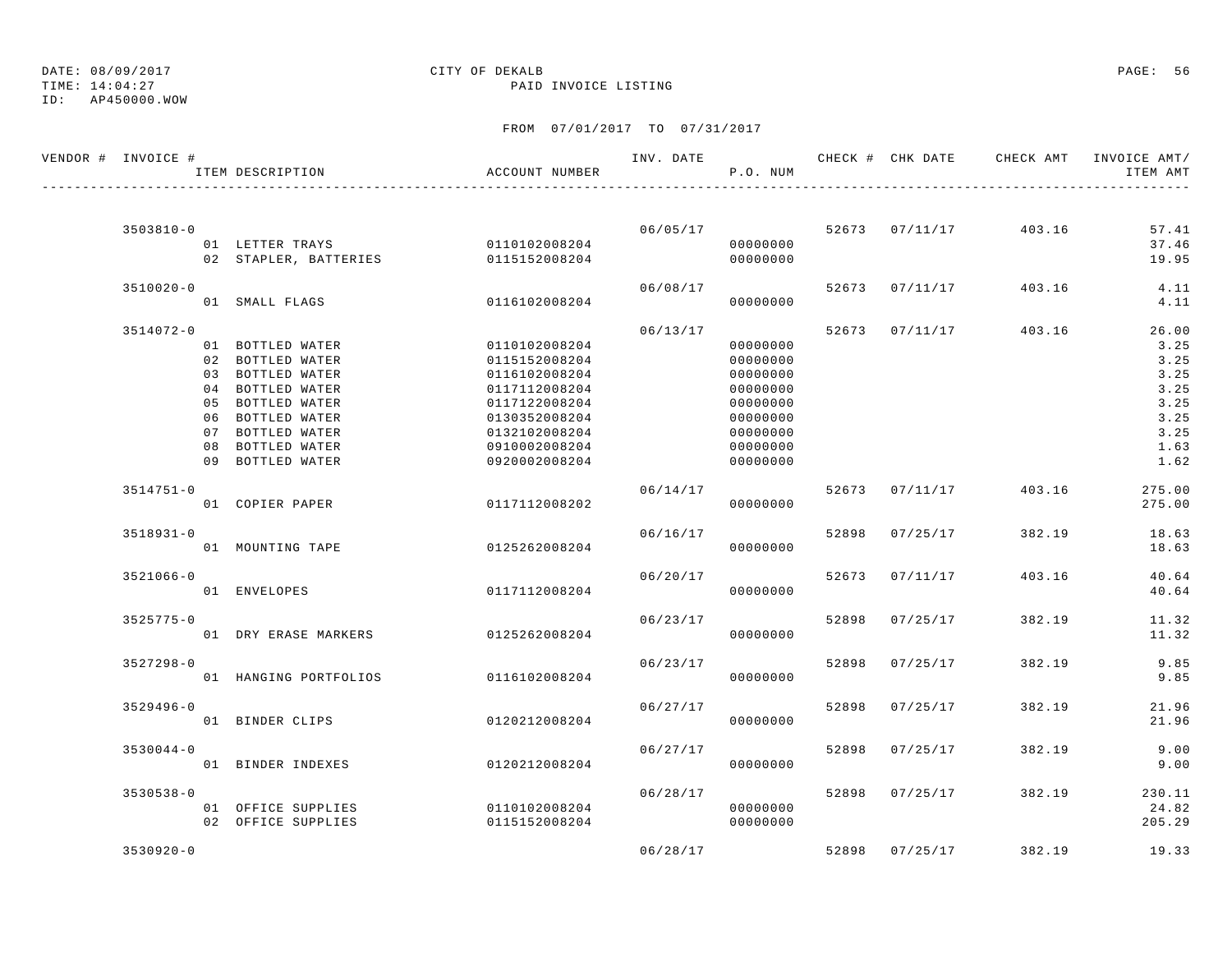DATE: 08/09/2017 CITY OF DEKALB
TIME: 14:04:27 PAID INVOICE LISTING
ID: AP450000.WOW

FROM 07/01/2017 TO 07/31/2017

| VENDOR # | INVOICE # | ITEM DESCRIPTION | ACCOUNT NUMBER | INV. DATE | P.O. NUM | CHECK # | CHK DATE | CHECK AMT | INVOICE AMT/ ITEM AMT |
|---|---|---|---|---|---|---|---|---|---|
| | 3503810-0 | | | 06/05/17 | | 52673 | 07/11/17 | 403.16 | 57.41 |
| | | 01 LETTER TRAYS | 0110102008204 | | 00000000 | | | | 37.46 |
| | | 02 STAPLER, BATTERIES | 0115152008204 | | 00000000 | | | | 19.95 |
| | 3510020-0 | | | 06/08/17 | | 52673 | 07/11/17 | 403.16 | 4.11 |
| | | 01 SMALL FLAGS | 0116102008204 | | 00000000 | | | | 4.11 |
| | 3514072-0 | | | 06/13/17 | | 52673 | 07/11/17 | 403.16 | 26.00 |
| | | 01 BOTTLED WATER | 0110102008204 | | 00000000 | | | | 3.25 |
| | | 02 BOTTLED WATER | 0115152008204 | | 00000000 | | | | 3.25 |
| | | 03 BOTTLED WATER | 0116102008204 | | 00000000 | | | | 3.25 |
| | | 04 BOTTLED WATER | 0117112008204 | | 00000000 | | | | 3.25 |
| | | 05 BOTTLED WATER | 0117122008204 | | 00000000 | | | | 3.25 |
| | | 06 BOTTLED WATER | 0130352008204 | | 00000000 | | | | 3.25 |
| | | 07 BOTTLED WATER | 0132102008204 | | 00000000 | | | | 3.25 |
| | | 08 BOTTLED WATER | 0910002008204 | | 00000000 | | | | 1.63 |
| | | 09 BOTTLED WATER | 0920002008204 | | 00000000 | | | | 1.62 |
| | 3514751-0 | | | 06/14/17 | | 52673 | 07/11/17 | 403.16 | 275.00 |
| | | 01 COPIER PAPER | 0117112008202 | | 00000000 | | | | 275.00 |
| | 3518931-0 | | | 06/16/17 | | 52898 | 07/25/17 | 382.19 | 18.63 |
| | | 01 MOUNTING TAPE | 0125262008204 | | 00000000 | | | | 18.63 |
| | 3521066-0 | | | 06/20/17 | | 52673 | 07/11/17 | 403.16 | 40.64 |
| | | 01 ENVELOPES | 0117112008204 | | 00000000 | | | | 40.64 |
| | 3525775-0 | | | 06/23/17 | | 52898 | 07/25/17 | 382.19 | 11.32 |
| | | 01 DRY ERASE MARKERS | 0125262008204 | | 00000000 | | | | 11.32 |
| | 3527298-0 | | | 06/23/17 | | 52898 | 07/25/17 | 382.19 | 9.85 |
| | | 01 HANGING PORTFOLIOS | 0116102008204 | | 00000000 | | | | 9.85 |
| | 3529496-0 | | | 06/27/17 | | 52898 | 07/25/17 | 382.19 | 21.96 |
| | | 01 BINDER CLIPS | 0120212008204 | | 00000000 | | | | 21.96 |
| | 3530044-0 | | | 06/27/17 | | 52898 | 07/25/17 | 382.19 | 9.00 |
| | | 01 BINDER INDEXES | 0120212008204 | | 00000000 | | | | 9.00 |
| | 3530538-0 | | | 06/28/17 | | 52898 | 07/25/17 | 382.19 | 230.11 |
| | | 01 OFFICE SUPPLIES | 0110102008204 | | 00000000 | | | | 24.82 |
| | | 02 OFFICE SUPPLIES | 0115152008204 | | 00000000 | | | | 205.29 |
| | 3530920-0 | | | 06/28/17 | | 52898 | 07/25/17 | 382.19 | 19.33 |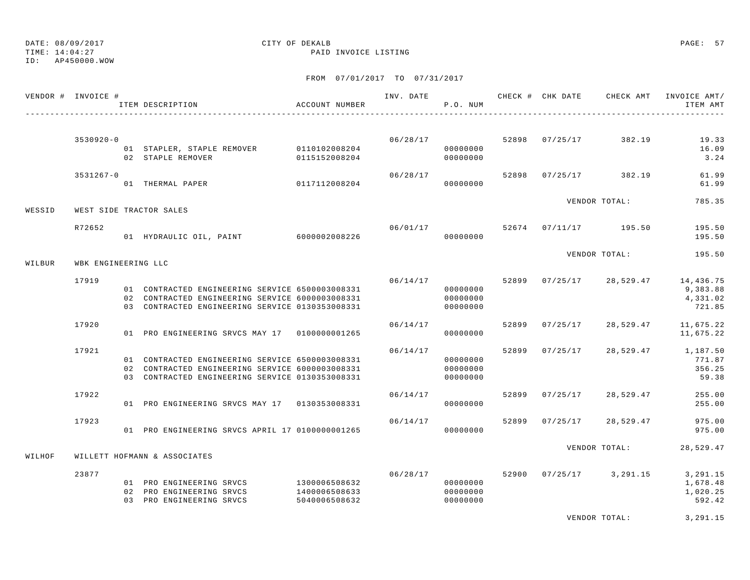DATE: 08/09/2017 CITY OF DEKALB
TIME: 14:04:27 PAID INVOICE LISTING
ID: AP450000.WOW

FROM 07/01/2017 TO 07/31/2017

| VENDOR # | INVOICE # | ITEM DESCRIPTION | ACCOUNT NUMBER | INV. DATE | P.O. NUM | CHECK # | CHK DATE | CHECK AMT | INVOICE AMT/ ITEM AMT |
|---|---|---|---|---|---|---|---|---|---|
| | 3530920-0 | | | 06/28/17 | | 52898 | 07/25/17 | 382.19 | 19.33 |
| | | 01 STAPLER, STAPLE REMOVER | 0110102008204 | | 00000000 | | | | 16.09 |
| | | 02 STAPLE REMOVER | 0115152008204 | | 00000000 | | | | 3.24 |
| | 3531267-0 | | | 06/28/17 | | 52898 | 07/25/17 | 382.19 | 61.99 |
| | | 01 THERMAL PAPER | 0117112008204 | | 00000000 | | | | 61.99 |
| | | | | | | | | VENDOR TOTAL: | 785.35 |
| WESSID | WEST SIDE TRACTOR SALES | | | | | | | | |
| | R72652 | | | 06/01/17 | | 52674 | 07/11/17 | 195.50 | 195.50 |
| | | 01 HYDRAULIC OIL, PAINT | 6000002008226 | | 00000000 | | | | 195.50 |
| | | | | | | | | VENDOR TOTAL: | 195.50 |
| WILBUR | WBK ENGINEERING LLC | | | | | | | | |
| | 17919 | | | 06/14/17 | | 52899 | 07/25/17 | 28,529.47 | 14,436.75 |
| | | 01 CONTRACTED ENGINEERING SERVICE | 6500003008331 | | 00000000 | | | | 9,383.88 |
| | | 02 CONTRACTED ENGINEERING SERVICE | 6000003008331 | | 00000000 | | | | 4,331.02 |
| | | 03 CONTRACTED ENGINEERING SERVICE | 0130353008331 | | 00000000 | | | | 721.85 |
| | 17920 | | | 06/14/17 | | 52899 | 07/25/17 | 28,529.47 | 11,675.22 |
| | | 01 PRO ENGINEERING SRVCS MAY 17 | 0100000001265 | | 00000000 | | | | 11,675.22 |
| | 17921 | | | 06/14/17 | | 52899 | 07/25/17 | 28,529.47 | 1,187.50 |
| | | 01 CONTRACTED ENGINEERING SERVICE | 6500003008331 | | 00000000 | | | | 771.87 |
| | | 02 CONTRACTED ENGINEERING SERVICE | 6000003008331 | | 00000000 | | | | 356.25 |
| | | 03 CONTRACTED ENGINEERING SERVICE | 0130353008331 | | 00000000 | | | | 59.38 |
| | 17922 | | | 06/14/17 | | 52899 | 07/25/17 | 28,529.47 | 255.00 |
| | | 01 PRO ENGINEERING SRVCS MAY 17 | 0130353008331 | | 00000000 | | | | 255.00 |
| | 17923 | | | 06/14/17 | | 52899 | 07/25/17 | 28,529.47 | 975.00 |
| | | 01 PRO ENGINEERING SRVCS APRIL 17 | 0100000001265 | | 00000000 | | | | 975.00 |
| | | | | | | | | VENDOR TOTAL: | 28,529.47 |
| WILHOF | WILLETT HOFMANN & ASSOCIATES | | | | | | | | |
| | 23877 | | | 06/28/17 | | 52900 | 07/25/17 | 3,291.15 | 3,291.15 |
| | | 01 PRO ENGINEERING SRVCS | 1300006508632 | | 00000000 | | | | 1,678.48 |
| | | 02 PRO ENGINEERING SRVCS | 1400006508633 | | 00000000 | | | | 1,020.25 |
| | | 03 PRO ENGINEERING SRVCS | 5040006508632 | | 00000000 | | | | 592.42 |
| | | | | | | | | VENDOR TOTAL: | 3,291.15 |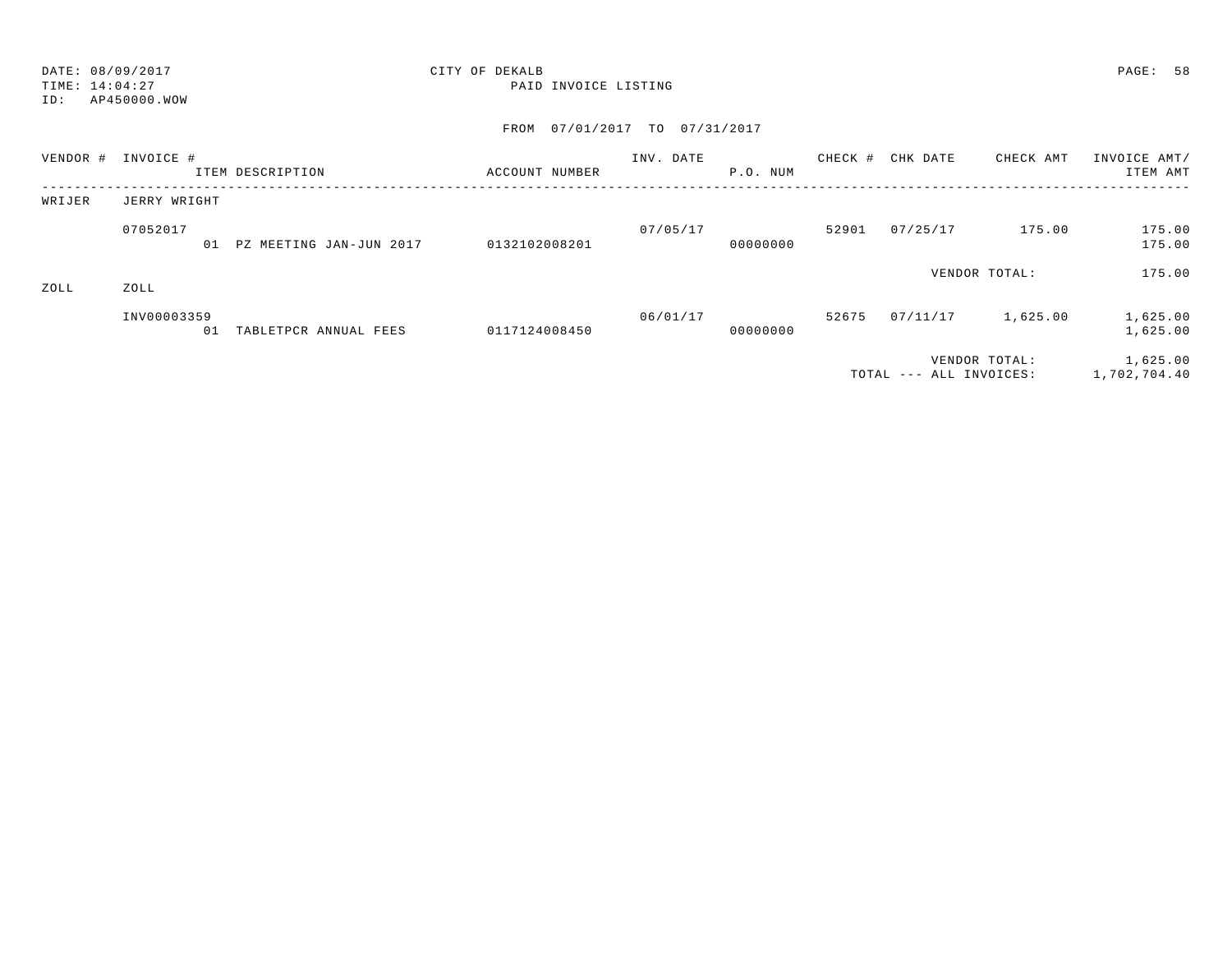DATE: 08/09/2017
TIME: 14:04:27
ID: AP450000.WOW

CITY OF DEKALB
PAID INVOICE LISTING

FROM 07/01/2017 TO 07/31/2017

| VENDOR # | INVOICE # / ITEM DESCRIPTION | ACCOUNT NUMBER | INV. DATE | P.O. NUM | CHECK # | CHK DATE | CHECK AMT | INVOICE AMT/ ITEM AMT |
|---|---|---|---|---|---|---|---|---|
| WRIJER | JERRY WRIGHT | | | | | | | |
| | 07052017 | | 07/05/17 | | 52901 | 07/25/17 | 175.00 | 175.00 |
| | 01 PZ MEETING JAN-JUN 2017 | 0132102008201 | | 00000000 | | | | 175.00 |
| | | | | | | | VENDOR TOTAL: | 175.00 |
| ZOLL | ZOLL | | | | | | | |
| | INV00003359 | | 06/01/17 | | 52675 | 07/11/17 | 1,625.00 | 1,625.00 |
| | 01 TABLETPCR ANNUAL FEES | 0117124008450 | | 00000000 | | | | 1,625.00 |
| | | | | | | | VENDOR TOTAL: | 1,625.00 |
| | | | | | | | TOTAL --- ALL INVOICES: | 1,702,704.40 |